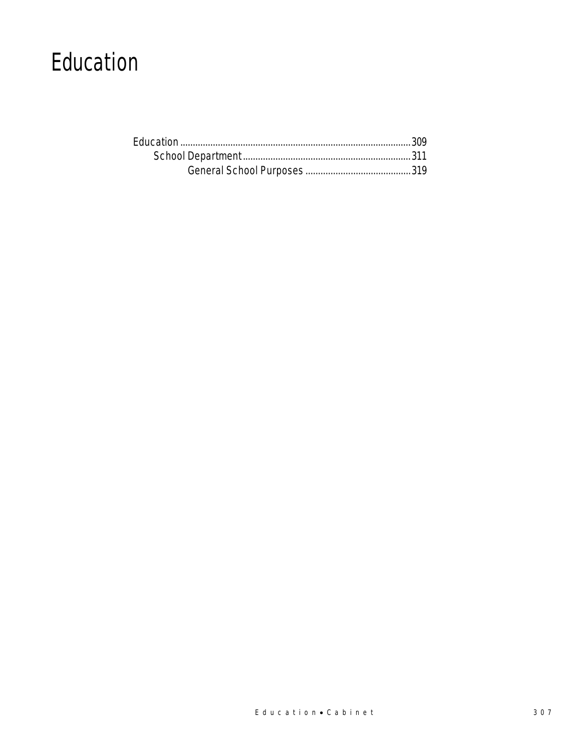# Education

Education .......................................................................................309
  School Department.................................................................311
    General School Purposes .........................................319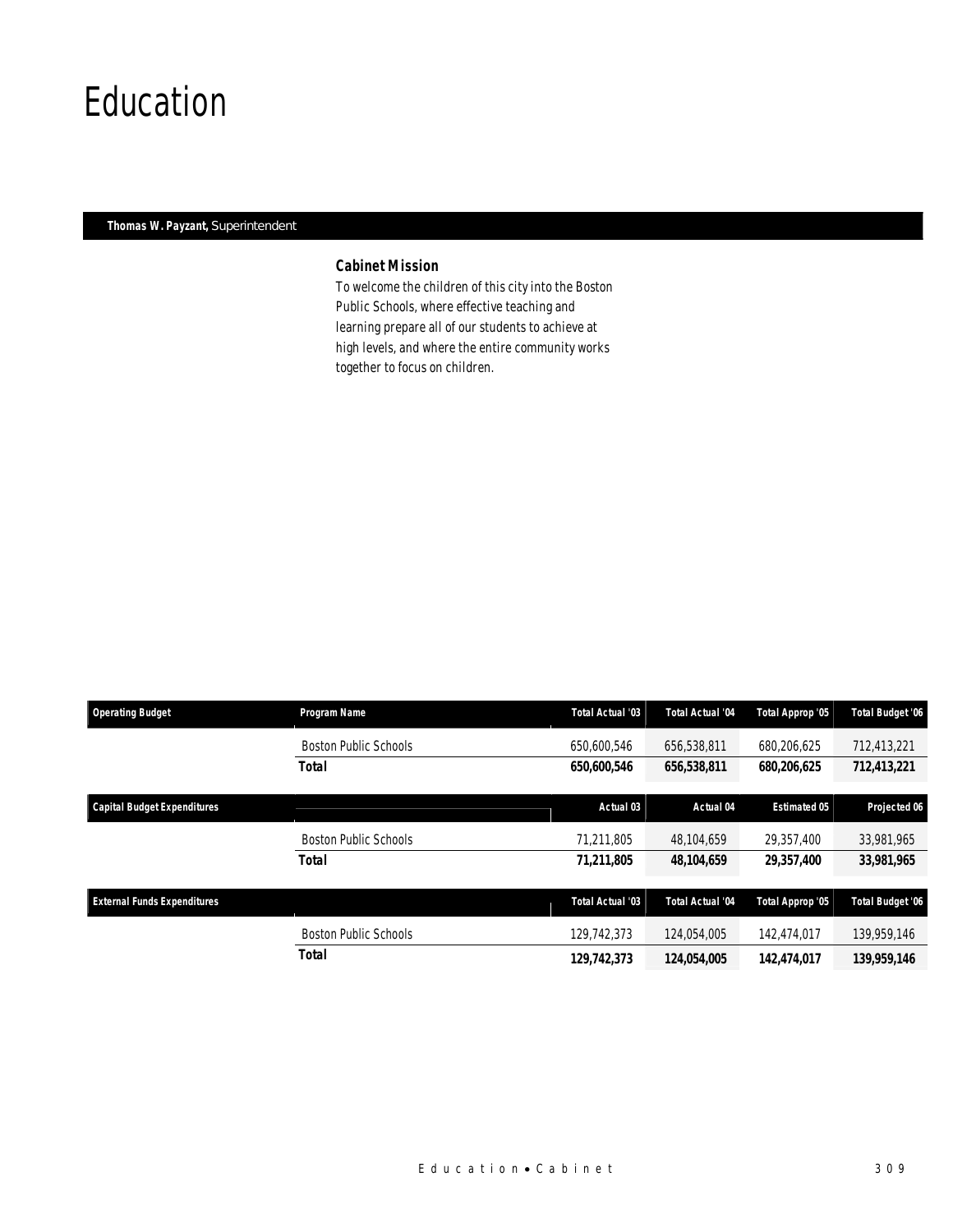# Education

**Thomas W. Payzant,** Superintendent

### Cabinet Mission

To welcome the children of this city into the Boston Public Schools, where effective teaching and learning prepare all of our students to achieve at high levels, and where the entire community works together to focus on children.

| Operating Budget | Program Name | Total Actual '03 | Total Actual '04 | Total Approp '05 | Total Budget '06 |
|---|---|---|---|---|---|
| | Boston Public Schools | 650,600,546 | 656,538,811 | 680,206,625 | 712,413,221 |
| | **Total** | **650,600,546** | **656,538,811** | **680,206,625** | **712,413,221** |

| Capital Budget Expenditures | | Actual 03 | Actual 04 | Estimated 05 | Projected 06 |
|---|---|---|---|---|---|
| | Boston Public Schools | 71,211,805 | 48,104,659 | 29,357,400 | 33,981,965 |
| | **Total** | **71,211,805** | **48,104,659** | **29,357,400** | **33,981,965** |

| External Funds Expenditures | | Total Actual '03 | Total Actual '04 | Total Approp '05 | Total Budget '06 |
|---|---|---|---|---|---|
| | Boston Public Schools | 129,742,373 | 124,054,005 | 142,474,017 | 139,959,146 |
| | **Total** | **129,742,373** | **124,054,005** | **142,474,017** | **139,959,146** |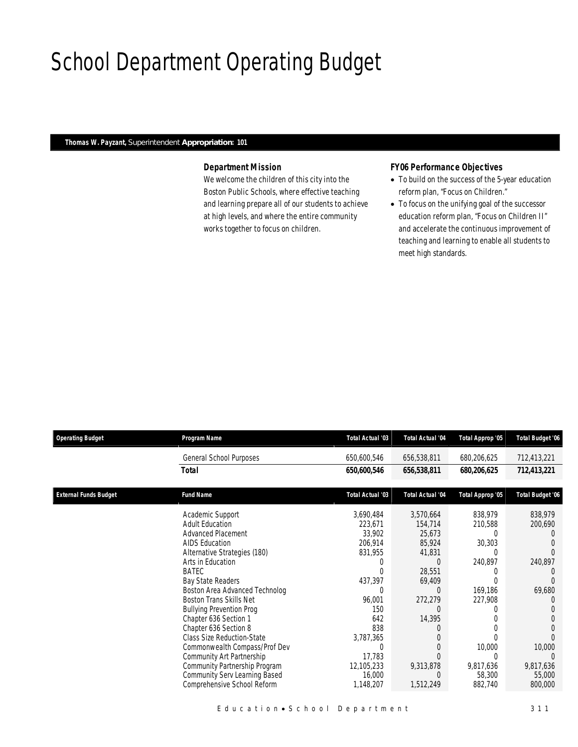# School Department Operating Budget

**Thomas W. Payzant,** Superintendent **Appropriation: 101**

### Department Mission

We welcome the children of this city into the Boston Public Schools, where effective teaching and learning prepare all of our students to achieve at high levels, and where the entire community works together to focus on children.

### FY06 Performance Objectives

- To build on the success of the 5-year education reform plan, "Focus on Children."
- To focus on the unifying goal of the successor education reform plan, "Focus on Children II" and accelerate the continuous improvement of teaching and learning to enable all students to meet high standards.

| Operating Budget | Program Name | Total Actual '03 | Total Actual '04 | Total Approp '05 | Total Budget '06 |
|---|---|---|---|---|---|
| | General School Purposes | 650,600,546 | 656,538,811 | 680,206,625 | 712,413,221 |
| | **Total** | **650,600,546** | **656,538,811** | **680,206,625** | **712,413,221** |

| External Funds Budget | Fund Name | Total Actual '03 | Total Actual '04 | Total Approp '05 | Total Budget '06 |
|---|---|---|---|---|---|
| | Academic Support | 3,690,484 | 3,570,664 | 838,979 | 838,979 |
| | Adult Education | 223,671 | 154,714 | 210,588 | 200,690 |
| | Advanced Placement | 33,902 | 25,673 | 0 | 0 |
| | AIDS Education | 206,914 | 85,924 | 30,303 | 0 |
| | Alternative Strategies (180) | 831,955 | 41,831 | 0 | 0 |
| | Arts in Education | 0 | 0 | 240,897 | 240,897 |
| | BATEC | 0 | 28,551 | 0 | 0 |
| | Bay State Readers | 437,397 | 69,409 | 0 | 0 |
| | Boston Area Advanced Technolog | 0 | 0 | 169,186 | 69,680 |
| | Boston Trans Skills Net | 96,001 | 272,279 | 227,908 | 0 |
| | Bullying Prevention Prog | 150 | 0 | 0 | 0 |
| | Chapter 636 Section 1 | 642 | 14,395 | 0 | 0 |
| | Chapter 636 Section 8 | 838 | 0 | 0 | 0 |
| | Class Size Reduction-State | 3,787,365 | 0 | 0 | 0 |
| | Commonwealth Compass/Prof Dev | 0 | 0 | 10,000 | 10,000 |
| | Community Art Partnership | 17,783 | 0 | 0 | 0 |
| | Community Partnership Program | 12,105,233 | 9,313,878 | 9,817,636 | 9,817,636 |
| | Community Serv Learning Based | 16,000 | 0 | 58,300 | 55,000 |
| | Comprehensive School Reform | 1,148,207 | 1,512,249 | 882,740 | 800,000 |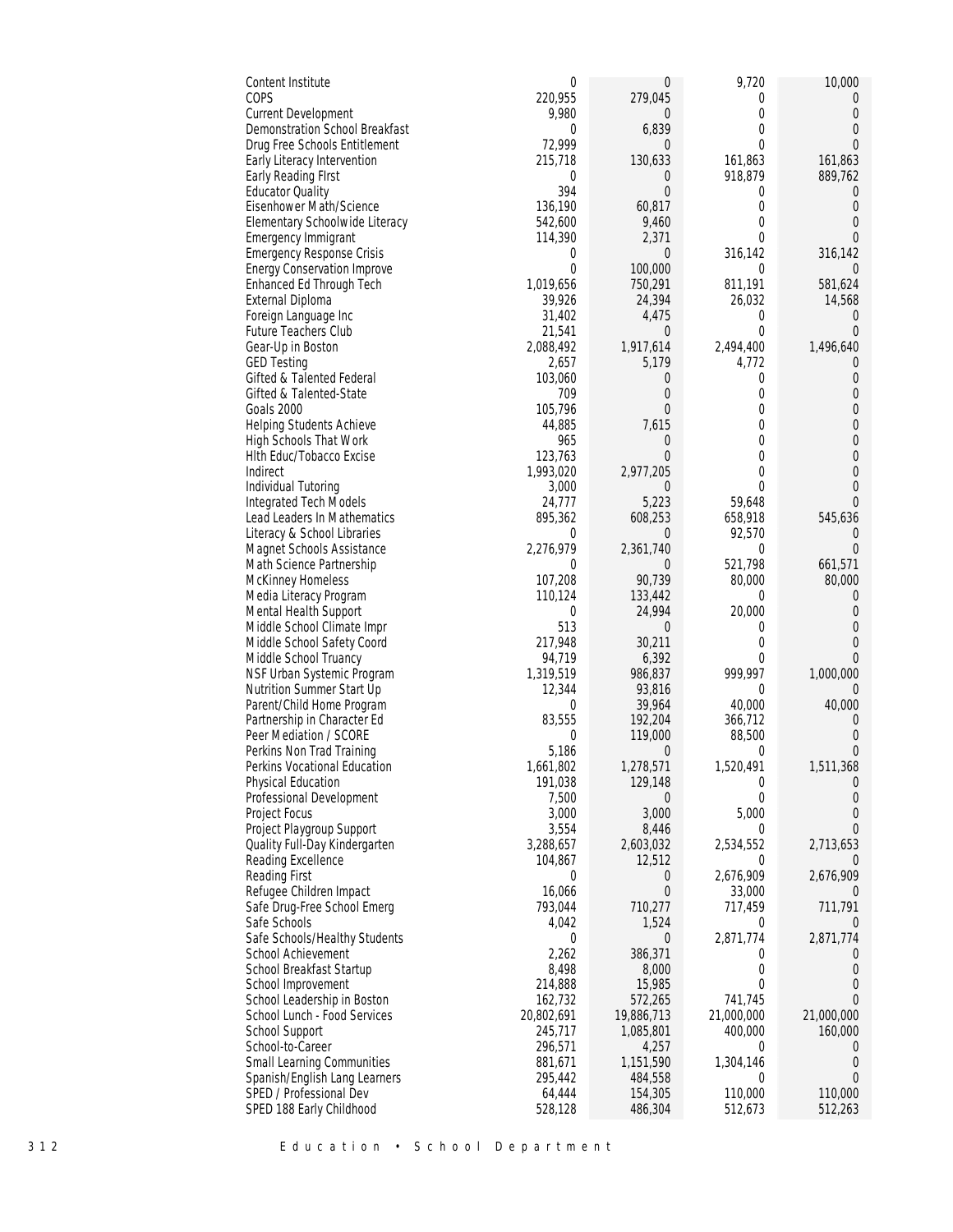| | | | | |
|---|---|---|---|---|
| Content Institute | 0 | 0 | 9,720 | 10,000 |
| COPS | 220,955 | 279,045 | 0 | 0 |
| Current Development | 9,980 | 0 | 0 | 0 |
| Demonstration School Breakfast | 0 | 6,839 | 0 | 0 |
| Drug Free Schools Entitlement | 72,999 | 0 | 0 | 0 |
| Early Literacy Intervention | 215,718 | 130,633 | 161,863 | 161,863 |
| Early Reading FIrst | 0 | 0 | 918,879 | 889,762 |
| Educator Quality | 394 | 0 | 0 | 0 |
| Eisenhower Math/Science | 136,190 | 60,817 | 0 | 0 |
| Elementary Schoolwide Literacy | 542,600 | 9,460 | 0 | 0 |
| Emergency Immigrant | 114,390 | 2,371 | 0 | 0 |
| Emergency Response Crisis | 0 | 0 | 316,142 | 316,142 |
| Energy Conservation Improve | 0 | 100,000 | 0 | 0 |
| Enhanced Ed Through Tech | 1,019,656 | 750,291 | 811,191 | 581,624 |
| External Diploma | 39,926 | 24,394 | 26,032 | 14,568 |
| Foreign Language Inc | 31,402 | 4,475 | 0 | 0 |
| Future Teachers Club | 21,541 | 0 | 0 | 0 |
| Gear-Up in Boston | 2,088,492 | 1,917,614 | 2,494,400 | 1,496,640 |
| GED Testing | 2,657 | 5,179 | 4,772 | 0 |
| Gifted & Talented Federal | 103,060 | 0 | 0 | 0 |
| Gifted & Talented-State | 709 | 0 | 0 | 0 |
| Goals 2000 | 105,796 | 0 | 0 | 0 |
| Helping Students Achieve | 44,885 | 7,615 | 0 | 0 |
| High Schools That Work | 965 | 0 | 0 | 0 |
| Hlth Educ/Tobacco Excise | 123,763 | 0 | 0 | 0 |
| Indirect | 1,993,020 | 2,977,205 | 0 | 0 |
| Individual Tutoring | 3,000 | 0 | 0 | 0 |
| Integrated Tech Models | 24,777 | 5,223 | 59,648 | 0 |
| Lead Leaders In Mathematics | 895,362 | 608,253 | 658,918 | 545,636 |
| Literacy & School Libraries | 0 | 0 | 92,570 | 0 |
| Magnet Schools Assistance | 2,276,979 | 2,361,740 | 0 | 0 |
| Math Science Partnership | 0 | 0 | 521,798 | 661,571 |
| McKinney Homeless | 107,208 | 90,739 | 80,000 | 80,000 |
| Media Literacy Program | 110,124 | 133,442 | 0 | 0 |
| Mental Health Support | 0 | 24,994 | 20,000 | 0 |
| Middle School Climate Impr | 513 | 0 | 0 | 0 |
| Middle School Safety Coord | 217,948 | 30,211 | 0 | 0 |
| Middle School Truancy | 94,719 | 6,392 | 0 | 0 |
| NSF Urban Systemic Program | 1,319,519 | 986,837 | 999,997 | 1,000,000 |
| Nutrition Summer Start Up | 12,344 | 93,816 | 0 | 0 |
| Parent/Child Home Program | 0 | 39,964 | 40,000 | 40,000 |
| Partnership in Character Ed | 83,555 | 192,204 | 366,712 | 0 |
| Peer Mediation / SCORE | 0 | 119,000 | 88,500 | 0 |
| Perkins Non Trad Training | 5,186 | 0 | 0 | 0 |
| Perkins Vocational Education | 1,661,802 | 1,278,571 | 1,520,491 | 1,511,368 |
| Physical Education | 191,038 | 129,148 | 0 | 0 |
| Professional Development | 7,500 | 0 | 0 | 0 |
| Project Focus | 3,000 | 3,000 | 5,000 | 0 |
| Project Playgroup Support | 3,554 | 8,446 | 0 | 0 |
| Quality Full-Day Kindergarten | 3,288,657 | 2,603,032 | 2,534,552 | 2,713,653 |
| Reading Excellence | 104,867 | 12,512 | 0 | 0 |
| Reading First | 0 | 0 | 2,676,909 | 2,676,909 |
| Refugee Children Impact | 16,066 | 0 | 33,000 | 0 |
| Safe Drug-Free School Emerg | 793,044 | 710,277 | 717,459 | 711,791 |
| Safe Schools | 4,042 | 1,524 | 0 | 0 |
| Safe Schools/Healthy Students | 0 | 0 | 2,871,774 | 2,871,774 |
| School Achievement | 2,262 | 386,371 | 0 | 0 |
| School Breakfast Startup | 8,498 | 8,000 | 0 | 0 |
| School Improvement | 214,888 | 15,985 | 0 | 0 |
| School Leadership in Boston | 162,732 | 572,265 | 741,745 | 0 |
| School Lunch - Food Services | 20,802,691 | 19,886,713 | 21,000,000 | 21,000,000 |
| School Support | 245,717 | 1,085,801 | 400,000 | 160,000 |
| School-to-Career | 296,571 | 4,257 | 0 | 0 |
| Small Learning Communities | 881,671 | 1,151,590 | 1,304,146 | 0 |
| Spanish/English Lang Learners | 295,442 | 484,558 | 0 | 0 |
| SPED / Professional Dev | 64,444 | 154,305 | 110,000 | 110,000 |
| SPED 188 Early Childhood | 528,128 | 486,304 | 512,673 | 512,263 |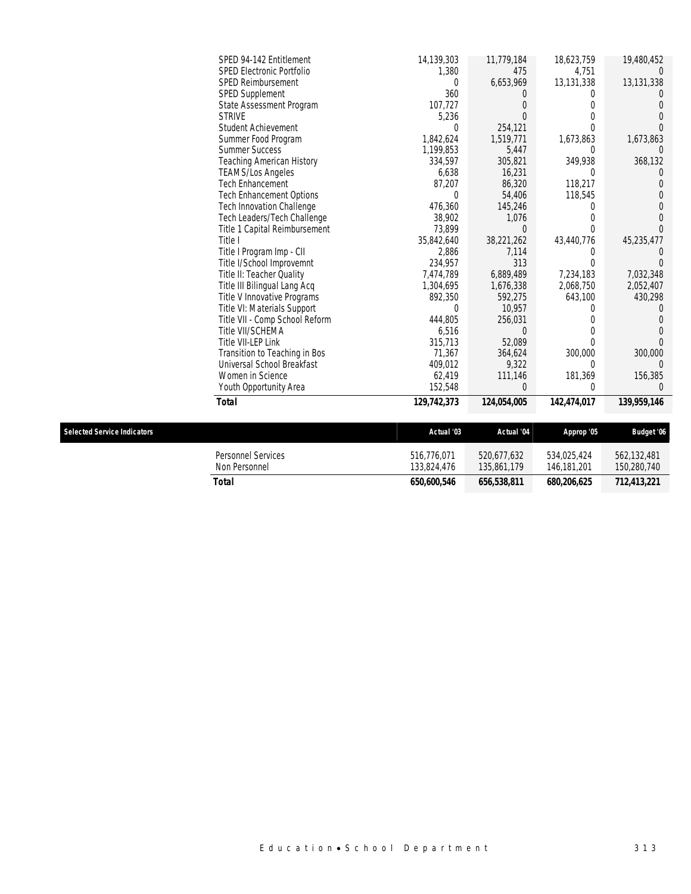| | | | | |
|---|---|---|---|---|
| SPED 94-142 Entitlement | 14,139,303 | 11,779,184 | 18,623,759 | 19,480,452 |
| SPED Electronic Portfolio | 1,380 | 475 | 4,751 | 0 |
| SPED Reimbursement | 0 | 6,653,969 | 13,131,338 | 13,131,338 |
| SPED Supplement | 360 | 0 | 0 | 0 |
| State Assessment Program | 107,727 | 0 | 0 | 0 |
| STRIVE | 5,236 | 0 | 0 | 0 |
| Student Achievement | 0 | 254,121 | 0 | 0 |
| Summer Food Program | 1,842,624 | 1,519,771 | 1,673,863 | 1,673,863 |
| Summer Success | 1,199,853 | 5,447 | 0 | 0 |
| Teaching American History | 334,597 | 305,821 | 349,938 | 368,132 |
| TEAMS/Los Angeles | 6,638 | 16,231 | 0 | 0 |
| Tech Enhancement | 87,207 | 86,320 | 118,217 | 0 |
| Tech Enhancement Options | 0 | 54,406 | 118,545 | 0 |
| Tech Innovation Challenge | 476,360 | 145,246 | 0 | 0 |
| Tech Leaders/Tech Challenge | 38,902 | 1,076 | 0 | 0 |
| Title 1 Capital Reimbursement | 73,899 | 0 | 0 | 0 |
| Title I | 35,842,640 | 38,221,262 | 43,440,776 | 45,235,477 |
| Title I Program Imp - CII | 2,886 | 7,114 | 0 | 0 |
| Title I/School Improvemnt | 234,957 | 313 | 0 | 0 |
| Title II: Teacher Quality | 7,474,789 | 6,889,489 | 7,234,183 | 7,032,348 |
| Title III Bilingual Lang Acq | 1,304,695 | 1,676,338 | 2,068,750 | 2,052,407 |
| Title V Innovative Programs | 892,350 | 592,275 | 643,100 | 430,298 |
| Title VI: Materials Support | 0 | 10,957 | 0 | 0 |
| Title VII - Comp School Reform | 444,805 | 256,031 | 0 | 0 |
| Title VII/SCHEMA | 6,516 | 0 | 0 | 0 |
| Title VII-LEP Link | 315,713 | 52,089 | 0 | 0 |
| Transition to Teaching in Bos | 71,367 | 364,624 | 300,000 | 300,000 |
| Universal School Breakfast | 409,012 | 9,322 | 0 | 0 |
| Women in Science | 62,419 | 111,146 | 181,369 | 156,385 |
| Youth Opportunity Area | 152,548 | 0 | 0 | 0 |
| ***Total*** | ***129,742,373*** | ***124,054,005*** | ***142,474,017*** | ***139,959,146*** |

| Selected Service Indicators | Actual '03 | Actual '04 | Approp '05 | Budget '06 |
|---|---|---|---|---|
| Personnel Services | 516,776,071 | 520,677,632 | 534,025,424 | 562,132,481 |
| Non Personnel | 133,824,476 | 135,861,179 | 146,181,201 | 150,280,740 |
| ***Total*** | ***650,600,546*** | ***656,538,811*** | ***680,206,625*** | ***712,413,221*** |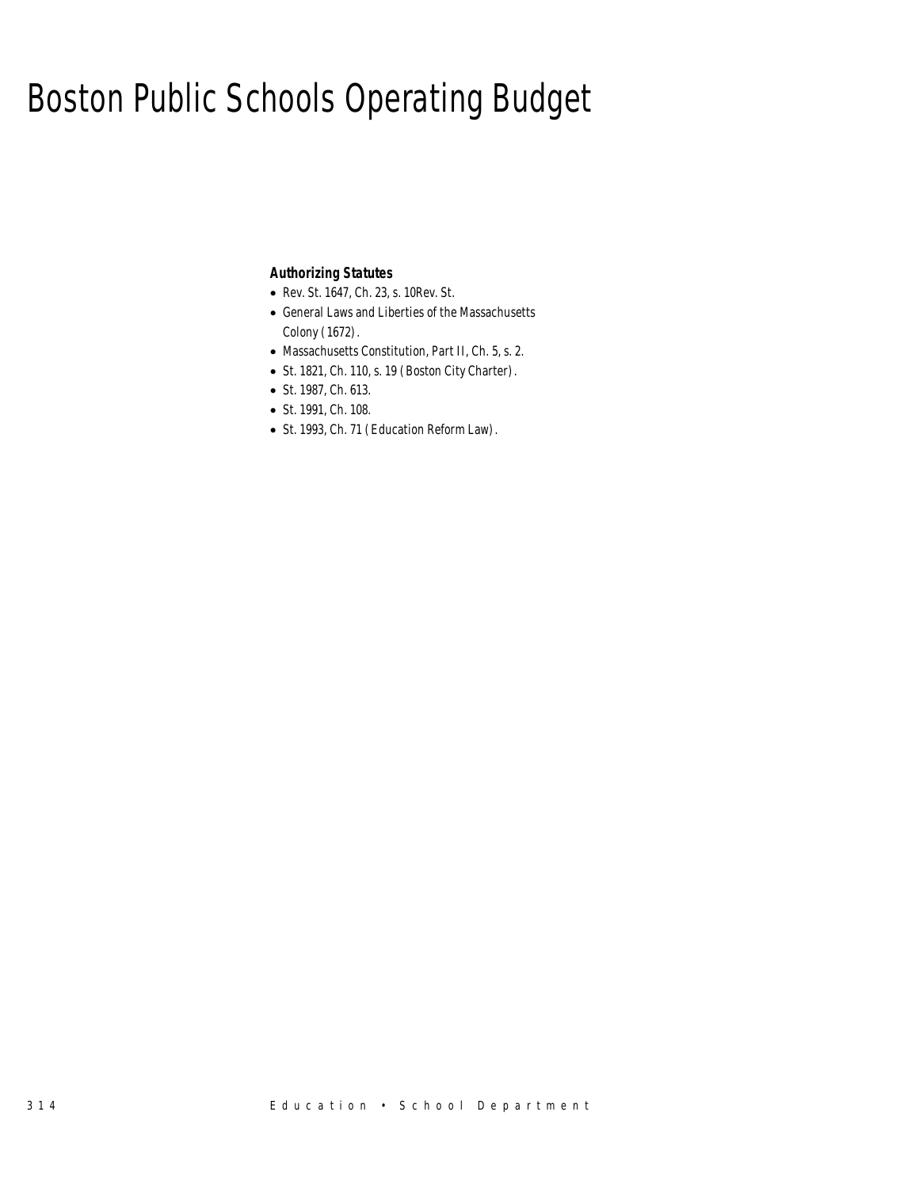# Boston Public Schools Operating Budget

***Authorizing Statutes***

- Rev. St. 1647, Ch. 23, s. 10Rev. St.
- General Laws and Liberties of the Massachusetts Colony (1672).
- Massachusetts Constitution, Part II, Ch. 5, s. 2.
- St. 1821, Ch. 110, s. 19 (Boston City Charter).
- St. 1987, Ch. 613.
- St. 1991, Ch. 108.
- St. 1993, Ch. 71 (Education Reform Law).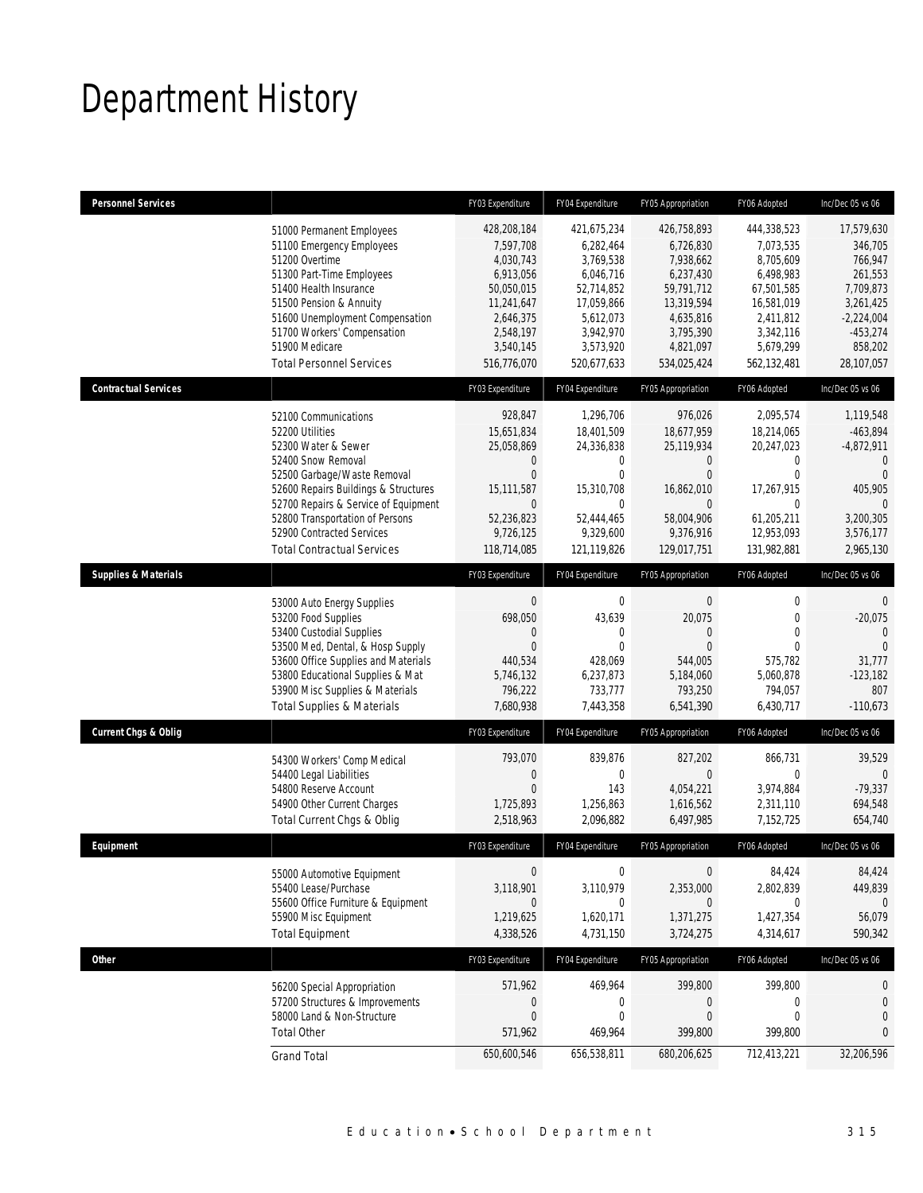# Department History

| Personnel Services | | FY03 Expenditure | FY04 Expenditure | FY05 Appropriation | FY06 Adopted | Inc/Dec 05 vs 06 |
|---|---|---|---|---|---|---|
| | 51000 Permanent Employees | 428,208,184 | 421,675,234 | 426,758,893 | 444,338,523 | 17,579,630 |
| | 51100 Emergency Employees | 7,597,708 | 6,282,464 | 6,726,830 | 7,073,535 | 346,705 |
| | 51200 Overtime | 4,030,743 | 3,769,538 | 7,938,662 | 8,705,609 | 766,947 |
| | 51300 Part-Time Employees | 6,913,056 | 6,046,716 | 6,237,430 | 6,498,983 | 261,553 |
| | 51400 Health Insurance | 50,050,015 | 52,714,852 | 59,791,712 | 67,501,585 | 7,709,873 |
| | 51500 Pension & Annuity | 11,241,647 | 17,059,866 | 13,319,594 | 16,581,019 | 3,261,425 |
| | 51600 Unemployment Compensation | 2,646,375 | 5,612,073 | 4,635,816 | 2,411,812 | -2,224,004 |
| | 51700 Workers' Compensation | 2,548,197 | 3,942,970 | 3,795,390 | 3,342,116 | -453,274 |
| | 51900 Medicare | 3,540,145 | 3,573,920 | 4,821,097 | 5,679,299 | 858,202 |
| | Total Personnel Services | 516,776,070 | 520,677,633 | 534,025,424 | 562,132,481 | 28,107,057 |
| **Contractual Services** | | FY03 Expenditure | FY04 Expenditure | FY05 Appropriation | FY06 Adopted | Inc/Dec 05 vs 06 |
| | 52100 Communications | 928,847 | 1,296,706 | 976,026 | 2,095,574 | 1,119,548 |
| | 52200 Utilities | 15,651,834 | 18,401,509 | 18,677,959 | 18,214,065 | -463,894 |
| | 52300 Water & Sewer | 25,058,869 | 24,336,838 | 25,119,934 | 20,247,023 | -4,872,911 |
| | 52400 Snow Removal | 0 | 0 | 0 | 0 | 0 |
| | 52500 Garbage/Waste Removal | 0 | 0 | 0 | 0 | 0 |
| | 52600 Repairs Buildings & Structures | 15,111,587 | 15,310,708 | 16,862,010 | 17,267,915 | 405,905 |
| | 52700 Repairs & Service of Equipment | 0 | 0 | 0 | 0 | 0 |
| | 52800 Transportation of Persons | 52,236,823 | 52,444,465 | 58,004,906 | 61,205,211 | 3,200,305 |
| | 52900 Contracted Services | 9,726,125 | 9,329,600 | 9,376,916 | 12,953,093 | 3,576,177 |
| | Total Contractual Services | 118,714,085 | 121,119,826 | 129,017,751 | 131,982,881 | 2,965,130 |
| **Supplies & Materials** | | FY03 Expenditure | FY04 Expenditure | FY05 Appropriation | FY06 Adopted | Inc/Dec 05 vs 06 |
| | 53000 Auto Energy Supplies | 0 | 0 | 0 | 0 | 0 |
| | 53200 Food Supplies | 698,050 | 43,639 | 20,075 | 0 | -20,075 |
| | 53400 Custodial Supplies | 0 | 0 | 0 | 0 | 0 |
| | 53500 Med, Dental, & Hosp Supply | 0 | 0 | 0 | 0 | 0 |
| | 53600 Office Supplies and Materials | 440,534 | 428,069 | 544,005 | 575,782 | 31,777 |
| | 53800 Educational Supplies & Mat | 5,746,132 | 6,237,873 | 5,184,060 | 5,060,878 | -123,182 |
| | 53900 Misc Supplies & Materials | 796,222 | 733,777 | 793,250 | 794,057 | 807 |
| | Total Supplies & Materials | 7,680,938 | 7,443,358 | 6,541,390 | 6,430,717 | -110,673 |
| **Current Chgs & Oblig** | | FY03 Expenditure | FY04 Expenditure | FY05 Appropriation | FY06 Adopted | Inc/Dec 05 vs 06 |
| | 54300 Workers' Comp Medical | 793,070 | 839,876 | 827,202 | 866,731 | 39,529 |
| | 54400 Legal Liabilities | 0 | 0 | 0 | 0 | 0 |
| | 54800 Reserve Account | 0 | 143 | 4,054,221 | 3,974,884 | -79,337 |
| | 54900 Other Current Charges | 1,725,893 | 1,256,863 | 1,616,562 | 2,311,110 | 694,548 |
| | Total Current Chgs & Oblig | 2,518,963 | 2,096,882 | 6,497,985 | 7,152,725 | 654,740 |
| **Equipment** | | FY03 Expenditure | FY04 Expenditure | FY05 Appropriation | FY06 Adopted | Inc/Dec 05 vs 06 |
| | 55000 Automotive Equipment | 0 | 0 | 0 | 84,424 | 84,424 |
| | 55400 Lease/Purchase | 3,118,901 | 3,110,979 | 2,353,000 | 2,802,839 | 449,839 |
| | 55600 Office Furniture & Equipment | 0 | 0 | 0 | 0 | 0 |
| | 55900 Misc Equipment | 1,219,625 | 1,620,171 | 1,371,275 | 1,427,354 | 56,079 |
| | Total Equipment | 4,338,526 | 4,731,150 | 3,724,275 | 4,314,617 | 590,342 |
| **Other** | | FY03 Expenditure | FY04 Expenditure | FY05 Appropriation | FY06 Adopted | Inc/Dec 05 vs 06 |
| | 56200 Special Appropriation | 571,962 | 469,964 | 399,800 | 399,800 | 0 |
| | 57200 Structures & Improvements | 0 | 0 | 0 | 0 | 0 |
| | 58000 Land & Non-Structure | 0 | 0 | 0 | 0 | 0 |
| | Total Other | 571,962 | 469,964 | 399,800 | 399,800 | 0 |
| | Grand Total | 650,600,546 | 656,538,811 | 680,206,625 | 712,413,221 | 32,206,596 |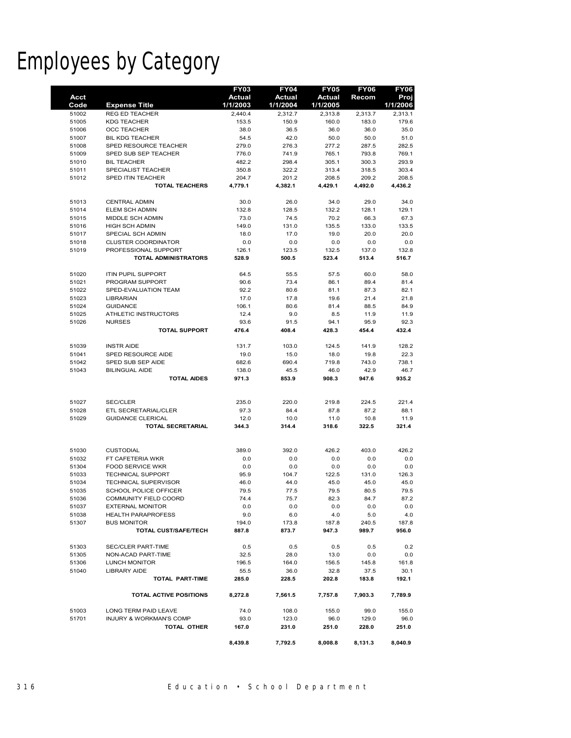# Employees by Category

| Acct Code | Expense Title | FY03 Actual 1/1/2003 | FY04 Actual 1/1/2004 | FY05 Actual 1/1/2005 | FY06 Recom | FY06 Proj 1/1/2006 |
|---|---|---|---|---|---|---|
| 51002 | REG ED TEACHER | 2,440.4 | 2,312.7 | 2,313.8 | 2,313.7 | 2,313.1 |
| 51005 | KDG TEACHER | 153.5 | 150.9 | 160.0 | 183.0 | 179.6 |
| 51006 | OCC TEACHER | 38.0 | 36.5 | 36.0 | 36.0 | 35.0 |
| 51007 | BIL KDG TEACHER | 54.5 | 42.0 | 50.0 | 50.0 | 51.0 |
| 51008 | SPED RESOURCE TEACHER | 279.0 | 276.3 | 277.2 | 287.5 | 282.5 |
| 51009 | SPED SUB SEP TEACHER | 776.0 | 741.9 | 765.1 | 793.8 | 769.1 |
| 51010 | BIL TEACHER | 482.2 | 298.4 | 305.1 | 300.3 | 293.9 |
| 51011 | SPECIALIST TEACHER | 350.8 | 322.2 | 313.4 | 318.5 | 303.4 |
| 51012 | SPED ITIN TEACHER | 204.7 | 201.2 | 208.5 | 209.2 | 208.5 |
| | **TOTAL TEACHERS** | **4,779.1** | **4,382.1** | **4,429.1** | **4,492.0** | **4,436.2** |
| 51013 | CENTRAL ADMIN | 30.0 | 26.0 | 34.0 | 29.0 | 34.0 |
| 51014 | ELEM SCH ADMIN | 132.8 | 128.5 | 132.2 | 128.1 | 129.1 |
| 51015 | MIDDLE SCH ADMIN | 73.0 | 74.5 | 70.2 | 66.3 | 67.3 |
| 51016 | HIGH SCH ADMIN | 149.0 | 131.0 | 135.5 | 133.0 | 133.5 |
| 51017 | SPECIAL SCH ADMIN | 18.0 | 17.0 | 19.0 | 20.0 | 20.0 |
| 51018 | CLUSTER COORDINATOR | 0.0 | 0.0 | 0.0 | 0.0 | 0.0 |
| 51019 | PROFESSIONAL SUPPORT | 126.1 | 123.5 | 132.5 | 137.0 | 132.8 |
| | **TOTAL ADMINISTRATORS** | **528.9** | **500.5** | **523.4** | **513.4** | **516.7** |
| 51020 | ITIN PUPIL SUPPORT | 64.5 | 55.5 | 57.5 | 60.0 | 58.0 |
| 51021 | PROGRAM SUPPORT | 90.6 | 73.4 | 86.1 | 89.4 | 81.4 |
| 51022 | SPED-EVALUATION TEAM | 92.2 | 80.6 | 81.1 | 87.3 | 82.1 |
| 51023 | LIBRARIAN | 17.0 | 17.8 | 19.6 | 21.4 | 21.8 |
| 51024 | GUIDANCE | 106.1 | 80.6 | 81.4 | 88.5 | 84.9 |
| 51025 | ATHLETIC INSTRUCTORS | 12.4 | 9.0 | 8.5 | 11.9 | 11.9 |
| 51026 | NURSES | 93.6 | 91.5 | 94.1 | 95.9 | 92.3 |
| | **TOTAL SUPPORT** | **476.4** | **408.4** | **428.3** | **454.4** | **432.4** |
| 51039 | INSTR AIDE | 131.7 | 103.0 | 124.5 | 141.9 | 128.2 |
| 51041 | SPED RESOURCE AIDE | 19.0 | 15.0 | 18.0 | 19.8 | 22.3 |
| 51042 | SPED SUB SEP AIDE | 682.6 | 690.4 | 719.8 | 743.0 | 738.1 |
| 51043 | BILINGUAL AIDE | 138.0 | 45.5 | 46.0 | 42.9 | 46.7 |
| | **TOTAL AIDES** | **971.3** | **853.9** | **908.3** | **947.6** | **935.2** |
| 51027 | SEC/CLER | 235.0 | 220.0 | 219.8 | 224.5 | 221.4 |
| 51028 | ETL SECRETARIAL/CLER | 97.3 | 84.4 | 87.8 | 87.2 | 88.1 |
| 51029 | GUIDANCE CLERICAL | 12.0 | 10.0 | 11.0 | 10.8 | 11.9 |
| | **TOTAL SECRETARIAL** | **344.3** | **314.4** | **318.6** | **322.5** | **321.4** |
| 51030 | CUSTODIAL | 389.0 | 392.0 | 426.2 | 403.0 | 426.2 |
| 51032 | FT CAFETERIA WKR | 0.0 | 0.0 | 0.0 | 0.0 | 0.0 |
| 51304 | FOOD SERVICE WKR | 0.0 | 0.0 | 0.0 | 0.0 | 0.0 |
| 51033 | TECHNICAL SUPPORT | 95.9 | 104.7 | 122.5 | 131.0 | 126.3 |
| 51034 | TECHNICAL SUPERVISOR | 46.0 | 44.0 | 45.0 | 45.0 | 45.0 |
| 51035 | SCHOOL POLICE OFFICER | 79.5 | 77.5 | 79.5 | 80.5 | 79.5 |
| 51036 | COMMUNITY FIELD COORD | 74.4 | 75.7 | 82.3 | 84.7 | 87.2 |
| 51037 | EXTERNAL MONITOR | 0.0 | 0.0 | 0.0 | 0.0 | 0.0 |
| 51038 | HEALTH PARAPROFESS | 9.0 | 6.0 | 4.0 | 5.0 | 4.0 |
| 51307 | BUS MONITOR | 194.0 | 173.8 | 187.8 | 240.5 | 187.8 |
| | **TOTAL CUST/SAFE/TECH** | **887.8** | **873.7** | **947.3** | **989.7** | **956.0** |
| 51303 | SEC/CLER PART-TIME | 0.5 | 0.5 | 0.5 | 0.5 | 0.2 |
| 51305 | NON-ACAD PART-TIME | 32.5 | 28.0 | 13.0 | 0.0 | 0.0 |
| 51306 | LUNCH MONITOR | 196.5 | 164.0 | 156.5 | 145.8 | 161.8 |
| 51040 | LIBRARY AIDE | 55.5 | 36.0 | 32.8 | 37.5 | 30.1 |
| | **TOTAL PART-TIME** | **285.0** | **228.5** | **202.8** | **183.8** | **192.1** |
| | **TOTAL ACTIVE POSITIONS** | **8,272.8** | **7,561.5** | **7,757.8** | **7,903.3** | **7,789.9** |
| 51003 | LONG TERM PAID LEAVE | 74.0 | 108.0 | 155.0 | 99.0 | 155.0 |
| 51701 | INJURY & WORKMAN'S COMP | 93.0 | 123.0 | 96.0 | 129.0 | 96.0 |
| | **TOTAL OTHER** | **167.0** | **231.0** | **251.0** | **228.0** | **251.0** |
| | | **8,439.8** | **7,792.5** | **8,008.8** | **8,131.3** | **8,040.9** |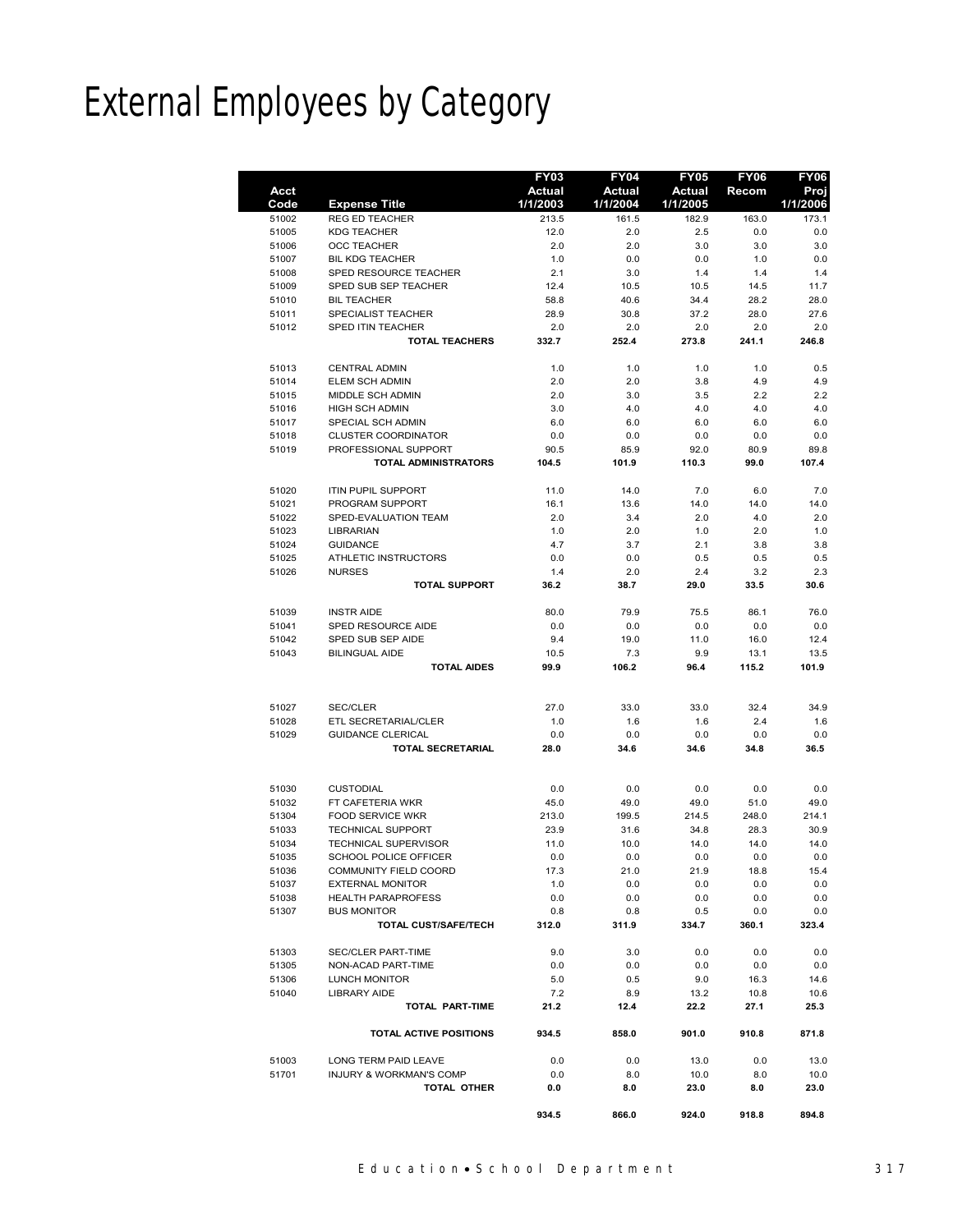# External Employees by Category

| Acct Code | Expense Title | FY03 Actual 1/1/2003 | FY04 Actual 1/1/2004 | FY05 Actual 1/1/2005 | FY06 Recom | FY06 Proj 1/1/2006 |
|---|---|---|---|---|---|---|
| 51002 | REG ED TEACHER | 213.5 | 161.5 | 182.9 | 163.0 | 173.1 |
| 51005 | KDG TEACHER | 12.0 | 2.0 | 2.5 | 0.0 | 0.0 |
| 51006 | OCC TEACHER | 2.0 | 2.0 | 3.0 | 3.0 | 3.0 |
| 51007 | BIL KDG TEACHER | 1.0 | 0.0 | 0.0 | 1.0 | 0.0 |
| 51008 | SPED RESOURCE TEACHER | 2.1 | 3.0 | 1.4 | 1.4 | 1.4 |
| 51009 | SPED SUB SEP TEACHER | 12.4 | 10.5 | 10.5 | 14.5 | 11.7 |
| 51010 | BIL TEACHER | 58.8 | 40.6 | 34.4 | 28.2 | 28.0 |
| 51011 | SPECIALIST TEACHER | 28.9 | 30.8 | 37.2 | 28.0 | 27.6 |
| 51012 | SPED ITIN TEACHER | 2.0 | 2.0 | 2.0 | 2.0 | 2.0 |
| | **TOTAL TEACHERS** | **332.7** | **252.4** | **273.8** | **241.1** | **246.8** |
| 51013 | CENTRAL ADMIN | 1.0 | 1.0 | 1.0 | 1.0 | 0.5 |
| 51014 | ELEM SCH ADMIN | 2.0 | 2.0 | 3.8 | 4.9 | 4.9 |
| 51015 | MIDDLE SCH ADMIN | 2.0 | 3.0 | 3.5 | 2.2 | 2.2 |
| 51016 | HIGH SCH ADMIN | 3.0 | 4.0 | 4.0 | 4.0 | 4.0 |
| 51017 | SPECIAL SCH ADMIN | 6.0 | 6.0 | 6.0 | 6.0 | 6.0 |
| 51018 | CLUSTER COORDINATOR | 0.0 | 0.0 | 0.0 | 0.0 | 0.0 |
| 51019 | PROFESSIONAL SUPPORT | 90.5 | 85.9 | 92.0 | 80.9 | 89.8 |
| | **TOTAL ADMINISTRATORS** | **104.5** | **101.9** | **110.3** | **99.0** | **107.4** |
| 51020 | ITIN PUPIL SUPPORT | 11.0 | 14.0 | 7.0 | 6.0 | 7.0 |
| 51021 | PROGRAM SUPPORT | 16.1 | 13.6 | 14.0 | 14.0 | 14.0 |
| 51022 | SPED-EVALUATION TEAM | 2.0 | 3.4 | 2.0 | 4.0 | 2.0 |
| 51023 | LIBRARIAN | 1.0 | 2.0 | 1.0 | 2.0 | 1.0 |
| 51024 | GUIDANCE | 4.7 | 3.7 | 2.1 | 3.8 | 3.8 |
| 51025 | ATHLETIC INSTRUCTORS | 0.0 | 0.0 | 0.5 | 0.5 | 0.5 |
| 51026 | NURSES | 1.4 | 2.0 | 2.4 | 3.2 | 2.3 |
| | **TOTAL SUPPORT** | **36.2** | **38.7** | **29.0** | **33.5** | **30.6** |
| 51039 | INSTR AIDE | 80.0 | 79.9 | 75.5 | 86.1 | 76.0 |
| 51041 | SPED RESOURCE AIDE | 0.0 | 0.0 | 0.0 | 0.0 | 0.0 |
| 51042 | SPED SUB SEP AIDE | 9.4 | 19.0 | 11.0 | 16.0 | 12.4 |
| 51043 | BILINGUAL AIDE | 10.5 | 7.3 | 9.9 | 13.1 | 13.5 |
| | **TOTAL AIDES** | **99.9** | **106.2** | **96.4** | **115.2** | **101.9** |
| 51027 | SEC/CLER | 27.0 | 33.0 | 33.0 | 32.4 | 34.9 |
| 51028 | ETL SECRETARIAL/CLER | 1.0 | 1.6 | 1.6 | 2.4 | 1.6 |
| 51029 | GUIDANCE CLERICAL | 0.0 | 0.0 | 0.0 | 0.0 | 0.0 |
| | **TOTAL SECRETARIAL** | **28.0** | **34.6** | **34.6** | **34.8** | **36.5** |
| 51030 | CUSTODIAL | 0.0 | 0.0 | 0.0 | 0.0 | 0.0 |
| 51032 | FT CAFETERIA WKR | 45.0 | 49.0 | 49.0 | 51.0 | 49.0 |
| 51304 | FOOD SERVICE WKR | 213.0 | 199.5 | 214.5 | 248.0 | 214.1 |
| 51033 | TECHNICAL SUPPORT | 23.9 | 31.6 | 34.8 | 28.3 | 30.9 |
| 51034 | TECHNICAL SUPERVISOR | 11.0 | 10.0 | 14.0 | 14.0 | 14.0 |
| 51035 | SCHOOL POLICE OFFICER | 0.0 | 0.0 | 0.0 | 0.0 | 0.0 |
| 51036 | COMMUNITY FIELD COORD | 17.3 | 21.0 | 21.9 | 18.8 | 15.4 |
| 51037 | EXTERNAL MONITOR | 1.0 | 0.0 | 0.0 | 0.0 | 0.0 |
| 51038 | HEALTH PARAPROFESS | 0.0 | 0.0 | 0.0 | 0.0 | 0.0 |
| 51307 | BUS MONITOR | 0.8 | 0.8 | 0.5 | 0.0 | 0.0 |
| | **TOTAL CUST/SAFE/TECH** | **312.0** | **311.9** | **334.7** | **360.1** | **323.4** |
| 51303 | SEC/CLER PART-TIME | 9.0 | 3.0 | 0.0 | 0.0 | 0.0 |
| 51305 | NON-ACAD PART-TIME | 0.0 | 0.0 | 0.0 | 0.0 | 0.0 |
| 51306 | LUNCH MONITOR | 5.0 | 0.5 | 9.0 | 16.3 | 14.6 |
| 51040 | LIBRARY AIDE | 7.2 | 8.9 | 13.2 | 10.8 | 10.6 |
| | **TOTAL PART-TIME** | **21.2** | **12.4** | **22.2** | **27.1** | **25.3** |
| | **TOTAL ACTIVE POSITIONS** | **934.5** | **858.0** | **901.0** | **910.8** | **871.8** |
| 51003 | LONG TERM PAID LEAVE | 0.0 | 0.0 | 13.0 | 0.0 | 13.0 |
| 51701 | INJURY & WORKMAN'S COMP | 0.0 | 8.0 | 10.0 | 8.0 | 10.0 |
| | **TOTAL OTHER** | **0.0** | **8.0** | **23.0** | **8.0** | **23.0** |
| | | **934.5** | **866.0** | **924.0** | **918.8** | **894.8** |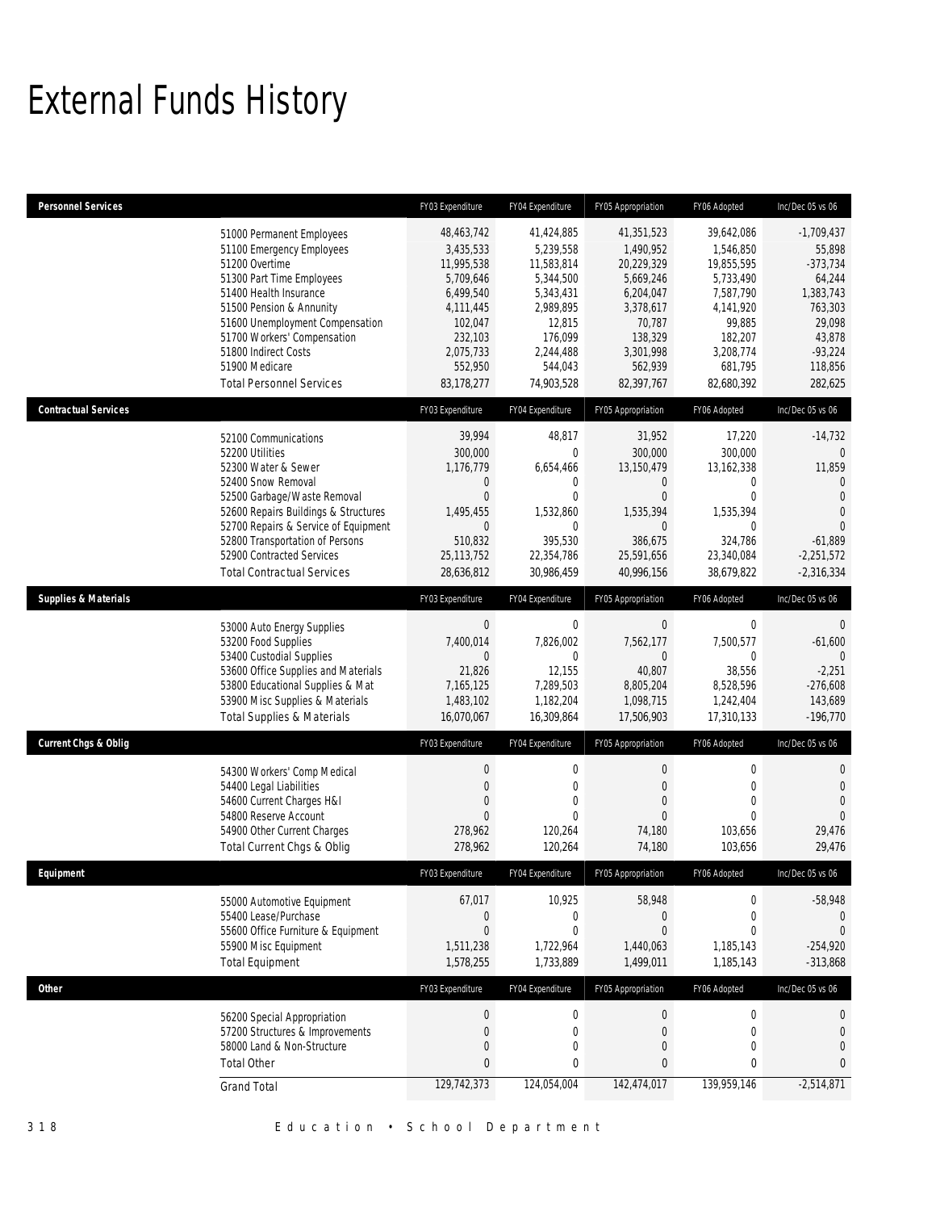# External Funds History

| Personnel Services | | FY03 Expenditure | FY04 Expenditure | FY05 Appropriation | FY06 Adopted | Inc/Dec 05 vs 06 |
|---|---|---|---|---|---|---|
| | 51000 Permanent Employees | 48,463,742 | 41,424,885 | 41,351,523 | 39,642,086 | -1,709,437 |
| | 51100 Emergency Employees | 3,435,533 | 5,239,558 | 1,490,952 | 1,546,850 | 55,898 |
| | 51200 Overtime | 11,995,538 | 11,583,814 | 20,229,329 | 19,855,595 | -373,734 |
| | 51300 Part Time Employees | 5,709,646 | 5,344,500 | 5,669,246 | 5,733,490 | 64,244 |
| | 51400 Health Insurance | 6,499,540 | 5,343,431 | 6,204,047 | 7,587,790 | 1,383,743 |
| | 51500 Pension & Annunity | 4,111,445 | 2,989,895 | 3,378,617 | 4,141,920 | 763,303 |
| | 51600 Unemployment Compensation | 102,047 | 12,815 | 70,787 | 99,885 | 29,098 |
| | 51700 Workers' Compensation | 232,103 | 176,099 | 138,329 | 182,207 | 43,878 |
| | 51800 Indirect Costs | 2,075,733 | 2,244,488 | 3,301,998 | 3,208,774 | -93,224 |
| | 51900 Medicare | 552,950 | 544,043 | 562,939 | 681,795 | 118,856 |
| | Total Personnel Services | 83,178,277 | 74,903,528 | 82,397,767 | 82,680,392 | 282,625 |

| Contractual Services | | FY03 Expenditure | FY04 Expenditure | FY05 Appropriation | FY06 Adopted | Inc/Dec 05 vs 06 |
|---|---|---|---|---|---|---|
| | 52100 Communications | 39,994 | 48,817 | 31,952 | 17,220 | -14,732 |
| | 52200 Utilities | 300,000 | 0 | 300,000 | 300,000 | 0 |
| | 52300 Water & Sewer | 1,176,779 | 6,654,466 | 13,150,479 | 13,162,338 | 11,859 |
| | 52400 Snow Removal | 0 | 0 | 0 | 0 | 0 |
| | 52500 Garbage/Waste Removal | 0 | 0 | 0 | 0 | 0 |
| | 52600 Repairs Buildings & Structures | 1,495,455 | 1,532,860 | 1,535,394 | 1,535,394 | 0 |
| | 52700 Repairs & Service of Equipment | 0 | 0 | 0 | 0 | 0 |
| | 52800 Transportation of Persons | 510,832 | 395,530 | 386,675 | 324,786 | -61,889 |
| | 52900 Contracted Services | 25,113,752 | 22,354,786 | 25,591,656 | 23,340,084 | -2,251,572 |
| | Total Contractual Services | 28,636,812 | 30,986,459 | 40,996,156 | 38,679,822 | -2,316,334 |

| Supplies & Materials | | FY03 Expenditure | FY04 Expenditure | FY05 Appropriation | FY06 Adopted | Inc/Dec 05 vs 06 |
|---|---|---|---|---|---|---|
| | 53000 Auto Energy Supplies | 0 | 0 | 0 | 0 | 0 |
| | 53200 Food Supplies | 7,400,014 | 7,826,002 | 7,562,177 | 7,500,577 | -61,600 |
| | 53400 Custodial Supplies | 0 | 0 | 0 | 0 | 0 |
| | 53600 Office Supplies and Materials | 21,826 | 12,155 | 40,807 | 38,556 | -2,251 |
| | 53800 Educational Supplies & Mat | 7,165,125 | 7,289,503 | 8,805,204 | 8,528,596 | -276,608 |
| | 53900 Misc Supplies & Materials | 1,483,102 | 1,182,204 | 1,098,715 | 1,242,404 | 143,689 |
| | Total Supplies & Materials | 16,070,067 | 16,309,864 | 17,506,903 | 17,310,133 | -196,770 |

| Current Chgs & Oblig | | FY03 Expenditure | FY04 Expenditure | FY05 Appropriation | FY06 Adopted | Inc/Dec 05 vs 06 |
|---|---|---|---|---|---|---|
| | 54300 Workers' Comp Medical | 0 | 0 | 0 | 0 | 0 |
| | 54400 Legal Liabilities | 0 | 0 | 0 | 0 | 0 |
| | 54600 Current Charges H&I | 0 | 0 | 0 | 0 | 0 |
| | 54800 Reserve Account | 0 | 0 | 0 | 0 | 0 |
| | 54900 Other Current Charges | 278,962 | 120,264 | 74,180 | 103,656 | 29,476 |
| | Total Current Chgs & Oblig | 278,962 | 120,264 | 74,180 | 103,656 | 29,476 |

| Equipment | | FY03 Expenditure | FY04 Expenditure | FY05 Appropriation | FY06 Adopted | Inc/Dec 05 vs 06 |
|---|---|---|---|---|---|---|
| | 55000 Automotive Equipment | 67,017 | 10,925 | 58,948 | 0 | -58,948 |
| | 55400 Lease/Purchase | 0 | 0 | 0 | 0 | 0 |
| | 55600 Office Furniture & Equipment | 0 | 0 | 0 | 0 | 0 |
| | 55900 Misc Equipment | 1,511,238 | 1,722,964 | 1,440,063 | 1,185,143 | -254,920 |
| | Total Equipment | 1,578,255 | 1,733,889 | 1,499,011 | 1,185,143 | -313,868 |

| Other | | FY03 Expenditure | FY04 Expenditure | FY05 Appropriation | FY06 Adopted | Inc/Dec 05 vs 06 |
|---|---|---|---|---|---|---|
| | 56200 Special Appropriation | 0 | 0 | 0 | 0 | 0 |
| | 57200 Structures & Improvements | 0 | 0 | 0 | 0 | 0 |
| | 58000 Land & Non-Structure | 0 | 0 | 0 | 0 | 0 |
| | Total Other | 0 | 0 | 0 | 0 | 0 |
| | Grand Total | 129,742,373 | 124,054,004 | 142,474,017 | 139,959,146 | -2,514,871 |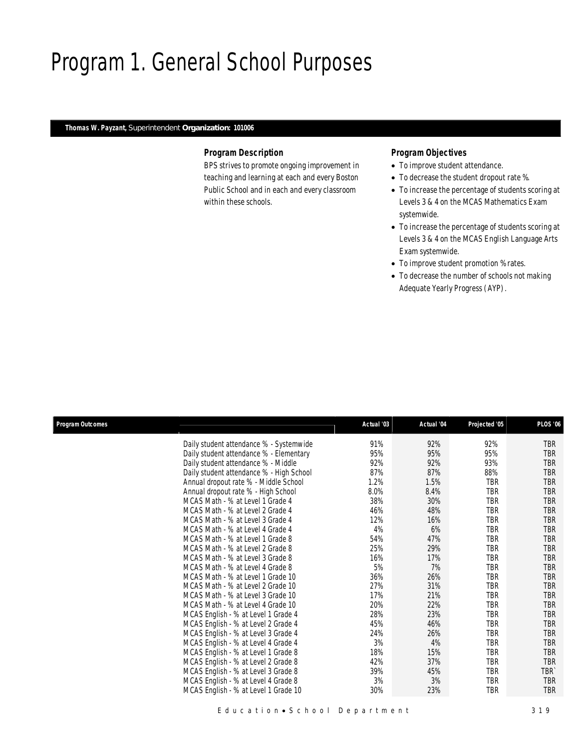# Program 1. General School Purposes

**Thomas W. Payzant,** Superintendent **Organization: 101006**

### Program Description

BPS strives to promote ongoing improvement in teaching and learning at each and every Boston Public School and in each and every classroom within these schools.

### Program Objectives

- To improve student attendance.
- To decrease the student dropout rate %.
- To increase the percentage of students scoring at Levels 3 & 4 on the MCAS Mathematics Exam systemwide.
- To increase the percentage of students scoring at Levels 3 & 4 on the MCAS English Language Arts Exam systemwide.
- To improve student promotion % rates.
- To decrease the number of schools not making Adequate Yearly Progress (AYP).

| Program Outcomes | | Actual '03 | Actual '04 | Projected '05 | PLOS '06 |
|---|---|---|---|---|---|
| | Daily student attendance % - Systemwide | 91% | 92% | 92% | TBR |
| | Daily student attendance % - Elementary | 95% | 95% | 95% | TBR |
| | Daily student attendance % - Middle | 92% | 92% | 93% | TBR |
| | Daily student attendance % - High School | 87% | 87% | 88% | TBR |
| | Annual dropout rate % - Middle School | 1.2% | 1.5% | TBR | TBR |
| | Annual dropout rate % - High School | 8.0% | 8.4% | TBR | TBR |
| | MCAS Math - % at Level 1 Grade 4 | 38% | 30% | TBR | TBR |
| | MCAS Math - % at Level 2 Grade 4 | 46% | 48% | TBR | TBR |
| | MCAS Math - % at Level 3 Grade 4 | 12% | 16% | TBR | TBR |
| | MCAS Math - % at Level 4 Grade 4 | 4% | 6% | TBR | TBR |
| | MCAS Math - % at Level 1 Grade 8 | 54% | 47% | TBR | TBR |
| | MCAS Math - % at Level 2 Grade 8 | 25% | 29% | TBR | TBR |
| | MCAS Math - % at Level 3 Grade 8 | 16% | 17% | TBR | TBR |
| | MCAS Math - % at Level 4 Grade 8 | 5% | 7% | TBR | TBR |
| | MCAS Math - % at Level 1 Grade 10 | 36% | 26% | TBR | TBR |
| | MCAS Math - % at Level 2 Grade 10 | 27% | 31% | TBR | TBR |
| | MCAS Math - % at Level 3 Grade 10 | 17% | 21% | TBR | TBR |
| | MCAS Math - % at Level 4 Grade 10 | 20% | 22% | TBR | TBR |
| | MCAS English - % at Level 1 Grade 4 | 28% | 23% | TBR | TBR |
| | MCAS English - % at Level 2 Grade 4 | 45% | 46% | TBR | TBR |
| | MCAS English - % at Level 3 Grade 4 | 24% | 26% | TBR | TBR |
| | MCAS English - % at Level 4 Grade 4 | 3% | 4% | TBR | TBR |
| | MCAS English - % at Level 1 Grade 8 | 18% | 15% | TBR | TBR |
| | MCAS English - % at Level 2 Grade 8 | 42% | 37% | TBR | TBR |
| | MCAS English - % at Level 3 Grade 8 | 39% | 45% | TBR | TBR` |
| | MCAS English - % at Level 4 Grade 8 | 3% | 3% | TBR | TBR |
| | MCAS English - % at Level 1 Grade 10 | 30% | 23% | TBR | TBR |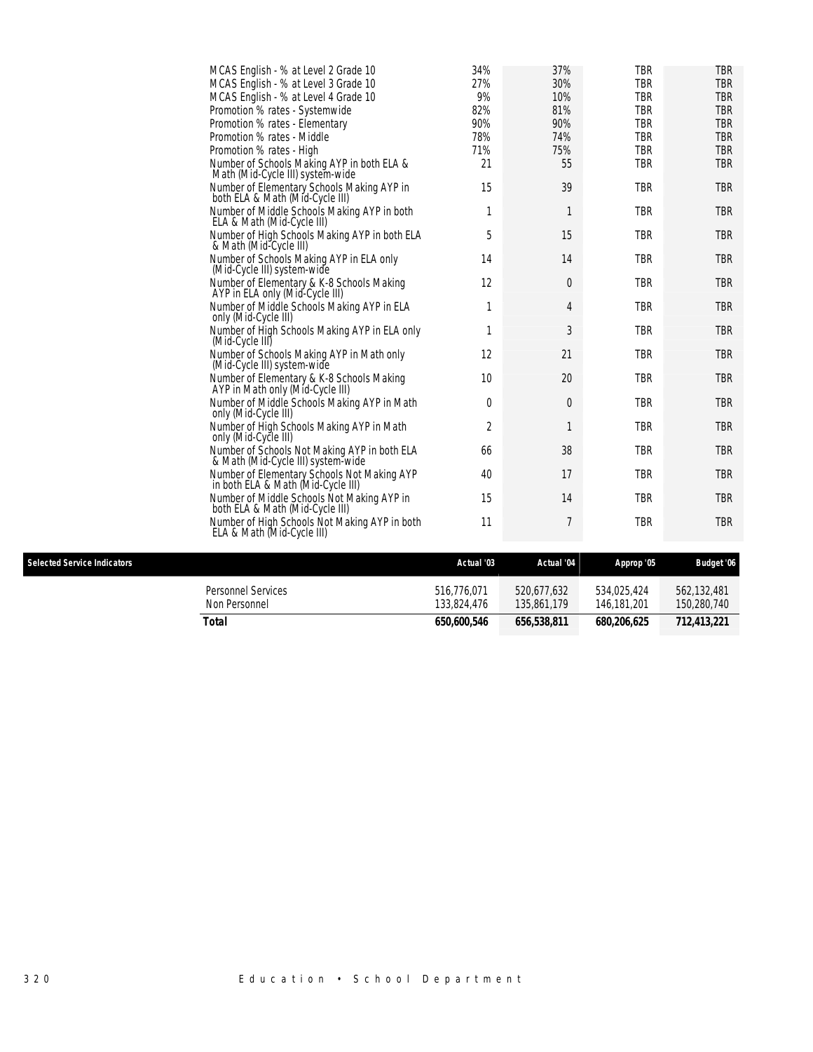| | | | | |
|---|---|---|---|---|
| MCAS English - % at Level 2 Grade 10 | 34% | 37% | TBR | TBR |
| MCAS English - % at Level 3 Grade 10 | 27% | 30% | TBR | TBR |
| MCAS English - % at Level 4 Grade 10 | 9% | 10% | TBR | TBR |
| Promotion % rates - Systemwide | 82% | 81% | TBR | TBR |
| Promotion % rates - Elementary | 90% | 90% | TBR | TBR |
| Promotion % rates - Middle | 78% | 74% | TBR | TBR |
| Promotion % rates - High | 71% | 75% | TBR | TBR |
| Number of Schools Making AYP in both ELA & Math (Mid-Cycle III) system-wide | 21 | 55 | TBR | TBR |
| Number of Elementary Schools Making AYP in both ELA & Math (Mid-Cycle III) | 15 | 39 | TBR | TBR |
| Number of Middle Schools Making AYP in both ELA & Math (Mid-Cycle III) | 1 | 1 | TBR | TBR |
| Number of High Schools Making AYP in both ELA & Math (Mid-Cycle III) | 5 | 15 | TBR | TBR |
| Number of Schools Making AYP in ELA only (Mid-Cycle III) system-wide | 14 | 14 | TBR | TBR |
| Number of Elementary & K-8 Schools Making AYP in ELA only (Mid-Cycle III) | 12 | 0 | TBR | TBR |
| Number of Middle Schools Making AYP in ELA only (Mid-Cycle III) | 1 | 4 | TBR | TBR |
| Number of High Schools Making AYP in ELA only (Mid-Cycle III) | 1 | 3 | TBR | TBR |
| Number of Schools Making AYP in Math only (Mid-Cycle III) system-wide | 12 | 21 | TBR | TBR |
| Number of Elementary & K-8 Schools Making AYP in Math only (Mid-Cycle III) | 10 | 20 | TBR | TBR |
| Number of Middle Schools Making AYP in Math only (Mid-Cycle III) | 0 | 0 | TBR | TBR |
| Number of High Schools Making AYP in Math only (Mid-Cycle III) | 2 | 1 | TBR | TBR |
| Number of Schools Not Making AYP in both ELA & Math (Mid-Cycle III) system-wide | 66 | 38 | TBR | TBR |
| Number of Elementary Schools Not Making AYP in both ELA & Math (Mid-Cycle III) | 40 | 17 | TBR | TBR |
| Number of Middle Schools Not Making AYP in both ELA & Math (Mid-Cycle III) | 15 | 14 | TBR | TBR |
| Number of High Schools Not Making AYP in both ELA & Math (Mid-Cycle III) | 11 | 7 | TBR | TBR |

| Selected Service Indicators | Actual '03 | Actual '04 | Approp '05 | Budget '06 |
|---|---|---|---|---|
| Personnel Services | 516,776,071 | 520,677,632 | 534,025,424 | 562,132,481 |
| Non Personnel | 133,824,476 | 135,861,179 | 146,181,201 | 150,280,740 |
| **Total** | **650,600,546** | **656,538,811** | **680,206,625** | **712,413,221** |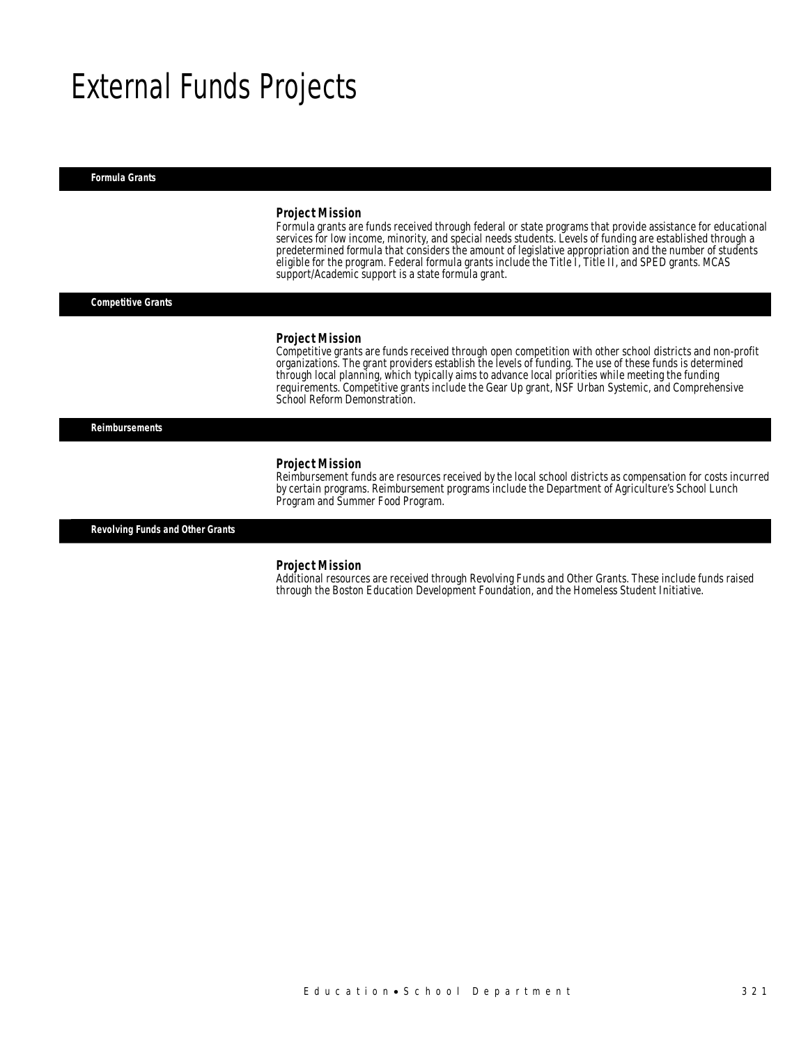# External Funds Projects

## Formula Grants

### Project Mission

Formula grants are funds received through federal or state programs that provide assistance for educational services for low income, minority, and special needs students. Levels of funding are established through a predetermined formula that considers the amount of legislative appropriation and the number of students eligible for the program. Federal formula grants include the Title I, Title II, and SPED grants. MCAS support/Academic support is a state formula grant.

## Competitive Grants

### Project Mission

Competitive grants are funds received through open competition with other school districts and non-profit organizations. The grant providers establish the levels of funding. The use of these funds is determined through local planning, which typically aims to advance local priorities while meeting the funding requirements. Competitive grants include the Gear Up grant, NSF Urban Systemic, and Comprehensive School Reform Demonstration.

## Reimbursements

### Project Mission

Reimbursement funds are resources received by the local school districts as compensation for costs incurred by certain programs. Reimbursement programs include the Department of Agriculture's School Lunch Program and Summer Food Program.

## Revolving Funds and Other Grants

### Project Mission

Additional resources are received through Revolving Funds and Other Grants. These include funds raised through the Boston Education Development Foundation, and the Homeless Student Initiative.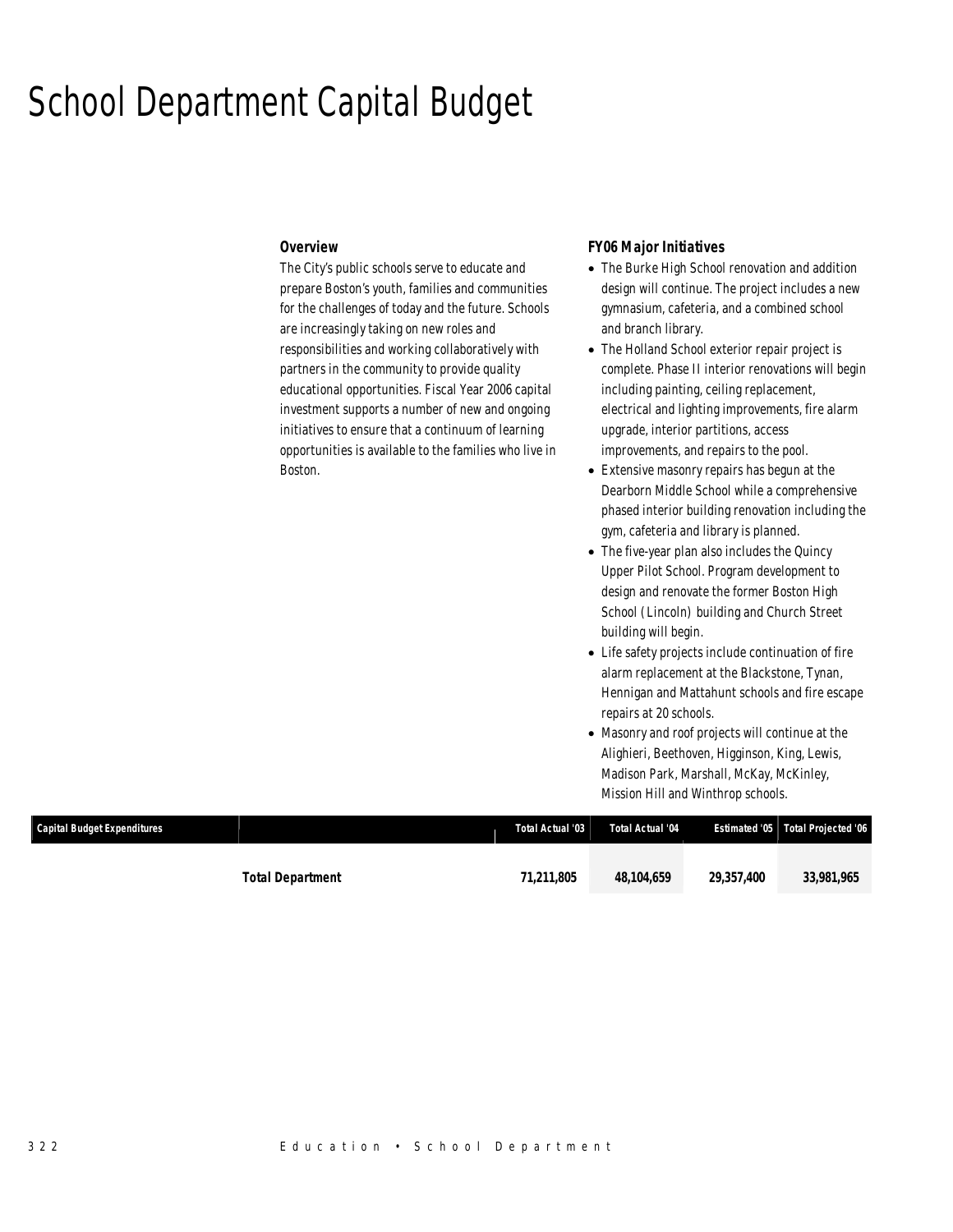# School Department Capital Budget

### Overview

The City's public schools serve to educate and prepare Boston's youth, families and communities for the challenges of today and the future. Schools are increasingly taking on new roles and responsibilities and working collaboratively with partners in the community to provide quality educational opportunities. Fiscal Year 2006 capital investment supports a number of new and ongoing initiatives to ensure that a continuum of learning opportunities is available to the families who live in Boston.

### FY06 Major Initiatives

- The Burke High School renovation and addition design will continue. The project includes a new gymnasium, cafeteria, and a combined school and branch library.
- The Holland School exterior repair project is complete. Phase II interior renovations will begin including painting, ceiling replacement, electrical and lighting improvements, fire alarm upgrade, interior partitions, access improvements, and repairs to the pool.
- Extensive masonry repairs has begun at the Dearborn Middle School while a comprehensive phased interior building renovation including the gym, cafeteria and library is planned.
- The five-year plan also includes the Quincy Upper Pilot School. Program development to design and renovate the former Boston High School (Lincoln) building and Church Street building will begin.
- Life safety projects include continuation of fire alarm replacement at the Blackstone, Tynan, Hennigan and Mattahunt schools and fire escape repairs at 20 schools.
- Masonry and roof projects will continue at the Alighieri, Beethoven, Higginson, King, Lewis, Madison Park, Marshall, McKay, McKinley, Mission Hill and Winthrop schools.

| Capital Budget Expenditures | | Total Actual '03 | Total Actual '04 | Estimated '05 | Total Projected '06 |
|---|---|---|---|---|---|
| | **Total Department** | **71,211,805** | **48,104,659** | **29,357,400** | **33,981,965** |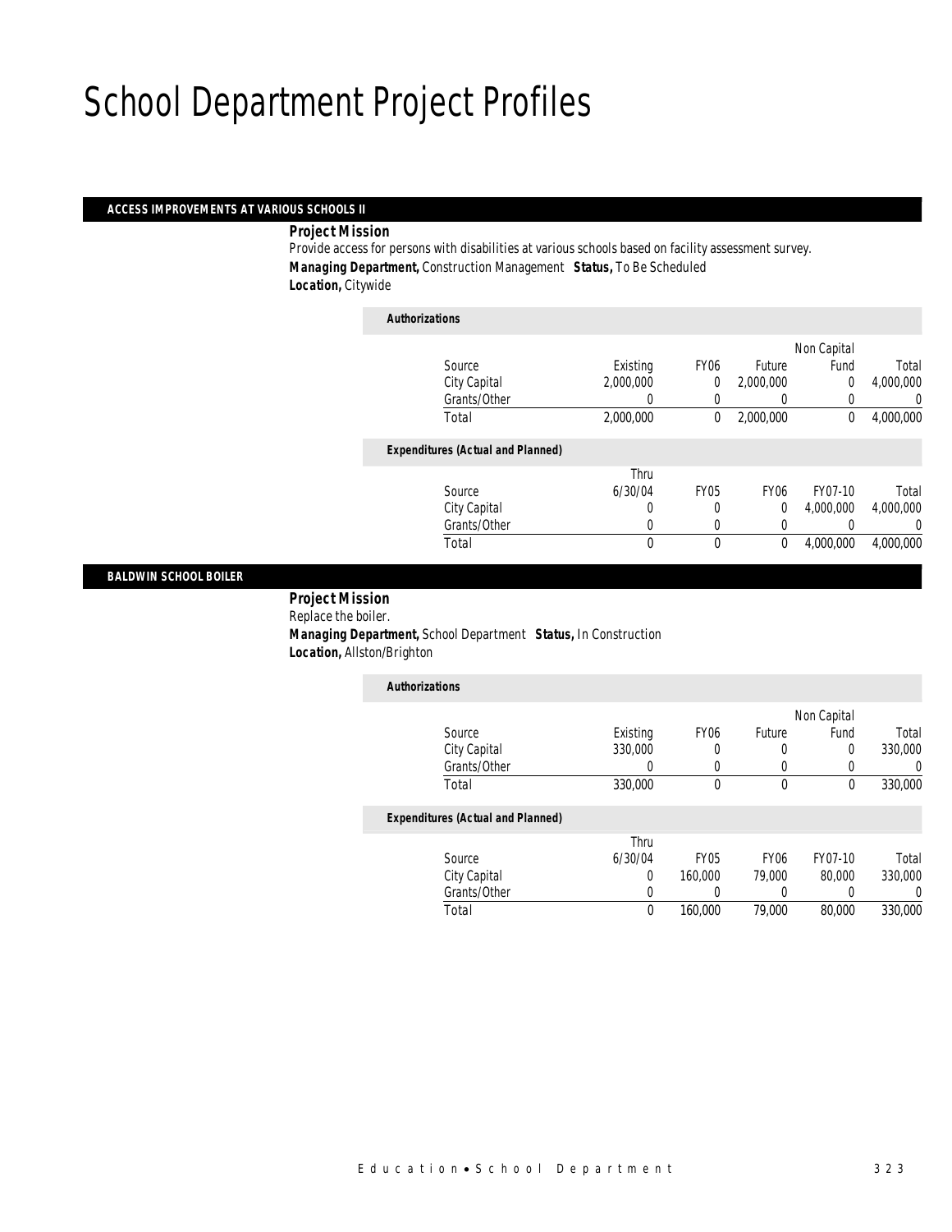# School Department Project Profiles

## ACCESS IMPROVEMENTS AT VARIOUS SCHOOLS II

**Project Mission**

Provide access for persons with disabilities at various schools based on facility assessment survey.

**Managing Department,** Construction Management **Status,** To Be Scheduled

**Location,** Citywide

**Authorizations**

| Source | Existing | FY06 | Future | Non Capital Fund | Total |
|---|---|---|---|---|---|
| City Capital | 2,000,000 | 0 | 2,000,000 | 0 | 4,000,000 |
| Grants/Other | 0 | 0 | 0 | 0 | 0 |
| Total | 2,000,000 | 0 | 2,000,000 | 0 | 4,000,000 |

**Expenditures (Actual and Planned)**

| Source | Thru 6/30/04 | FY05 | FY06 | FY07-10 | Total |
|---|---|---|---|---|---|
| City Capital | 0 | 0 | 0 | 4,000,000 | 4,000,000 |
| Grants/Other | 0 | 0 | 0 | 0 | 0 |
| Total | 0 | 0 | 0 | 4,000,000 | 4,000,000 |

## BALDWIN SCHOOL BOILER

**Project Mission**

Replace the boiler.

**Managing Department,** School Department **Status,** In Construction

**Location,** Allston/Brighton

**Authorizations**

| Source | Existing | FY06 | Future | Non Capital Fund | Total |
|---|---|---|---|---|---|
| City Capital | 330,000 | 0 | 0 | 0 | 330,000 |
| Grants/Other | 0 | 0 | 0 | 0 | 0 |
| Total | 330,000 | 0 | 0 | 0 | 330,000 |

**Expenditures (Actual and Planned)**

| Source | Thru 6/30/04 | FY05 | FY06 | FY07-10 | Total |
|---|---|---|---|---|---|
| City Capital | 0 | 160,000 | 79,000 | 80,000 | 330,000 |
| Grants/Other | 0 | 0 | 0 | 0 | 0 |
| Total | 0 | 160,000 | 79,000 | 80,000 | 330,000 |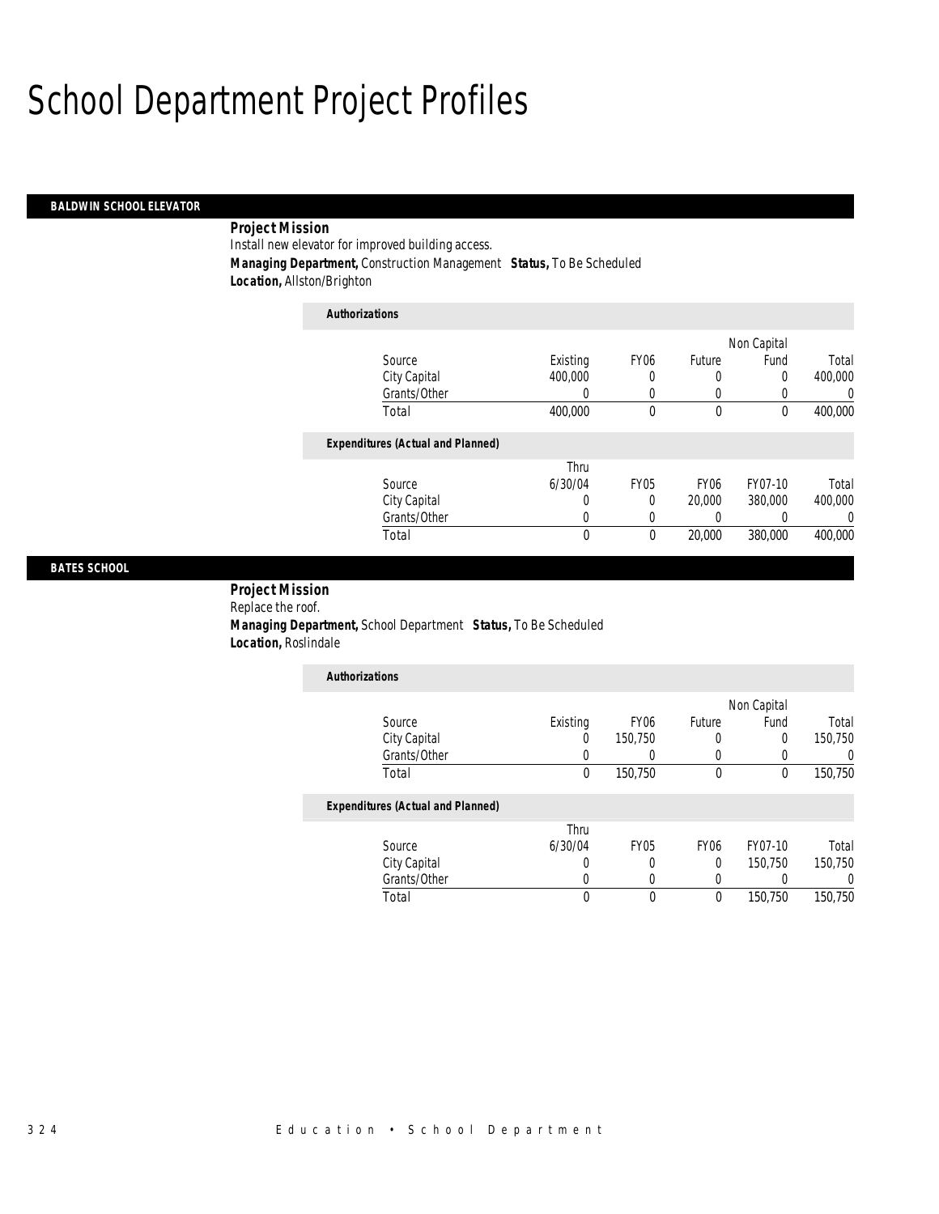# School Department Project Profiles

## BALDWIN SCHOOL ELEVATOR

**Project Mission**
Install new elevator for improved building access.
**Managing Department,** Construction Management **Status,** To Be Scheduled
**Location,** Allston/Brighton

**Authorizations**

| Source | Existing | FY06 | Future | Non Capital Fund | Total |
|---|---|---|---|---|---|
| City Capital | 400,000 | 0 | 0 | 0 | 400,000 |
| Grants/Other | 0 | 0 | 0 | 0 | 0 |
| Total | 400,000 | 0 | 0 | 0 | 400,000 |

**Expenditures (Actual and Planned)**

| Source | Thru 6/30/04 | FY05 | FY06 | FY07-10 | Total |
|---|---|---|---|---|---|
| City Capital | 0 | 0 | 20,000 | 380,000 | 400,000 |
| Grants/Other | 0 | 0 | 0 | 0 | 0 |
| Total | 0 | 0 | 20,000 | 380,000 | 400,000 |

## BATES SCHOOL

**Project Mission**
Replace the roof.
**Managing Department,** School Department **Status,** To Be Scheduled
**Location,** Roslindale

**Authorizations**

| Source | Existing | FY06 | Future | Non Capital Fund | Total |
|---|---|---|---|---|---|
| City Capital | 0 | 150,750 | 0 | 0 | 150,750 |
| Grants/Other | 0 | 0 | 0 | 0 | 0 |
| Total | 0 | 150,750 | 0 | 0 | 150,750 |

**Expenditures (Actual and Planned)**

| Source | Thru 6/30/04 | FY05 | FY06 | FY07-10 | Total |
|---|---|---|---|---|---|
| City Capital | 0 | 0 | 0 | 150,750 | 150,750 |
| Grants/Other | 0 | 0 | 0 | 0 | 0 |
| Total | 0 | 0 | 0 | 150,750 | 150,750 |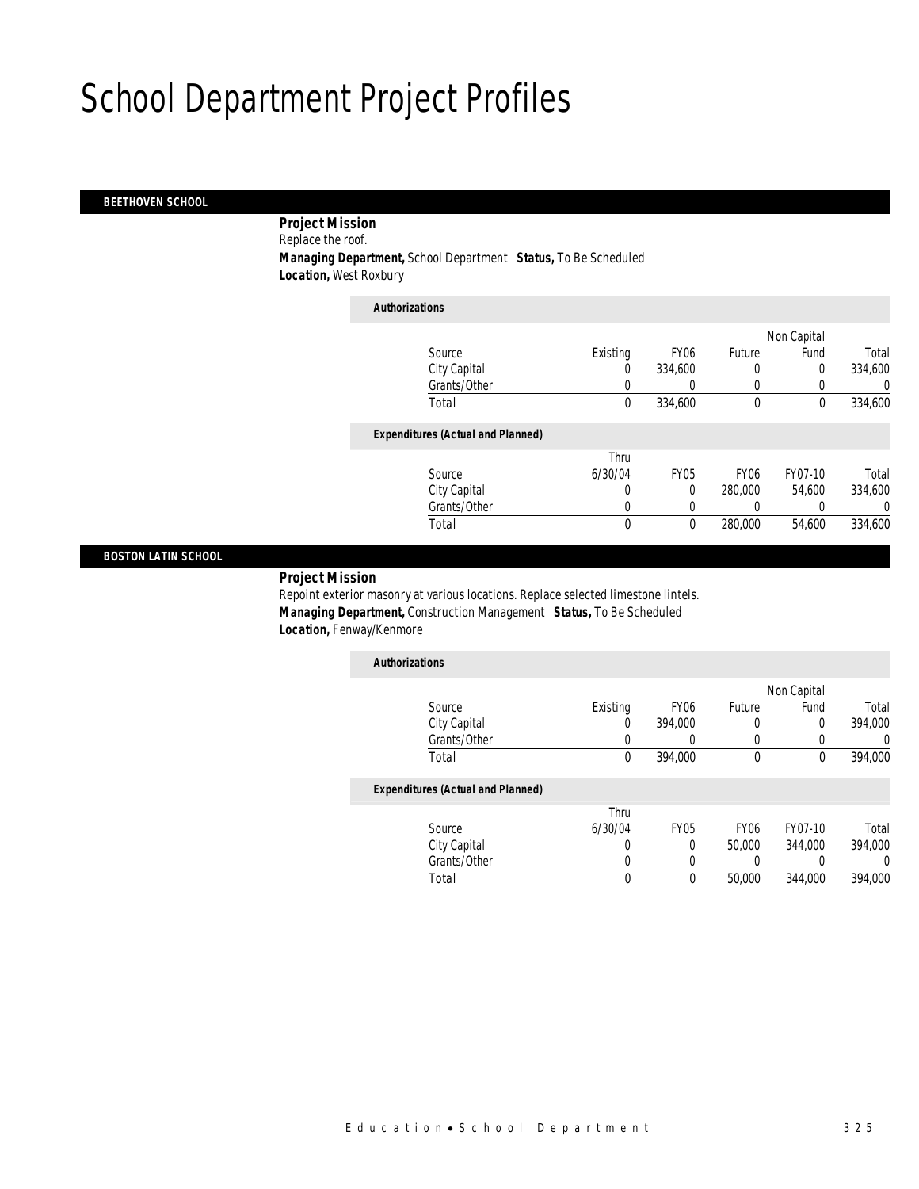# School Department Project Profiles

## BEETHOVEN SCHOOL

**Project Mission**
Replace the roof.
**Managing Department,** School Department **Status,** To Be Scheduled
**Location,** West Roxbury

*Authorizations*

| Source | Existing | FY06 | Future | Non Capital Fund | Total |
|---|---|---|---|---|---|
| City Capital | 0 | 334,600 | 0 | 0 | 334,600 |
| Grants/Other | 0 | 0 | 0 | 0 | 0 |
| Total | 0 | 334,600 | 0 | 0 | 334,600 |

*Expenditures (Actual and Planned)*

| Source | Thru 6/30/04 | FY05 | FY06 | FY07-10 | Total |
|---|---|---|---|---|---|
| City Capital | 0 | 0 | 280,000 | 54,600 | 334,600 |
| Grants/Other | 0 | 0 | 0 | 0 | 0 |
| Total | 0 | 0 | 280,000 | 54,600 | 334,600 |

## BOSTON LATIN SCHOOL

**Project Mission**
Repoint exterior masonry at various locations. Replace selected limestone lintels.
**Managing Department,** Construction Management **Status,** To Be Scheduled
**Location,** Fenway/Kenmore

*Authorizations*

| Source | Existing | FY06 | Future | Non Capital Fund | Total |
|---|---|---|---|---|---|
| City Capital | 0 | 394,000 | 0 | 0 | 394,000 |
| Grants/Other | 0 | 0 | 0 | 0 | 0 |
| Total | 0 | 394,000 | 0 | 0 | 394,000 |

*Expenditures (Actual and Planned)*

| Source | Thru 6/30/04 | FY05 | FY06 | FY07-10 | Total |
|---|---|---|---|---|---|
| City Capital | 0 | 0 | 50,000 | 344,000 | 394,000 |
| Grants/Other | 0 | 0 | 0 | 0 | 0 |
| Total | 0 | 0 | 50,000 | 344,000 | 394,000 |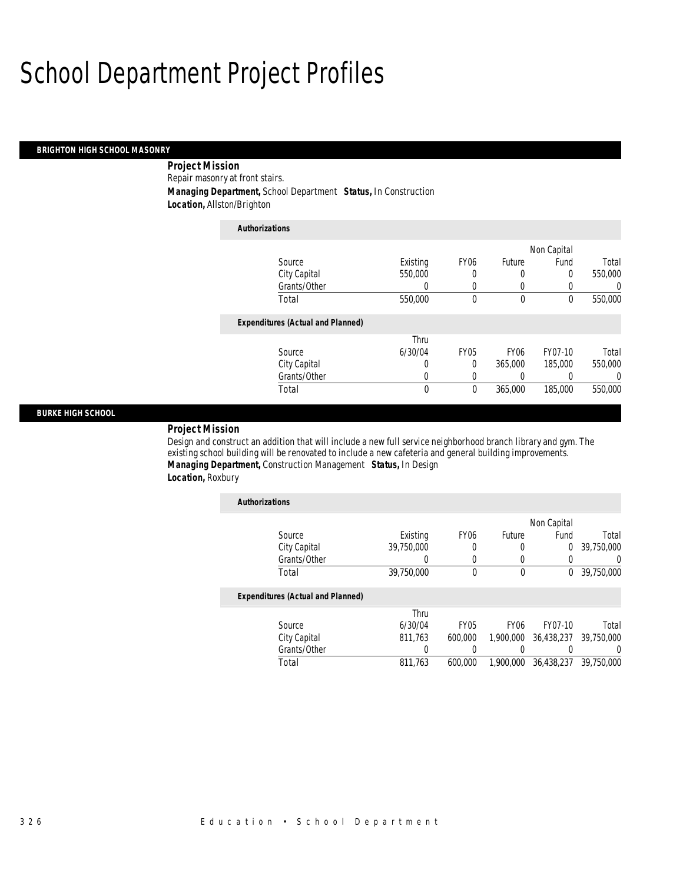# School Department Project Profiles

## BRIGHTON HIGH SCHOOL MASONRY

**Project Mission**

Repair masonry at front stairs.

***Managing Department,*** School Department ***Status,*** In Construction

***Location,*** Allston/Brighton

***Authorizations***

| Source | Existing | FY06 | Future | Non Capital Fund | Total |
|---|---|---|---|---|---|
| City Capital | 550,000 | 0 | 0 | 0 | 550,000 |
| Grants/Other | 0 | 0 | 0 | 0 | 0 |
| Total | 550,000 | 0 | 0 | 0 | 550,000 |

***Expenditures (Actual and Planned)***

| Source | Thru 6/30/04 | FY05 | FY06 | FY07-10 | Total |
|---|---|---|---|---|---|
| City Capital | 0 | 0 | 365,000 | 185,000 | 550,000 |
| Grants/Other | 0 | 0 | 0 | 0 | 0 |
| Total | 0 | 0 | 365,000 | 185,000 | 550,000 |

## BURKE HIGH SCHOOL

**Project Mission**

Design and construct an addition that will include a new full service neighborhood branch library and gym. The existing school building will be renovated to include a new cafeteria and general building improvements.

***Managing Department,*** Construction Management ***Status,*** In Design

***Location,*** Roxbury

***Authorizations***

| Source | Existing | FY06 | Future | Non Capital Fund | Total |
|---|---|---|---|---|---|
| City Capital | 39,750,000 | 0 | 0 | 0 | 39,750,000 |
| Grants/Other | 0 | 0 | 0 | 0 | 0 |
| Total | 39,750,000 | 0 | 0 | 0 | 39,750,000 |

***Expenditures (Actual and Planned)***

| Source | Thru 6/30/04 | FY05 | FY06 | FY07-10 | Total |
|---|---|---|---|---|---|
| City Capital | 811,763 | 600,000 | 1,900,000 | 36,438,237 | 39,750,000 |
| Grants/Other | 0 | 0 | 0 | 0 | 0 |
| Total | 811,763 | 600,000 | 1,900,000 | 36,438,237 | 39,750,000 |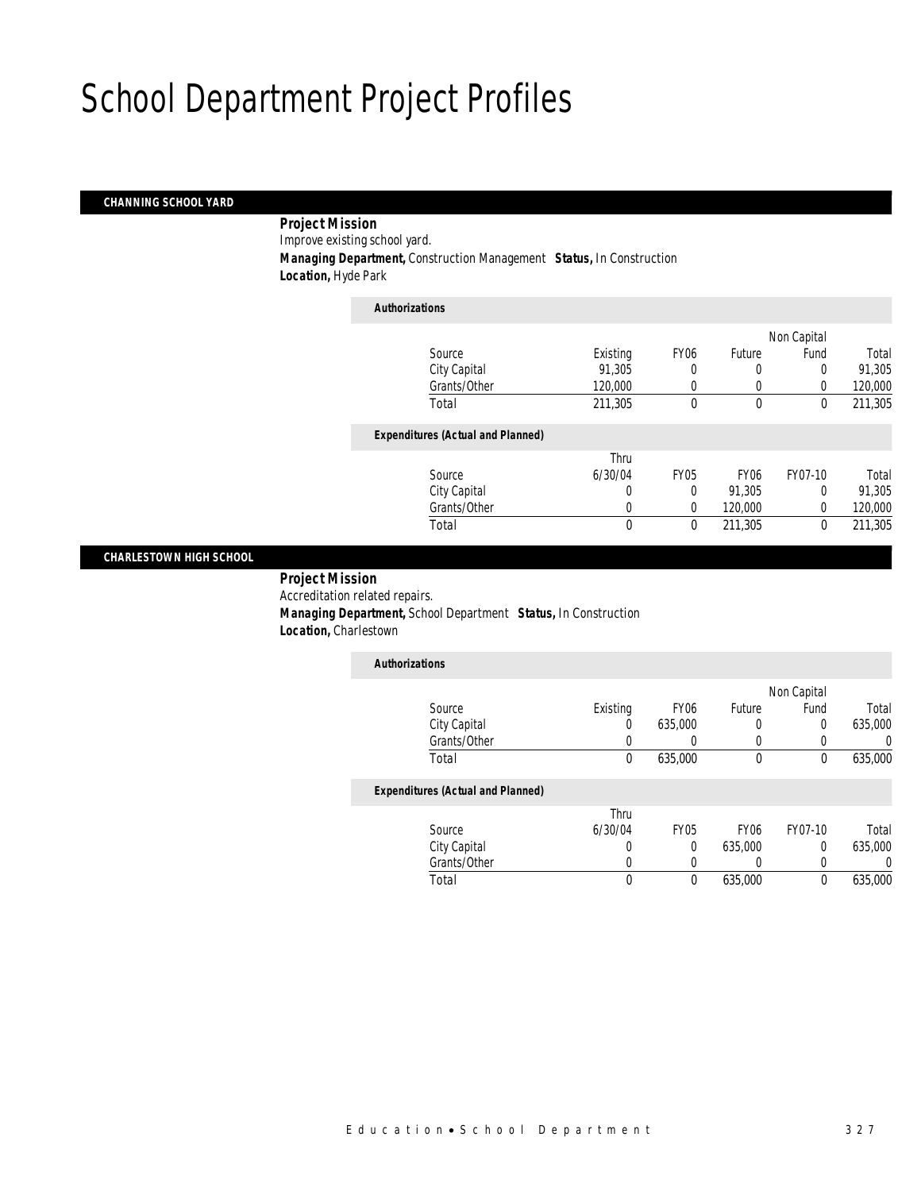# School Department Project Profiles

## CHANNING SCHOOL YARD

**Project Mission**

Improve existing school yard.

**Managing Department,** Construction Management **Status,** In Construction

**Location,** Hyde Park

*Authorizations*

| Source | Existing | FY06 | Future | Non Capital Fund | Total |
|---|---|---|---|---|---|
| City Capital | 91,305 | 0 | 0 | 0 | 91,305 |
| Grants/Other | 120,000 | 0 | 0 | 0 | 120,000 |
| Total | 211,305 | 0 | 0 | 0 | 211,305 |

*Expenditures (Actual and Planned)*

| Source | Thru 6/30/04 | FY05 | FY06 | FY07-10 | Total |
|---|---|---|---|---|---|
| City Capital | 0 | 0 | 91,305 | 0 | 91,305 |
| Grants/Other | 0 | 0 | 120,000 | 0 | 120,000 |
| Total | 0 | 0 | 211,305 | 0 | 211,305 |

## CHARLESTOWN HIGH SCHOOL

**Project Mission**

Accreditation related repairs.

**Managing Department,** School Department **Status,** In Construction

**Location,** Charlestown

*Authorizations*

| Source | Existing | FY06 | Future | Non Capital Fund | Total |
|---|---|---|---|---|---|
| City Capital | 0 | 635,000 | 0 | 0 | 635,000 |
| Grants/Other | 0 | 0 | 0 | 0 | 0 |
| Total | 0 | 635,000 | 0 | 0 | 635,000 |

*Expenditures (Actual and Planned)*

| Source | Thru 6/30/04 | FY05 | FY06 | FY07-10 | Total |
|---|---|---|---|---|---|
| City Capital | 0 | 0 | 635,000 | 0 | 635,000 |
| Grants/Other | 0 | 0 | 0 | 0 | 0 |
| Total | 0 | 0 | 635,000 | 0 | 635,000 |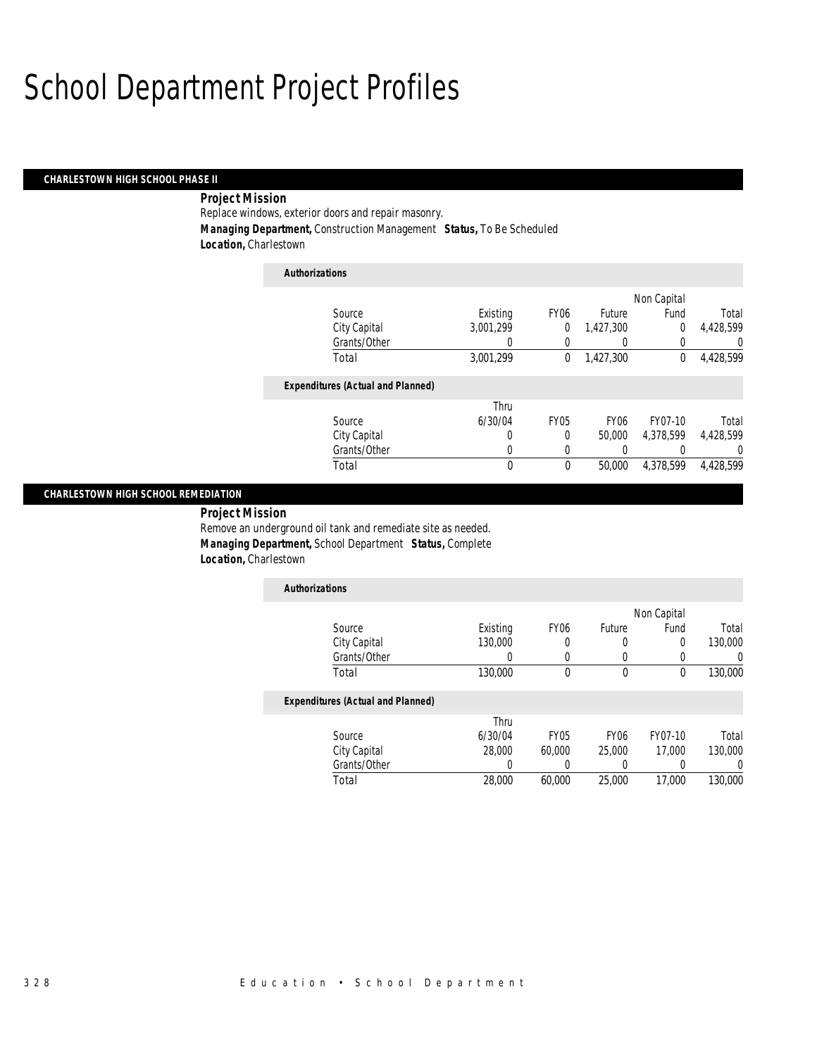# School Department Project Profiles

## CHARLESTOWN HIGH SCHOOL PHASE II

**Project Mission**

Replace windows, exterior doors and repair masonry.

**Managing Department,** Construction Management **Status,** To Be Scheduled

**Location,** Charlestown

**Authorizations**

| Source | Existing | FY06 | Future | Non Capital Fund | Total |
|---|---|---|---|---|---|
| City Capital | 3,001,299 | 0 | 1,427,300 | 0 | 4,428,599 |
| Grants/Other | 0 | 0 | 0 | 0 | 0 |
| Total | 3,001,299 | 0 | 1,427,300 | 0 | 4,428,599 |

**Expenditures (Actual and Planned)**

| Source | Thru 6/30/04 | FY05 | FY06 | FY07-10 | Total |
|---|---|---|---|---|---|
| City Capital | 0 | 0 | 50,000 | 4,378,599 | 4,428,599 |
| Grants/Other | 0 | 0 | 0 | 0 | 0 |
| Total | 0 | 0 | 50,000 | 4,378,599 | 4,428,599 |

## CHARLESTOWN HIGH SCHOOL REMEDIATION

**Project Mission**

Remove an underground oil tank and remediate site as needed.

**Managing Department,** School Department **Status,** Complete

**Location,** Charlestown

**Authorizations**

| Source | Existing | FY06 | Future | Non Capital Fund | Total |
|---|---|---|---|---|---|
| City Capital | 130,000 | 0 | 0 | 0 | 130,000 |
| Grants/Other | 0 | 0 | 0 | 0 | 0 |
| Total | 130,000 | 0 | 0 | 0 | 130,000 |

**Expenditures (Actual and Planned)**

| Source | Thru 6/30/04 | FY05 | FY06 | FY07-10 | Total |
|---|---|---|---|---|---|
| City Capital | 28,000 | 60,000 | 25,000 | 17,000 | 130,000 |
| Grants/Other | 0 | 0 | 0 | 0 | 0 |
| Total | 28,000 | 60,000 | 25,000 | 17,000 | 130,000 |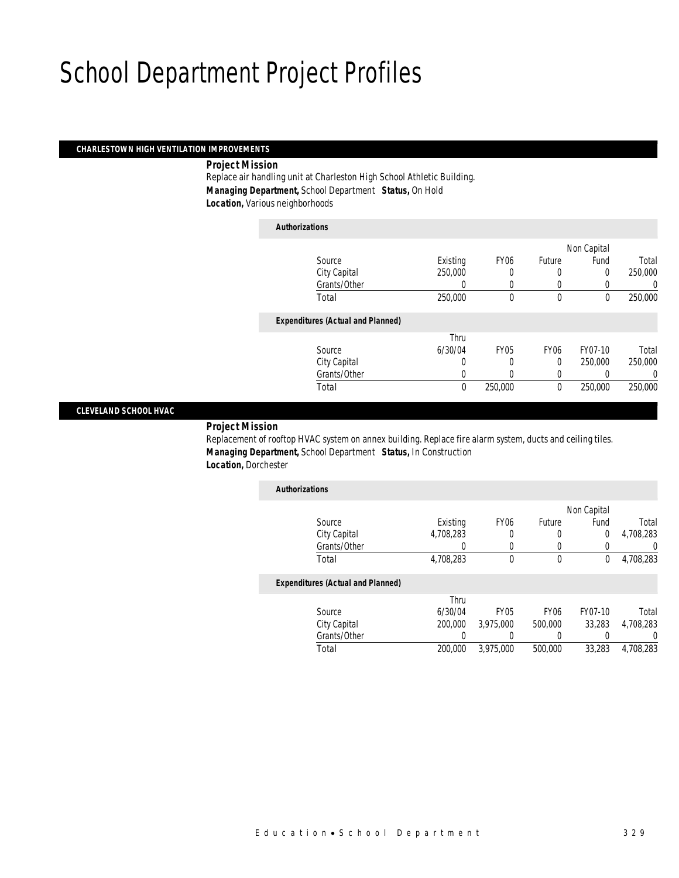# School Department Project Profiles

## CHARLESTOWN HIGH VENTILATION IMPROVEMENTS

***Project Mission***

Replace air handling unit at Charleston High School Athletic Building.

***Managing Department,*** School Department ***Status,*** On Hold

***Location,*** Various neighborhoods

***Authorizations***

| Source | Existing | FY06 | Future | Non Capital Fund | Total |
|---|---|---|---|---|---|
| City Capital | 250,000 | 0 | 0 | 0 | 250,000 |
| Grants/Other | 0 | 0 | 0 | 0 | 0 |
| Total | 250,000 | 0 | 0 | 0 | 250,000 |

***Expenditures (Actual and Planned)***

| Source | Thru 6/30/04 | FY05 | FY06 | FY07-10 | Total |
|---|---|---|---|---|---|
| City Capital | 0 | 0 | 0 | 250,000 | 250,000 |
| Grants/Other | 0 | 0 | 0 | 0 | 0 |
| Total | 0 | 250,000 | 0 | 250,000 | 250,000 |

## CLEVELAND SCHOOL HVAC

***Project Mission***

Replacement of rooftop HVAC system on annex building. Replace fire alarm system, ducts and ceiling tiles.

***Managing Department,*** School Department ***Status,*** In Construction

***Location,*** Dorchester

***Authorizations***

| Source | Existing | FY06 | Future | Non Capital Fund | Total |
|---|---|---|---|---|---|
| City Capital | 4,708,283 | 0 | 0 | 0 | 4,708,283 |
| Grants/Other | 0 | 0 | 0 | 0 | 0 |
| Total | 4,708,283 | 0 | 0 | 0 | 4,708,283 |

***Expenditures (Actual and Planned)***

| Source | Thru 6/30/04 | FY05 | FY06 | FY07-10 | Total |
|---|---|---|---|---|---|
| City Capital | 200,000 | 3,975,000 | 500,000 | 33,283 | 4,708,283 |
| Grants/Other | 0 | 0 | 0 | 0 | 0 |
| Total | 200,000 | 3,975,000 | 500,000 | 33,283 | 4,708,283 |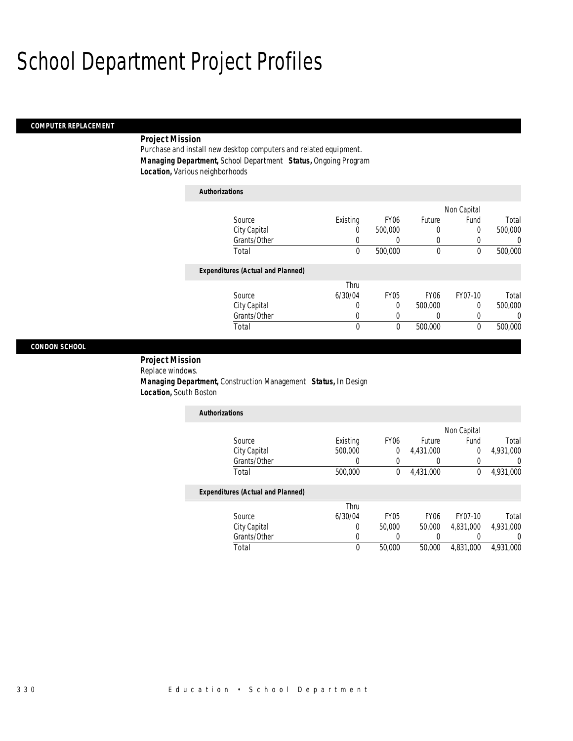# School Department Project Profiles

## COMPUTER REPLACEMENT

**Project Mission**

Purchase and install new desktop computers and related equipment.

**Managing Department,** School Department **Status,** Ongoing Program

**Location,** Various neighborhoods

*Authorizations*

| Source | Existing | FY06 | Future | Non Capital Fund | Total |
|---|---|---|---|---|---|
| City Capital | 0 | 500,000 | 0 | 0 | 500,000 |
| Grants/Other | 0 | 0 | 0 | 0 | 0 |
| Total | 0 | 500,000 | 0 | 0 | 500,000 |

*Expenditures (Actual and Planned)*

| Source | Thru 6/30/04 | FY05 | FY06 | FY07-10 | Total |
|---|---|---|---|---|---|
| City Capital | 0 | 0 | 500,000 | 0 | 500,000 |
| Grants/Other | 0 | 0 | 0 | 0 | 0 |
| Total | 0 | 0 | 500,000 | 0 | 500,000 |

## CONDON SCHOOL

**Project Mission**

Replace windows.

**Managing Department,** Construction Management **Status,** In Design

**Location,** South Boston

*Authorizations*

| Source | Existing | FY06 | Future | Non Capital Fund | Total |
|---|---|---|---|---|---|
| City Capital | 500,000 | 0 | 4,431,000 | 0 | 4,931,000 |
| Grants/Other | 0 | 0 | 0 | 0 | 0 |
| Total | 500,000 | 0 | 4,431,000 | 0 | 4,931,000 |

*Expenditures (Actual and Planned)*

| Source | Thru 6/30/04 | FY05 | FY06 | FY07-10 | Total |
|---|---|---|---|---|---|
| City Capital | 0 | 50,000 | 50,000 | 4,831,000 | 4,931,000 |
| Grants/Other | 0 | 0 | 0 | 0 | 0 |
| Total | 0 | 50,000 | 50,000 | 4,831,000 | 4,931,000 |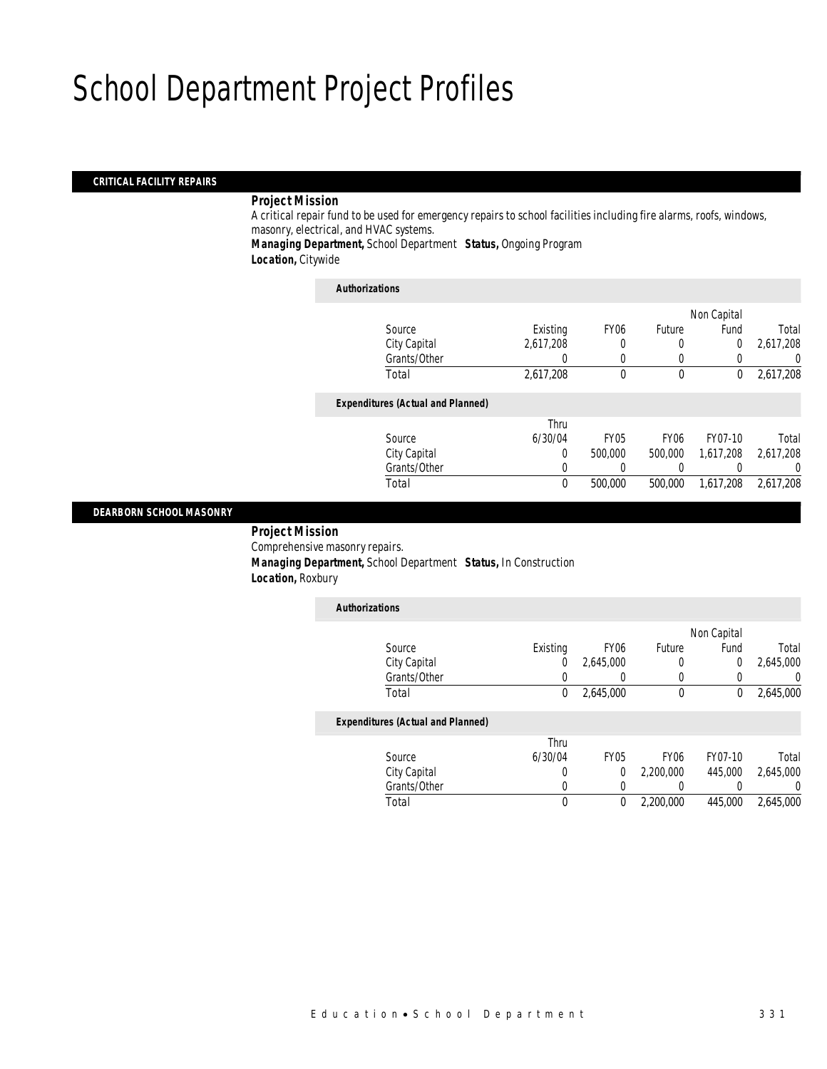# School Department Project Profiles

## CRITICAL FACILITY REPAIRS

**Project Mission**

A critical repair fund to be used for emergency repairs to school facilities including fire alarms, roofs, windows, masonry, electrical, and HVAC systems.

**Managing Department,** School Department **Status,** Ongoing Program

**Location,** Citywide

***Authorizations***

| Source | Existing | FY06 | Future | Non Capital Fund | Total |
|---|---|---|---|---|---|
| City Capital | 2,617,208 | 0 | 0 | 0 | 2,617,208 |
| Grants/Other | 0 | 0 | 0 | 0 | 0 |
| Total | 2,617,208 | 0 | 0 | 0 | 2,617,208 |

***Expenditures (Actual and Planned)***

| Source | Thru 6/30/04 | FY05 | FY06 | FY07-10 | Total |
|---|---|---|---|---|---|
| City Capital | 0 | 500,000 | 500,000 | 1,617,208 | 2,617,208 |
| Grants/Other | 0 | 0 | 0 | 0 | 0 |
| Total | 0 | 500,000 | 500,000 | 1,617,208 | 2,617,208 |

## DEARBORN SCHOOL MASONRY

**Project Mission**

Comprehensive masonry repairs.

**Managing Department,** School Department **Status,** In Construction

**Location,** Roxbury

***Authorizations***

| Source | Existing | FY06 | Future | Non Capital Fund | Total |
|---|---|---|---|---|---|
| City Capital | 0 | 2,645,000 | 0 | 0 | 2,645,000 |
| Grants/Other | 0 | 0 | 0 | 0 | 0 |
| Total | 0 | 2,645,000 | 0 | 0 | 2,645,000 |

***Expenditures (Actual and Planned)***

| Source | Thru 6/30/04 | FY05 | FY06 | FY07-10 | Total |
|---|---|---|---|---|---|
| City Capital | 0 | 0 | 2,200,000 | 445,000 | 2,645,000 |
| Grants/Other | 0 | 0 | 0 | 0 | 0 |
| Total | 0 | 0 | 2,200,000 | 445,000 | 2,645,000 |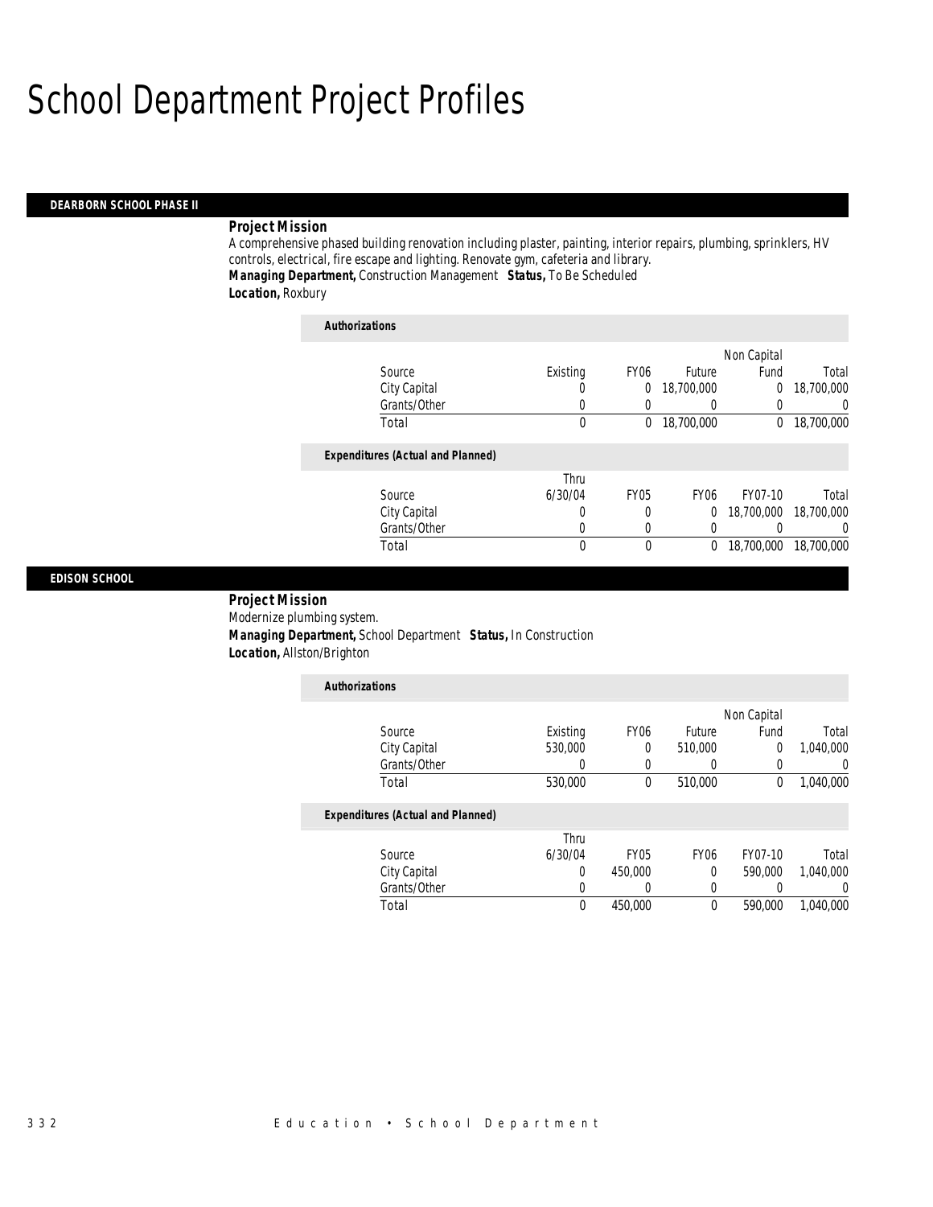# School Department Project Profiles

## DEARBORN SCHOOL PHASE II

***Project Mission***

A comprehensive phased building renovation including plaster, painting, interior repairs, plumbing, sprinklers, HV controls, electrical, fire escape and lighting. Renovate gym, cafeteria and library.

***Managing Department,*** Construction Management ***Status,*** To Be Scheduled

***Location,*** Roxbury

***Authorizations***

| Source | Existing | FY06 | Future | Non Capital Fund | Total |
|---|---|---|---|---|---|
| City Capital | 0 | 0 | 18,700,000 | 0 | 18,700,000 |
| Grants/Other | 0 | 0 | 0 | 0 | 0 |
| Total | 0 | 0 | 18,700,000 | 0 | 18,700,000 |

***Expenditures (Actual and Planned)***

| Source | Thru 6/30/04 | FY05 | FY06 | FY07-10 | Total |
|---|---|---|---|---|---|
| City Capital | 0 | 0 | 0 | 18,700,000 | 18,700,000 |
| Grants/Other | 0 | 0 | 0 | 0 | 0 |
| Total | 0 | 0 | 0 | 18,700,000 | 18,700,000 |

## EDISON SCHOOL

***Project Mission***

Modernize plumbing system.

***Managing Department,*** School Department ***Status,*** In Construction

***Location,*** Allston/Brighton

***Authorizations***

| Source | Existing | FY06 | Future | Non Capital Fund | Total |
|---|---|---|---|---|---|
| City Capital | 530,000 | 0 | 510,000 | 0 | 1,040,000 |
| Grants/Other | 0 | 0 | 0 | 0 | 0 |
| Total | 530,000 | 0 | 510,000 | 0 | 1,040,000 |

***Expenditures (Actual and Planned)***

| Source | Thru 6/30/04 | FY05 | FY06 | FY07-10 | Total |
|---|---|---|---|---|---|
| City Capital | 0 | 450,000 | 0 | 590,000 | 1,040,000 |
| Grants/Other | 0 | 0 | 0 | 0 | 0 |
| Total | 0 | 450,000 | 0 | 590,000 | 1,040,000 |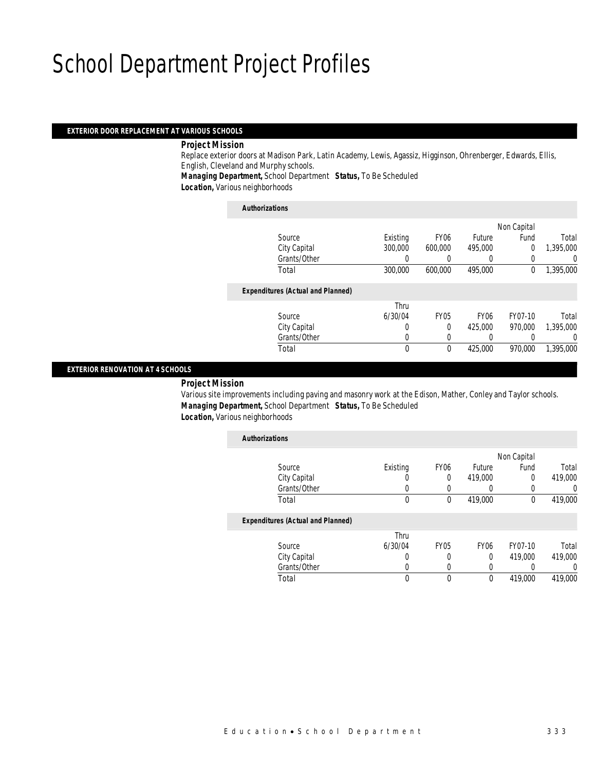# School Department Project Profiles

## EXTERIOR DOOR REPLACEMENT AT VARIOUS SCHOOLS

**Project Mission**

Replace exterior doors at Madison Park, Latin Academy, Lewis, Agassiz, Higginson, Ohrenberger, Edwards, Ellis, English, Cleveland and Murphy schools.

**Managing Department,** School Department **Status,** To Be Scheduled

**Location,** Various neighborhoods

**Authorizations**

| Source | Existing | FY06 | Future | Non Capital Fund | Total |
|---|---|---|---|---|---|
| City Capital | 300,000 | 600,000 | 495,000 | 0 | 1,395,000 |
| Grants/Other | 0 | 0 | 0 | 0 | 0 |
| Total | 300,000 | 600,000 | 495,000 | 0 | 1,395,000 |

**Expenditures (Actual and Planned)**

| Source | Thru 6/30/04 | FY05 | FY06 | FY07-10 | Total |
|---|---|---|---|---|---|
| City Capital | 0 | 0 | 425,000 | 970,000 | 1,395,000 |
| Grants/Other | 0 | 0 | 0 | 0 | 0 |
| Total | 0 | 0 | 425,000 | 970,000 | 1,395,000 |

## EXTERIOR RENOVATION AT 4 SCHOOLS

**Project Mission**

Various site improvements including paving and masonry work at the Edison, Mather, Conley and Taylor schools.

**Managing Department,** School Department **Status,** To Be Scheduled

**Location,** Various neighborhoods

**Authorizations**

| Source | Existing | FY06 | Future | Non Capital Fund | Total |
|---|---|---|---|---|---|
| City Capital | 0 | 0 | 419,000 | 0 | 419,000 |
| Grants/Other | 0 | 0 | 0 | 0 | 0 |
| Total | 0 | 0 | 419,000 | 0 | 419,000 |

**Expenditures (Actual and Planned)**

| Source | Thru 6/30/04 | FY05 | FY06 | FY07-10 | Total |
|---|---|---|---|---|---|
| City Capital | 0 | 0 | 0 | 419,000 | 419,000 |
| Grants/Other | 0 | 0 | 0 | 0 | 0 |
| Total | 0 | 0 | 0 | 419,000 | 419,000 |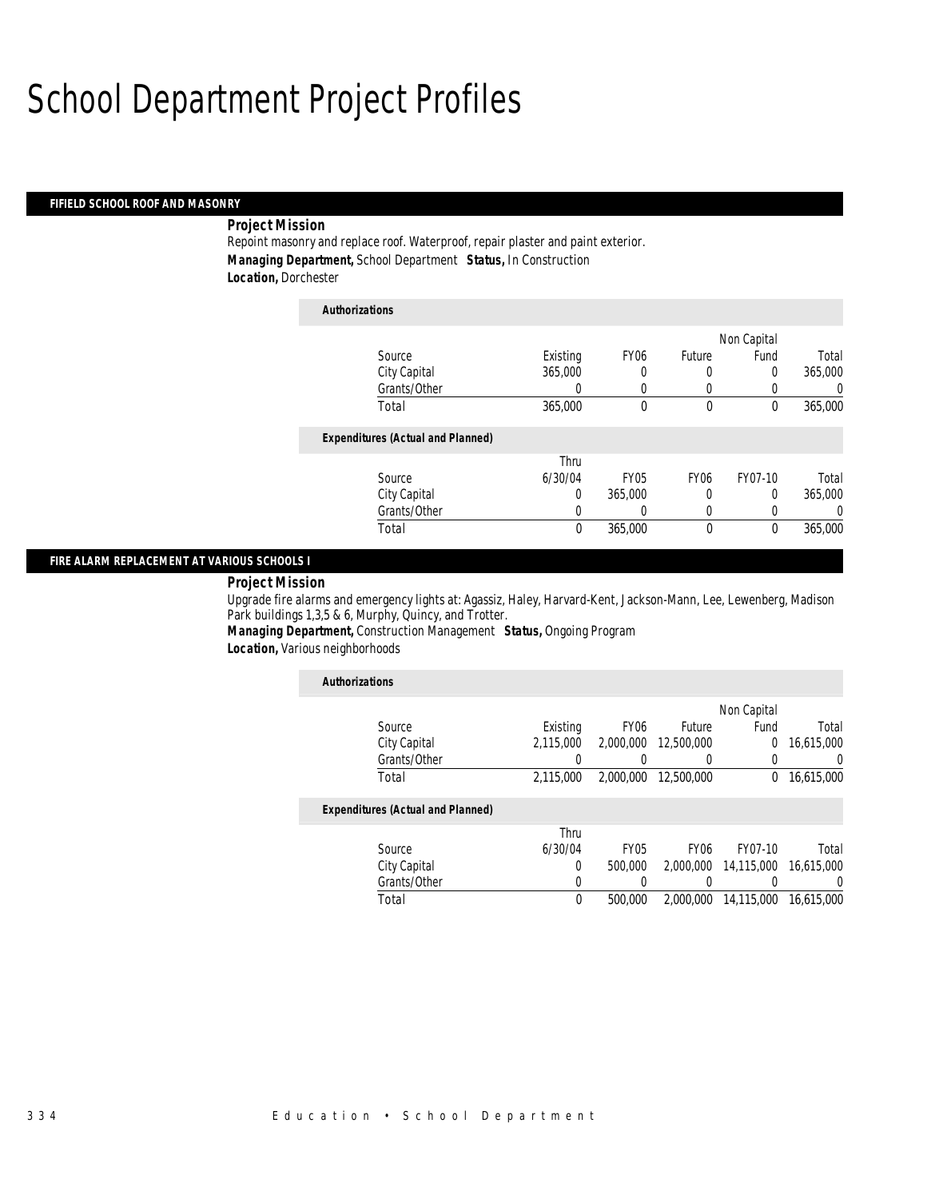# School Department Project Profiles

## FIFIELD SCHOOL ROOF AND MASONRY

**Project Mission**

Repoint masonry and replace roof. Waterproof, repair plaster and paint exterior.

**Managing Department,** School Department **Status,** In Construction

**Location,** Dorchester

**Authorizations**

| Source | Existing | FY06 | Future | Non Capital Fund | Total |
|---|---|---|---|---|---|
| City Capital | 365,000 | 0 | 0 | 0 | 365,000 |
| Grants/Other | 0 | 0 | 0 | 0 | 0 |
| Total | 365,000 | 0 | 0 | 0 | 365,000 |

**Expenditures (Actual and Planned)**

| Source | Thru 6/30/04 | FY05 | FY06 | FY07-10 | Total |
|---|---|---|---|---|---|
| City Capital | 0 | 365,000 | 0 | 0 | 365,000 |
| Grants/Other | 0 | 0 | 0 | 0 | 0 |
| Total | 0 | 365,000 | 0 | 0 | 365,000 |

## FIRE ALARM REPLACEMENT AT VARIOUS SCHOOLS I

**Project Mission**

Upgrade fire alarms and emergency lights at: Agassiz, Haley, Harvard-Kent, Jackson-Mann, Lee, Lewenberg, Madison Park buildings 1,3,5 & 6, Murphy, Quincy, and Trotter.

**Managing Department,** Construction Management **Status,** Ongoing Program

**Location,** Various neighborhoods

**Authorizations**

| Source | Existing | FY06 | Future | Non Capital Fund | Total |
|---|---|---|---|---|---|
| City Capital | 2,115,000 | 2,000,000 | 12,500,000 | 0 | 16,615,000 |
| Grants/Other | 0 | 0 | 0 | 0 | 0 |
| Total | 2,115,000 | 2,000,000 | 12,500,000 | 0 | 16,615,000 |

**Expenditures (Actual and Planned)**

| Source | Thru 6/30/04 | FY05 | FY06 | FY07-10 | Total |
|---|---|---|---|---|---|
| City Capital | 0 | 500,000 | 2,000,000 | 14,115,000 | 16,615,000 |
| Grants/Other | 0 | 0 | 0 | 0 | 0 |
| Total | 0 | 500,000 | 2,000,000 | 14,115,000 | 16,615,000 |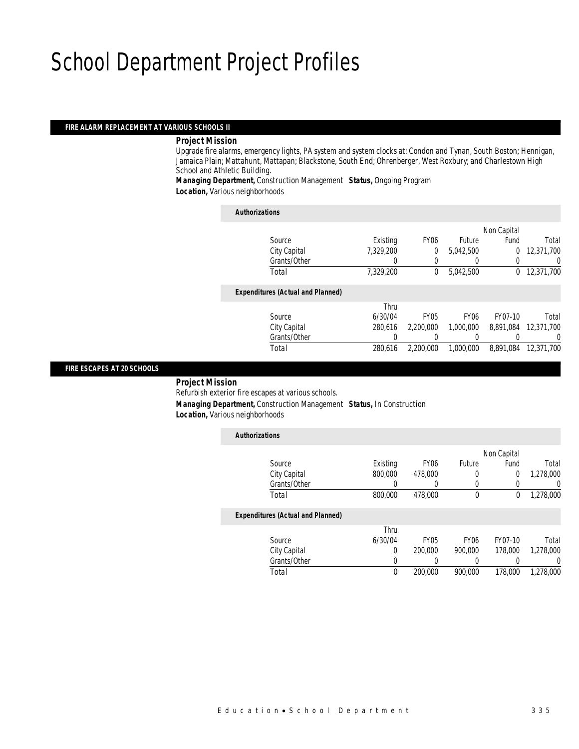# School Department Project Profiles

## FIRE ALARM REPLACEMENT AT VARIOUS SCHOOLS II

**Project Mission**

Upgrade fire alarms, emergency lights, PA system and system clocks at: Condon and Tynan, South Boston; Hennigan, Jamaica Plain; Mattahunt, Mattapan; Blackstone, South End; Ohrenberger, West Roxbury; and Charlestown High School and Athletic Building.

**Managing Department,** Construction Management **Status,** Ongoing Program

**Location,** Various neighborhoods

*Authorizations*

| Source | Existing | FY06 | Future | Non Capital Fund | Total |
|---|---|---|---|---|---|
| City Capital | 7,329,200 | 0 | 5,042,500 | 0 | 12,371,700 |
| Grants/Other | 0 | 0 | 0 | 0 | 0 |
| Total | 7,329,200 | 0 | 5,042,500 | 0 | 12,371,700 |

*Expenditures (Actual and Planned)*

| Source | Thru 6/30/04 | FY05 | FY06 | FY07-10 | Total |
|---|---|---|---|---|---|
| City Capital | 280,616 | 2,200,000 | 1,000,000 | 8,891,084 | 12,371,700 |
| Grants/Other | 0 | 0 | 0 | 0 | 0 |
| Total | 280,616 | 2,200,000 | 1,000,000 | 8,891,084 | 12,371,700 |

## FIRE ESCAPES AT 20 SCHOOLS

**Project Mission**

Refurbish exterior fire escapes at various schools.

**Managing Department,** Construction Management **Status,** In Construction

**Location,** Various neighborhoods

*Authorizations*

| Source | Existing | FY06 | Future | Non Capital Fund | Total |
|---|---|---|---|---|---|
| City Capital | 800,000 | 478,000 | 0 | 0 | 1,278,000 |
| Grants/Other | 0 | 0 | 0 | 0 | 0 |
| Total | 800,000 | 478,000 | 0 | 0 | 1,278,000 |

*Expenditures (Actual and Planned)*

| Source | Thru 6/30/04 | FY05 | FY06 | FY07-10 | Total |
|---|---|---|---|---|---|
| City Capital | 0 | 200,000 | 900,000 | 178,000 | 1,278,000 |
| Grants/Other | 0 | 0 | 0 | 0 | 0 |
| Total | 0 | 200,000 | 900,000 | 178,000 | 1,278,000 |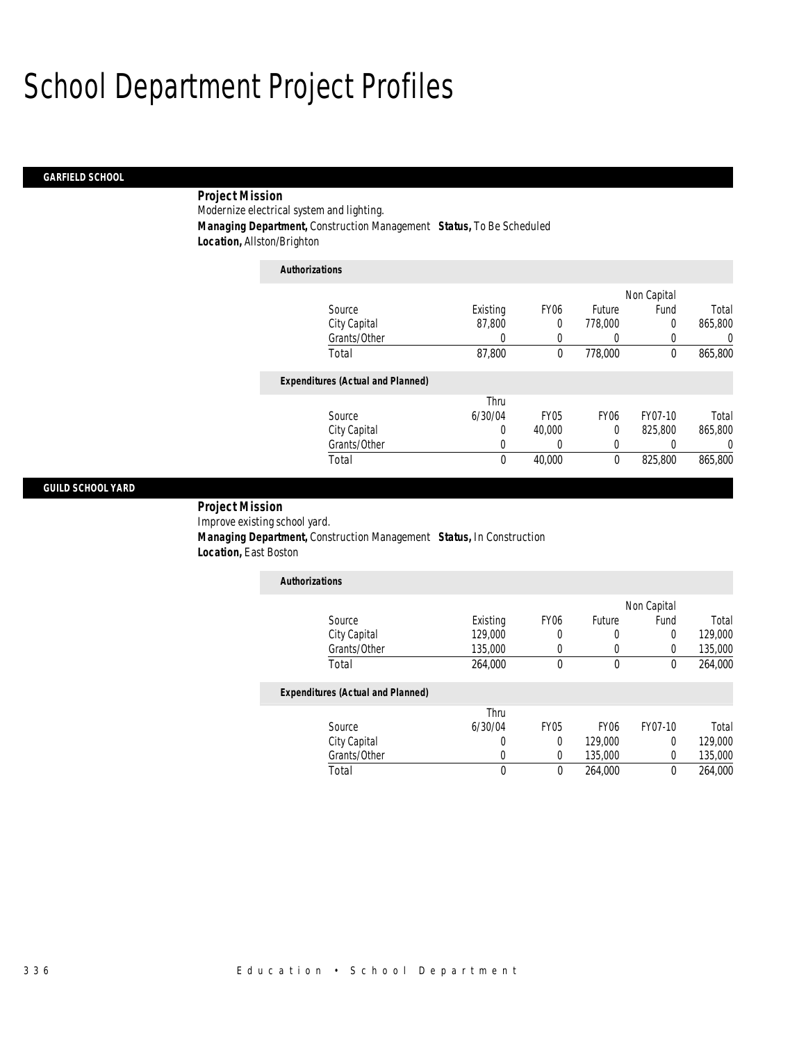# School Department Project Profiles

## GARFIELD SCHOOL

**Project Mission**

Modernize electrical system and lighting.

**Managing Department,** Construction Management **Status,** To Be Scheduled

**Location,** Allston/Brighton

**Authorizations**

| Source | Existing | FY06 | Future | Non Capital Fund | Total |
|---|---|---|---|---|---|
| City Capital | 87,800 | 0 | 778,000 | 0 | 865,800 |
| Grants/Other | 0 | 0 | 0 | 0 | 0 |
| Total | 87,800 | 0 | 778,000 | 0 | 865,800 |

**Expenditures (Actual and Planned)**

| Source | Thru 6/30/04 | FY05 | FY06 | FY07-10 | Total |
|---|---|---|---|---|---|
| City Capital | 0 | 40,000 | 0 | 825,800 | 865,800 |
| Grants/Other | 0 | 0 | 0 | 0 | 0 |
| Total | 0 | 40,000 | 0 | 825,800 | 865,800 |

## GUILD SCHOOL YARD

**Project Mission**

Improve existing school yard.

**Managing Department,** Construction Management **Status,** In Construction

**Location,** East Boston

**Authorizations**

| Source | Existing | FY06 | Future | Non Capital Fund | Total |
|---|---|---|---|---|---|
| City Capital | 129,000 | 0 | 0 | 0 | 129,000 |
| Grants/Other | 135,000 | 0 | 0 | 0 | 135,000 |
| Total | 264,000 | 0 | 0 | 0 | 264,000 |

**Expenditures (Actual and Planned)**

| Source | Thru 6/30/04 | FY05 | FY06 | FY07-10 | Total |
|---|---|---|---|---|---|
| City Capital | 0 | 0 | 129,000 | 0 | 129,000 |
| Grants/Other | 0 | 0 | 135,000 | 0 | 135,000 |
| Total | 0 | 0 | 264,000 | 0 | 264,000 |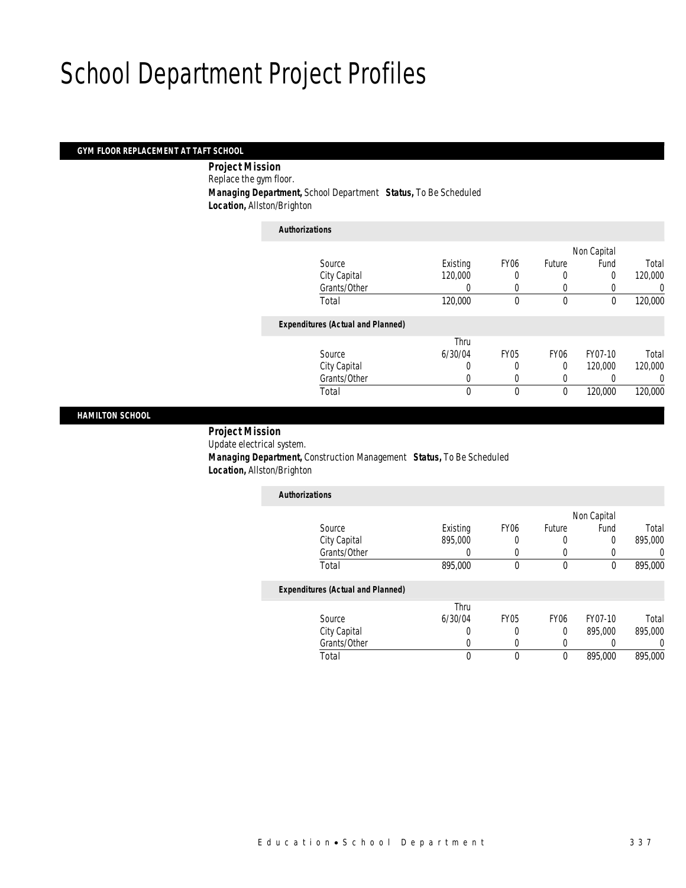# School Department Project Profiles

## GYM FLOOR REPLACEMENT AT TAFT SCHOOL

***Project Mission***

Replace the gym floor.

***Managing Department,*** School Department ***Status,*** To Be Scheduled

***Location,*** Allston/Brighton

***Authorizations***

| Source | Existing | FY06 | Future | Non Capital Fund | Total |
|---|---|---|---|---|---|
| City Capital | 120,000 | 0 | 0 | 0 | 120,000 |
| Grants/Other | 0 | 0 | 0 | 0 | 0 |
| Total | 120,000 | 0 | 0 | 0 | 120,000 |

***Expenditures (Actual and Planned)***

| Source | Thru 6/30/04 | FY05 | FY06 | FY07-10 | Total |
|---|---|---|---|---|---|
| City Capital | 0 | 0 | 0 | 120,000 | 120,000 |
| Grants/Other | 0 | 0 | 0 | 0 | 0 |
| Total | 0 | 0 | 0 | 120,000 | 120,000 |

## HAMILTON SCHOOL

***Project Mission***

Update electrical system.

***Managing Department,*** Construction Management ***Status,*** To Be Scheduled

***Location,*** Allston/Brighton

***Authorizations***

| Source | Existing | FY06 | Future | Non Capital Fund | Total |
|---|---|---|---|---|---|
| City Capital | 895,000 | 0 | 0 | 0 | 895,000 |
| Grants/Other | 0 | 0 | 0 | 0 | 0 |
| Total | 895,000 | 0 | 0 | 0 | 895,000 |

***Expenditures (Actual and Planned)***

| Source | Thru 6/30/04 | FY05 | FY06 | FY07-10 | Total |
|---|---|---|---|---|---|
| City Capital | 0 | 0 | 0 | 895,000 | 895,000 |
| Grants/Other | 0 | 0 | 0 | 0 | 0 |
| Total | 0 | 0 | 0 | 895,000 | 895,000 |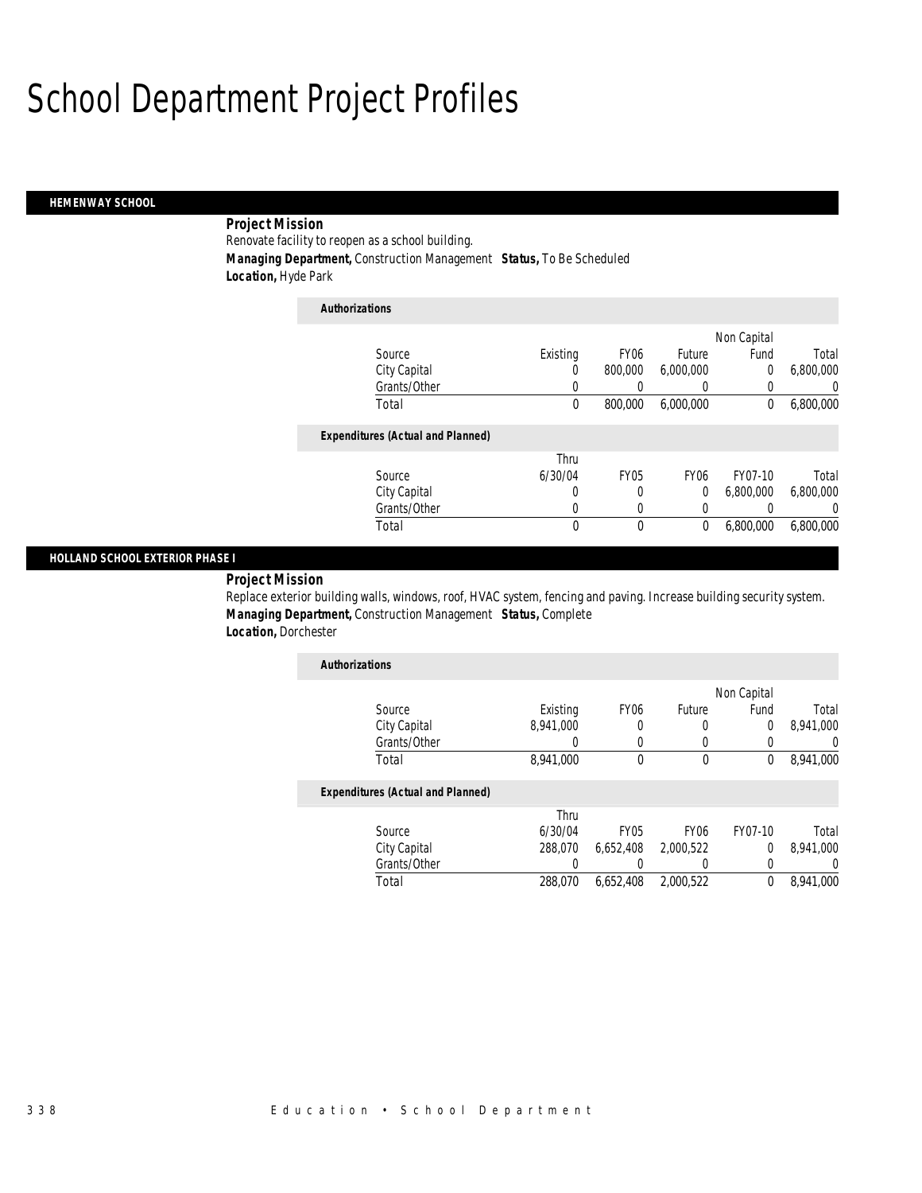# School Department Project Profiles

## HEMENWAY SCHOOL

***Project Mission***

Renovate facility to reopen as a school building.

***Managing Department,*** Construction Management ***Status,*** To Be Scheduled

***Location,*** Hyde Park

***Authorizations***

| Source | Existing | FY06 | Future | Non Capital Fund | Total |
|---|---|---|---|---|---|
| City Capital | 0 | 800,000 | 6,000,000 | 0 | 6,800,000 |
| Grants/Other | 0 | 0 | 0 | 0 | 0 |
| Total | 0 | 800,000 | 6,000,000 | 0 | 6,800,000 |

***Expenditures (Actual and Planned)***

| Source | Thru 6/30/04 | FY05 | FY06 | FY07-10 | Total |
|---|---|---|---|---|---|
| City Capital | 0 | 0 | 0 | 6,800,000 | 6,800,000 |
| Grants/Other | 0 | 0 | 0 | 0 | 0 |
| Total | 0 | 0 | 0 | 6,800,000 | 6,800,000 |

## HOLLAND SCHOOL EXTERIOR PHASE I

***Project Mission***

Replace exterior building walls, windows, roof, HVAC system, fencing and paving. Increase building security system.

***Managing Department,*** Construction Management ***Status,*** Complete

***Location,*** Dorchester

***Authorizations***

| Source | Existing | FY06 | Future | Non Capital Fund | Total |
|---|---|---|---|---|---|
| City Capital | 8,941,000 | 0 | 0 | 0 | 8,941,000 |
| Grants/Other | 0 | 0 | 0 | 0 | 0 |
| Total | 8,941,000 | 0 | 0 | 0 | 8,941,000 |

***Expenditures (Actual and Planned)***

| Source | Thru 6/30/04 | FY05 | FY06 | FY07-10 | Total |
|---|---|---|---|---|---|
| City Capital | 288,070 | 6,652,408 | 2,000,522 | 0 | 8,941,000 |
| Grants/Other | 0 | 0 | 0 | 0 | 0 |
| Total | 288,070 | 6,652,408 | 2,000,522 | 0 | 8,941,000 |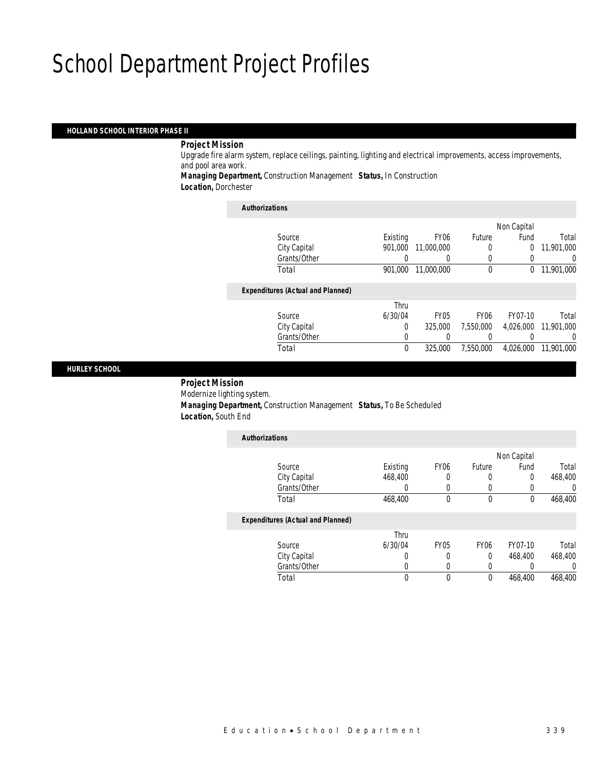# School Department Project Profiles

## HOLLAND SCHOOL INTERIOR PHASE II

**Project Mission**

Upgrade fire alarm system, replace ceilings, painting, lighting and electrical improvements, access improvements, and pool area work.

**Managing Department,** Construction Management **Status,** In Construction

**Location,** Dorchester

**Authorizations**

| Source | Existing | FY06 | Future | Non Capital Fund | Total |
|---|---|---|---|---|---|
| City Capital | 901,000 | 11,000,000 | 0 | 0 | 11,901,000 |
| Grants/Other | 0 | 0 | 0 | 0 | 0 |
| Total | 901,000 | 11,000,000 | 0 | 0 | 11,901,000 |

**Expenditures (Actual and Planned)**

| Source | Thru 6/30/04 | FY05 | FY06 | FY07-10 | Total |
|---|---|---|---|---|---|
| City Capital | 0 | 325,000 | 7,550,000 | 4,026,000 | 11,901,000 |
| Grants/Other | 0 | 0 | 0 | 0 | 0 |
| Total | 0 | 325,000 | 7,550,000 | 4,026,000 | 11,901,000 |

## HURLEY SCHOOL

**Project Mission**

Modernize lighting system.

**Managing Department,** Construction Management **Status,** To Be Scheduled

**Location,** South End

**Authorizations**

| Source | Existing | FY06 | Future | Non Capital Fund | Total |
|---|---|---|---|---|---|
| City Capital | 468,400 | 0 | 0 | 0 | 468,400 |
| Grants/Other | 0 | 0 | 0 | 0 | 0 |
| Total | 468,400 | 0 | 0 | 0 | 468,400 |

**Expenditures (Actual and Planned)**

| Source | Thru 6/30/04 | FY05 | FY06 | FY07-10 | Total |
|---|---|---|---|---|---|
| City Capital | 0 | 0 | 0 | 468,400 | 468,400 |
| Grants/Other | 0 | 0 | 0 | 0 | 0 |
| Total | 0 | 0 | 0 | 468,400 | 468,400 |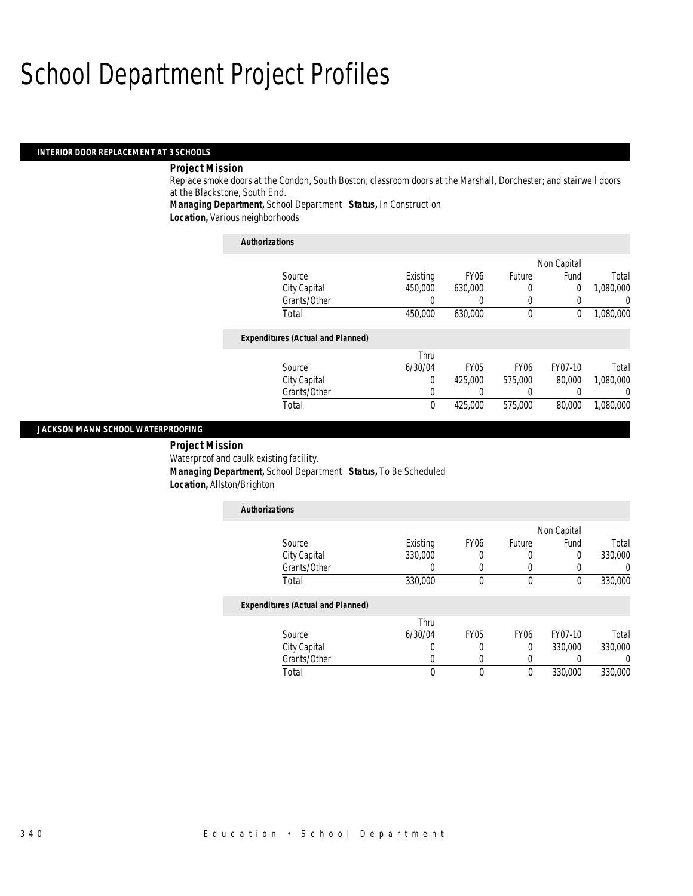# School Department Project Profiles

## INTERIOR DOOR REPLACEMENT AT 3 SCHOOLS

**Project Mission**

Replace smoke doors at the Condon, South Boston; classroom doors at the Marshall, Dorchester; and stairwell doors at the Blackstone, South End.

**Managing Department,** School Department **Status,** In Construction

**Location,** Various neighborhoods

**Authorizations**

| Source | Existing | FY06 | Future | Non Capital Fund | Total |
|---|---|---|---|---|---|
| City Capital | 450,000 | 630,000 | 0 | 0 | 1,080,000 |
| Grants/Other | 0 | 0 | 0 | 0 | 0 |
| Total | 450,000 | 630,000 | 0 | 0 | 1,080,000 |

**Expenditures (Actual and Planned)**

| Source | Thru 6/30/04 | FY05 | FY06 | FY07-10 | Total |
|---|---|---|---|---|---|
| City Capital | 0 | 425,000 | 575,000 | 80,000 | 1,080,000 |
| Grants/Other | 0 | 0 | 0 | 0 | 0 |
| Total | 0 | 425,000 | 575,000 | 80,000 | 1,080,000 |

## JACKSON MANN SCHOOL WATERPROOFING

**Project Mission**

Waterproof and caulk existing facility.

**Managing Department,** School Department **Status,** To Be Scheduled

**Location,** Allston/Brighton

**Authorizations**

| Source | Existing | FY06 | Future | Non Capital Fund | Total |
|---|---|---|---|---|---|
| City Capital | 330,000 | 0 | 0 | 0 | 330,000 |
| Grants/Other | 0 | 0 | 0 | 0 | 0 |
| Total | 330,000 | 0 | 0 | 0 | 330,000 |

**Expenditures (Actual and Planned)**

| Source | Thru 6/30/04 | FY05 | FY06 | FY07-10 | Total |
|---|---|---|---|---|---|
| City Capital | 0 | 0 | 0 | 330,000 | 330,000 |
| Grants/Other | 0 | 0 | 0 | 0 | 0 |
| Total | 0 | 0 | 0 | 330,000 | 330,000 |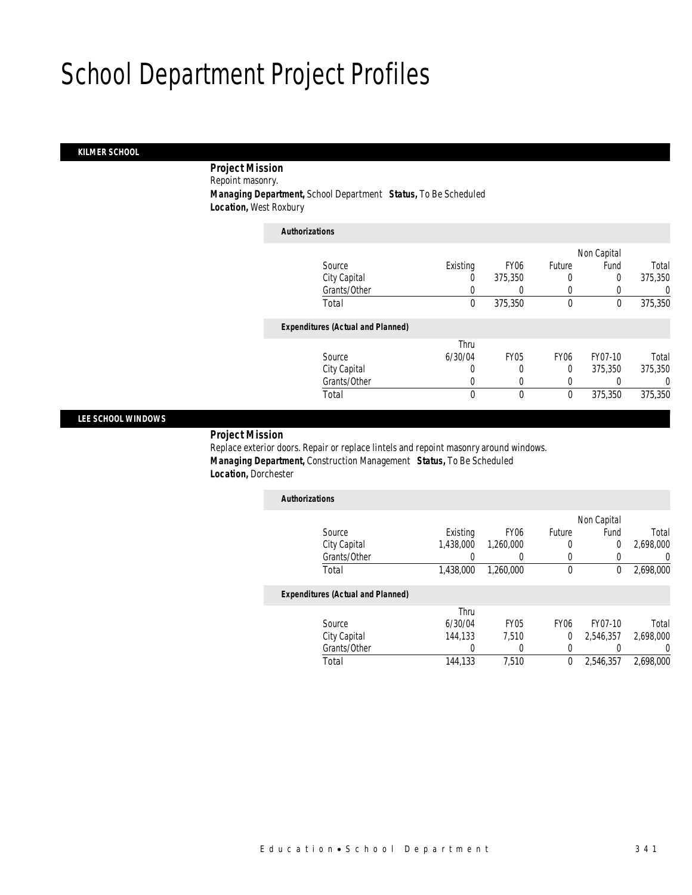# School Department Project Profiles

## KILMER SCHOOL

**Project Mission**

Repoint masonry.

**Managing Department,** School Department **Status,** To Be Scheduled

**Location,** West Roxbury

*Authorizations*

| Source | Existing | FY06 | Future | Non Capital Fund | Total |
|---|---|---|---|---|---|
| City Capital | 0 | 375,350 | 0 | 0 | 375,350 |
| Grants/Other | 0 | 0 | 0 | 0 | 0 |
| Total | 0 | 375,350 | 0 | 0 | 375,350 |

*Expenditures (Actual and Planned)*

| Source | Thru 6/30/04 | FY05 | FY06 | FY07-10 | Total |
|---|---|---|---|---|---|
| City Capital | 0 | 0 | 0 | 375,350 | 375,350 |
| Grants/Other | 0 | 0 | 0 | 0 | 0 |
| Total | 0 | 0 | 0 | 375,350 | 375,350 |

## LEE SCHOOL WINDOWS

**Project Mission**

Replace exterior doors. Repair or replace lintels and repoint masonry around windows.

**Managing Department,** Construction Management **Status,** To Be Scheduled

**Location,** Dorchester

*Authorizations*

| Source | Existing | FY06 | Future | Non Capital Fund | Total |
|---|---|---|---|---|---|
| City Capital | 1,438,000 | 1,260,000 | 0 | 0 | 2,698,000 |
| Grants/Other | 0 | 0 | 0 | 0 | 0 |
| Total | 1,438,000 | 1,260,000 | 0 | 0 | 2,698,000 |

*Expenditures (Actual and Planned)*

| Source | Thru 6/30/04 | FY05 | FY06 | FY07-10 | Total |
|---|---|---|---|---|---|
| City Capital | 144,133 | 7,510 | 0 | 2,546,357 | 2,698,000 |
| Grants/Other | 0 | 0 | 0 | 0 | 0 |
| Total | 144,133 | 7,510 | 0 | 2,546,357 | 2,698,000 |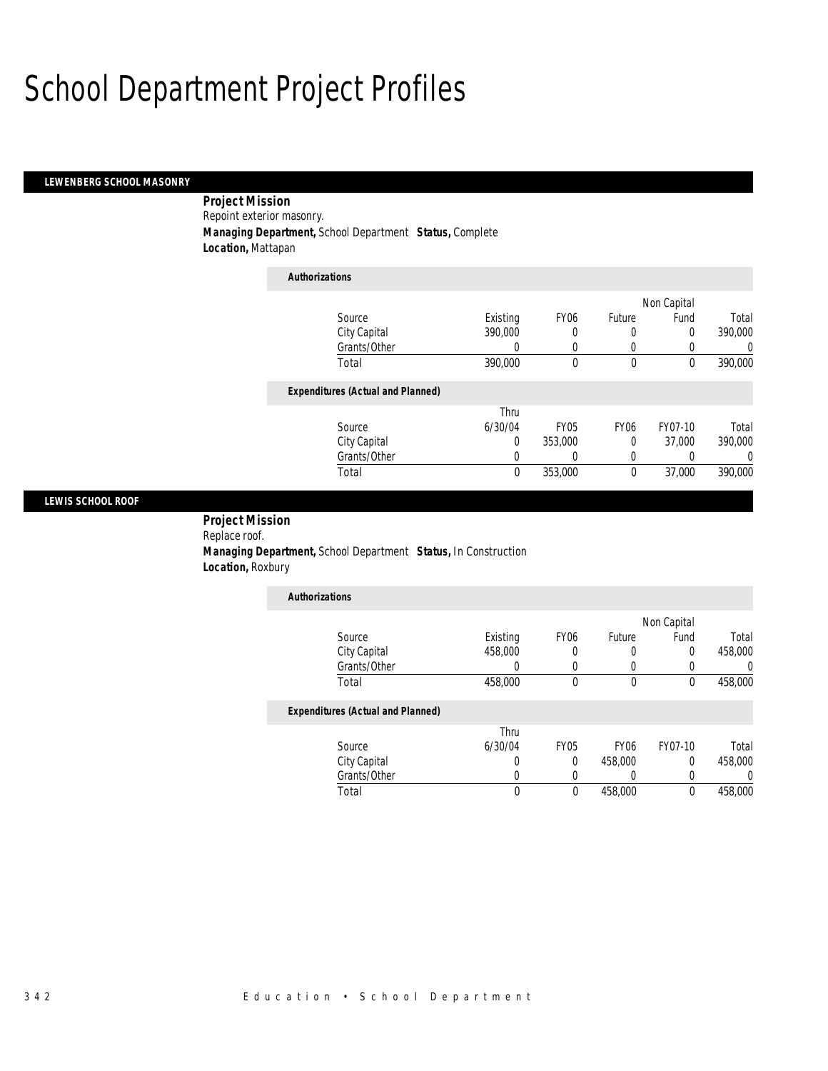# School Department Project Profiles

## LEWENBERG SCHOOL MASONRY

**Project Mission**
Repoint exterior masonry.
**Managing Department,** School Department **Status,** Complete
**Location,** Mattapan

**Authorizations**

| Source | Existing | FY06 | Future | Non Capital Fund | Total |
|---|---|---|---|---|---|
| City Capital | 390,000 | 0 | 0 | 0 | 390,000 |
| Grants/Other | 0 | 0 | 0 | 0 | 0 |
| Total | 390,000 | 0 | 0 | 0 | 390,000 |

**Expenditures (Actual and Planned)**

| Source | Thru 6/30/04 | FY05 | FY06 | FY07-10 | Total |
|---|---|---|---|---|---|
| City Capital | 0 | 353,000 | 0 | 37,000 | 390,000 |
| Grants/Other | 0 | 0 | 0 | 0 | 0 |
| Total | 0 | 353,000 | 0 | 37,000 | 390,000 |

## LEWIS SCHOOL ROOF

**Project Mission**
Replace roof.
**Managing Department,** School Department **Status,** In Construction
**Location,** Roxbury

**Authorizations**

| Source | Existing | FY06 | Future | Non Capital Fund | Total |
|---|---|---|---|---|---|
| City Capital | 458,000 | 0 | 0 | 0 | 458,000 |
| Grants/Other | 0 | 0 | 0 | 0 | 0 |
| Total | 458,000 | 0 | 0 | 0 | 458,000 |

**Expenditures (Actual and Planned)**

| Source | Thru 6/30/04 | FY05 | FY06 | FY07-10 | Total |
|---|---|---|---|---|---|
| City Capital | 0 | 0 | 458,000 | 0 | 458,000 |
| Grants/Other | 0 | 0 | 0 | 0 | 0 |
| Total | 0 | 0 | 458,000 | 0 | 458,000 |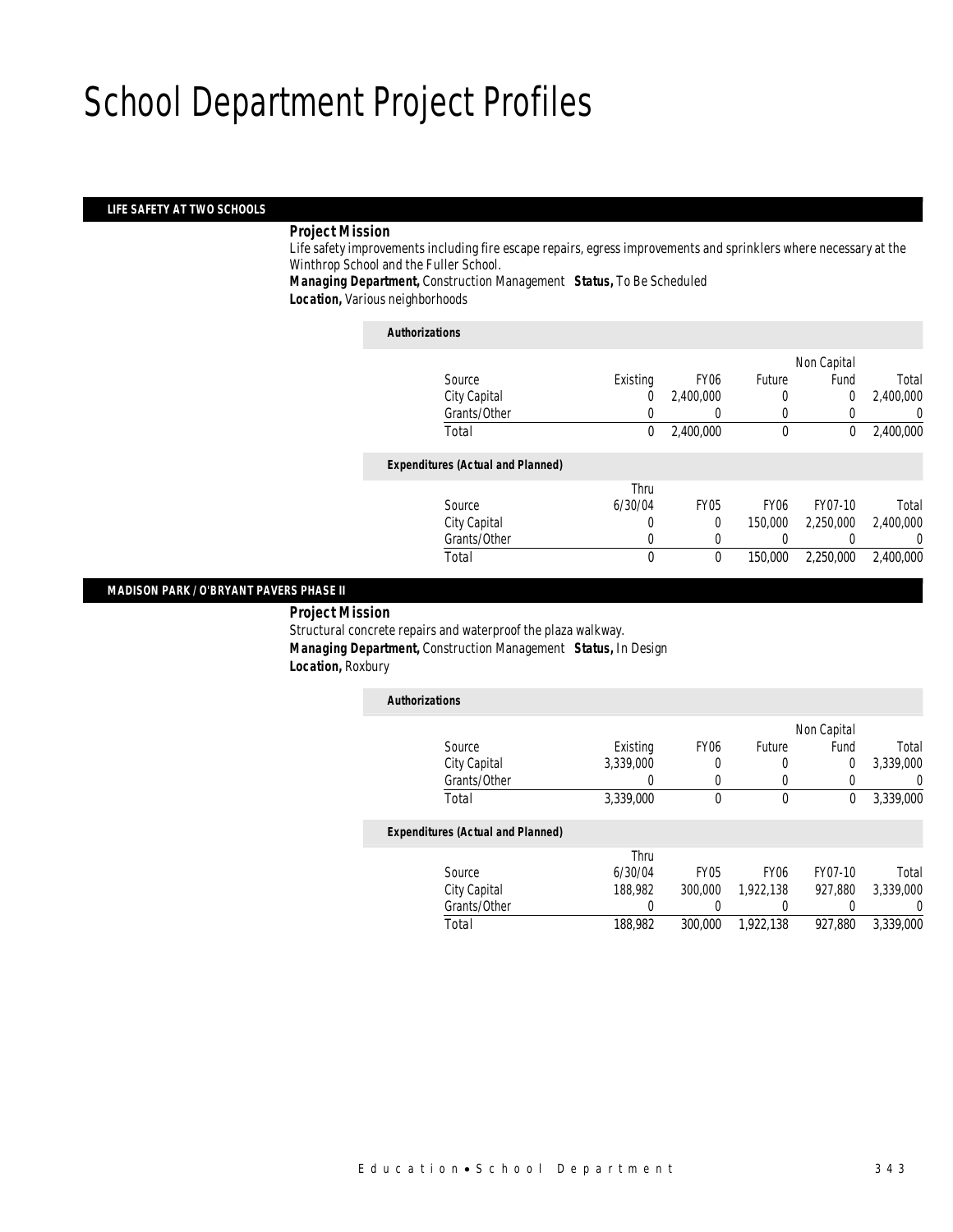# School Department Project Profiles

## LIFE SAFETY AT TWO SCHOOLS

***Project Mission***

Life safety improvements including fire escape repairs, egress improvements and sprinklers where necessary at the Winthrop School and the Fuller School.

***Managing Department,*** Construction Management ***Status,*** To Be Scheduled

***Location,*** Various neighborhoods

***Authorizations***

| Source | Existing | FY06 | Future | Non Capital Fund | Total |
|---|---|---|---|---|---|
| City Capital | 0 | 2,400,000 | 0 | 0 | 2,400,000 |
| Grants/Other | 0 | 0 | 0 | 0 | 0 |
| Total | 0 | 2,400,000 | 0 | 0 | 2,400,000 |

***Expenditures (Actual and Planned)***

| Source | Thru 6/30/04 | FY05 | FY06 | FY07-10 | Total |
|---|---|---|---|---|---|
| City Capital | 0 | 0 | 150,000 | 2,250,000 | 2,400,000 |
| Grants/Other | 0 | 0 | 0 | 0 | 0 |
| Total | 0 | 0 | 150,000 | 2,250,000 | 2,400,000 |

## MADISON PARK / O'BRYANT PAVERS PHASE II

***Project Mission***

Structural concrete repairs and waterproof the plaza walkway.

***Managing Department,*** Construction Management ***Status,*** In Design

***Location,*** Roxbury

***Authorizations***

| Source | Existing | FY06 | Future | Non Capital Fund | Total |
|---|---|---|---|---|---|
| City Capital | 3,339,000 | 0 | 0 | 0 | 3,339,000 |
| Grants/Other | 0 | 0 | 0 | 0 | 0 |
| Total | 3,339,000 | 0 | 0 | 0 | 3,339,000 |

***Expenditures (Actual and Planned)***

| Source | Thru 6/30/04 | FY05 | FY06 | FY07-10 | Total |
|---|---|---|---|---|---|
| City Capital | 188,982 | 300,000 | 1,922,138 | 927,880 | 3,339,000 |
| Grants/Other | 0 | 0 | 0 | 0 | 0 |
| Total | 188,982 | 300,000 | 1,922,138 | 927,880 | 3,339,000 |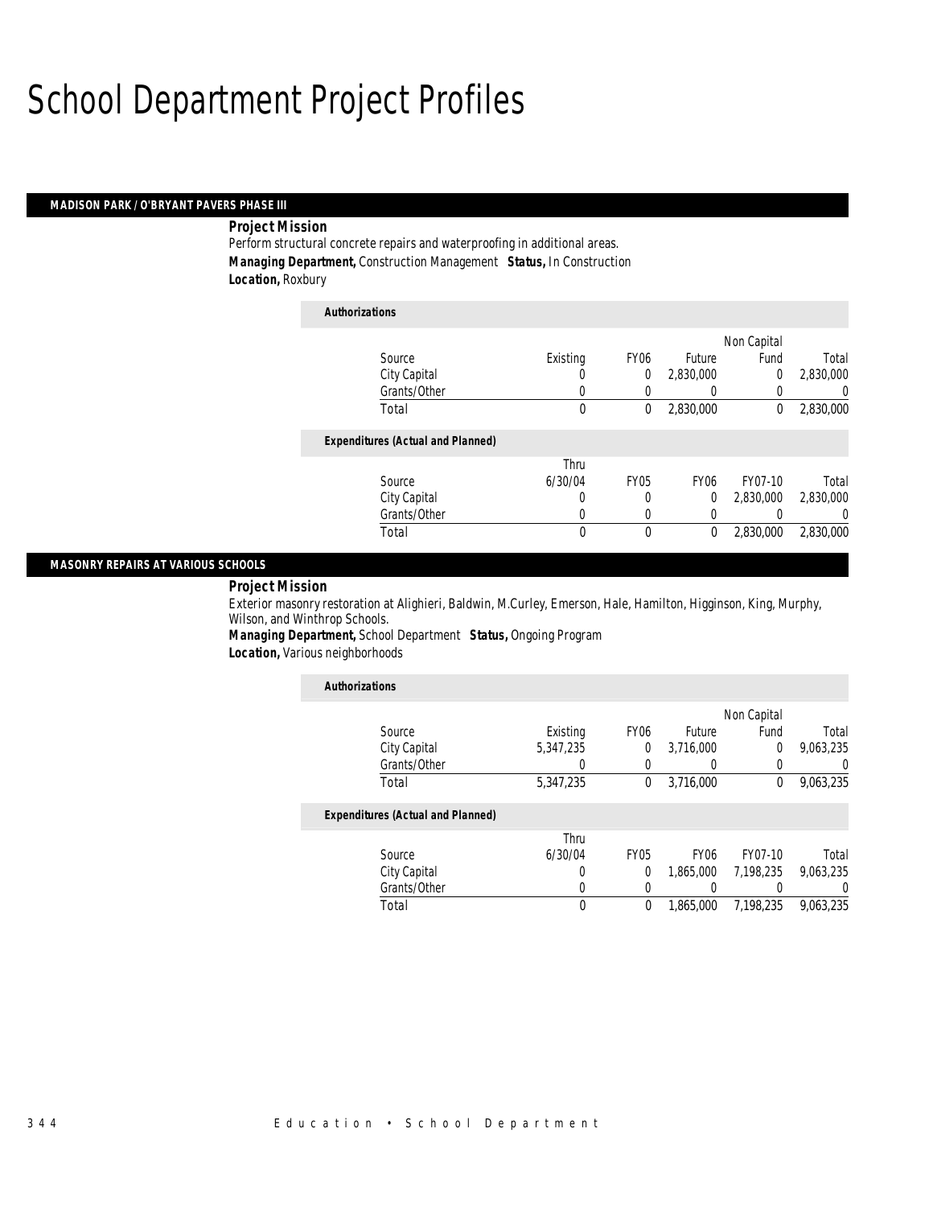# School Department Project Profiles

## MADISON PARK / O'BRYANT PAVERS PHASE III

***Project Mission***

Perform structural concrete repairs and waterproofing in additional areas.

***Managing Department,*** Construction Management ***Status,*** In Construction

***Location,*** Roxbury

***Authorizations***

| Source | Existing | FY06 | Future | Non Capital Fund | Total |
|---|---|---|---|---|---|
| City Capital | 0 | 0 | 2,830,000 | 0 | 2,830,000 |
| Grants/Other | 0 | 0 | 0 | 0 | 0 |
| Total | 0 | 0 | 2,830,000 | 0 | 2,830,000 |

***Expenditures (Actual and Planned)***

| Source | Thru 6/30/04 | FY05 | FY06 | FY07-10 | Total |
|---|---|---|---|---|---|
| City Capital | 0 | 0 | 0 | 2,830,000 | 2,830,000 |
| Grants/Other | 0 | 0 | 0 | 0 | 0 |
| Total | 0 | 0 | 0 | 2,830,000 | 2,830,000 |

## MASONRY REPAIRS AT VARIOUS SCHOOLS

***Project Mission***

Exterior masonry restoration at Alighieri, Baldwin, M.Curley, Emerson, Hale, Hamilton, Higginson, King, Murphy, Wilson, and Winthrop Schools.

***Managing Department,*** School Department ***Status,*** Ongoing Program

***Location,*** Various neighborhoods

***Authorizations***

| Source | Existing | FY06 | Future | Non Capital Fund | Total |
|---|---|---|---|---|---|
| City Capital | 5,347,235 | 0 | 3,716,000 | 0 | 9,063,235 |
| Grants/Other | 0 | 0 | 0 | 0 | 0 |
| Total | 5,347,235 | 0 | 3,716,000 | 0 | 9,063,235 |

***Expenditures (Actual and Planned)***

| Source | Thru 6/30/04 | FY05 | FY06 | FY07-10 | Total |
|---|---|---|---|---|---|
| City Capital | 0 | 0 | 1,865,000 | 7,198,235 | 9,063,235 |
| Grants/Other | 0 | 0 | 0 | 0 | 0 |
| Total | 0 | 0 | 1,865,000 | 7,198,235 | 9,063,235 |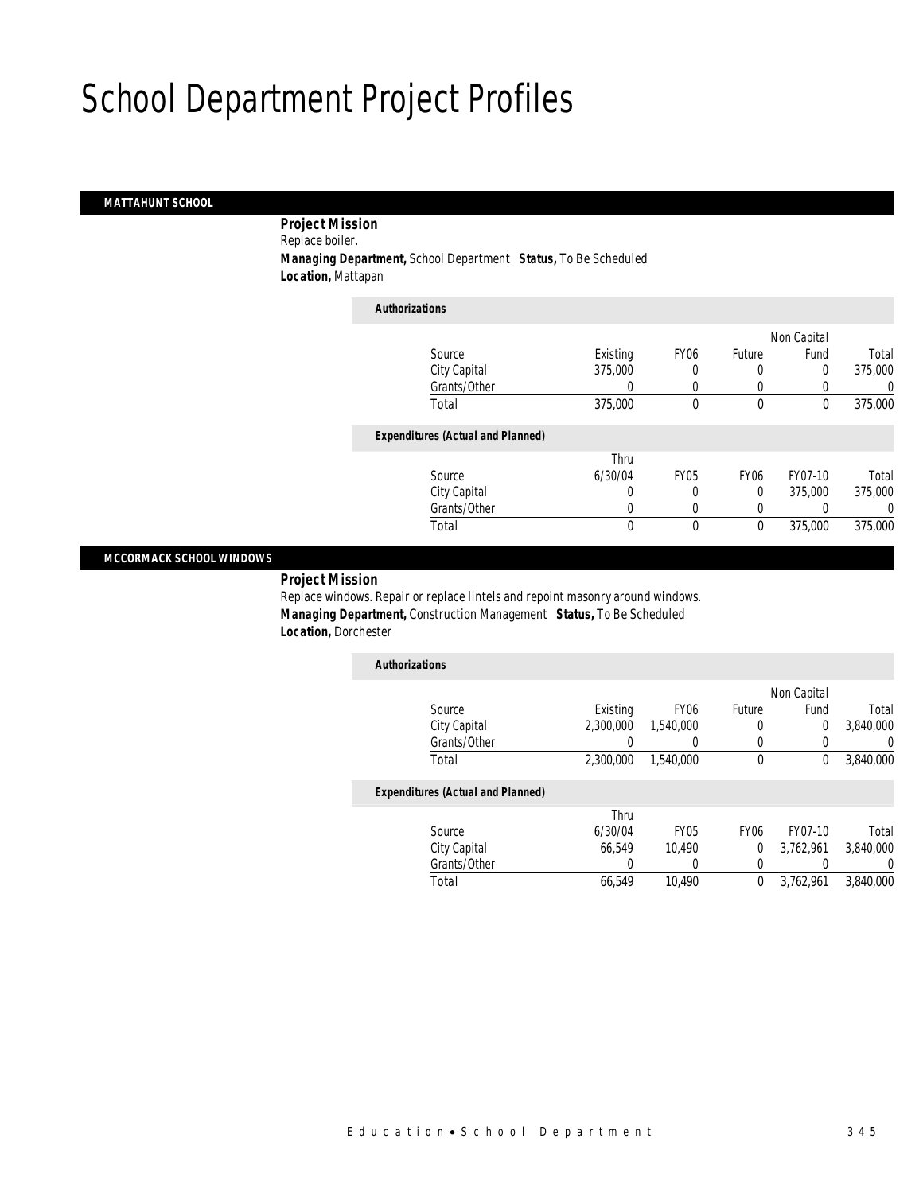# School Department Project Profiles

## MATTAHUNT SCHOOL

**Project Mission**
Replace boiler.
**Managing Department,** School Department **Status,** To Be Scheduled
**Location,** Mattapan

**Authorizations**

| Source | Existing | FY06 | Future | Non Capital Fund | Total |
|---|---|---|---|---|---|
| City Capital | 375,000 | 0 | 0 | 0 | 375,000 |
| Grants/Other | 0 | 0 | 0 | 0 | 0 |
| Total | 375,000 | 0 | 0 | 0 | 375,000 |

**Expenditures (Actual and Planned)**

| Source | Thru 6/30/04 | FY05 | FY06 | FY07-10 | Total |
|---|---|---|---|---|---|
| City Capital | 0 | 0 | 0 | 375,000 | 375,000 |
| Grants/Other | 0 | 0 | 0 | 0 | 0 |
| Total | 0 | 0 | 0 | 375,000 | 375,000 |

## MCCORMACK SCHOOL WINDOWS

**Project Mission**
Replace windows. Repair or replace lintels and repoint masonry around windows.
**Managing Department,** Construction Management **Status,** To Be Scheduled
**Location,** Dorchester

**Authorizations**

| Source | Existing | FY06 | Future | Non Capital Fund | Total |
|---|---|---|---|---|---|
| City Capital | 2,300,000 | 1,540,000 | 0 | 0 | 3,840,000 |
| Grants/Other | 0 | 0 | 0 | 0 | 0 |
| Total | 2,300,000 | 1,540,000 | 0 | 0 | 3,840,000 |

**Expenditures (Actual and Planned)**

| Source | Thru 6/30/04 | FY05 | FY06 | FY07-10 | Total |
|---|---|---|---|---|---|
| City Capital | 66,549 | 10,490 | 0 | 3,762,961 | 3,840,000 |
| Grants/Other | 0 | 0 | 0 | 0 | 0 |
| Total | 66,549 | 10,490 | 0 | 3,762,961 | 3,840,000 |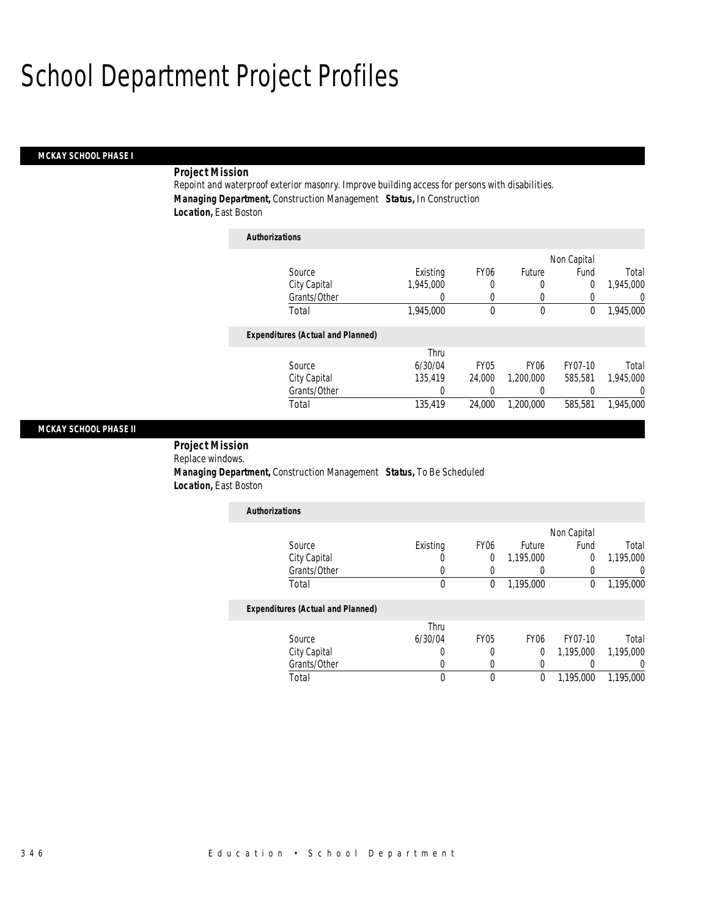# School Department Project Profiles

## MCKAY SCHOOL PHASE I

**Project Mission**

Repoint and waterproof exterior masonry. Improve building access for persons with disabilities.

**Managing Department,** Construction Management **Status,** In Construction

**Location,** East Boston

**Authorizations**

| Source | Existing | FY06 | Future | Non Capital Fund | Total |
|---|---|---|---|---|---|
| City Capital | 1,945,000 | 0 | 0 | 0 | 1,945,000 |
| Grants/Other | 0 | 0 | 0 | 0 | 0 |
| Total | 1,945,000 | 0 | 0 | 0 | 1,945,000 |

**Expenditures (Actual and Planned)**

| Source | Thru 6/30/04 | FY05 | FY06 | FY07-10 | Total |
|---|---|---|---|---|---|
| City Capital | 135,419 | 24,000 | 1,200,000 | 585,581 | 1,945,000 |
| Grants/Other | 0 | 0 | 0 | 0 | 0 |
| Total | 135,419 | 24,000 | 1,200,000 | 585,581 | 1,945,000 |

## MCKAY SCHOOL PHASE II

**Project Mission**

Replace windows.

**Managing Department,** Construction Management **Status,** To Be Scheduled

**Location,** East Boston

**Authorizations**

| Source | Existing | FY06 | Future | Non Capital Fund | Total |
|---|---|---|---|---|---|
| City Capital | 0 | 0 | 1,195,000 | 0 | 1,195,000 |
| Grants/Other | 0 | 0 | 0 | 0 | 0 |
| Total | 0 | 0 | 1,195,000 | 0 | 1,195,000 |

**Expenditures (Actual and Planned)**

| Source | Thru 6/30/04 | FY05 | FY06 | FY07-10 | Total |
|---|---|---|---|---|---|
| City Capital | 0 | 0 | 0 | 1,195,000 | 1,195,000 |
| Grants/Other | 0 | 0 | 0 | 0 | 0 |
| Total | 0 | 0 | 0 | 1,195,000 | 1,195,000 |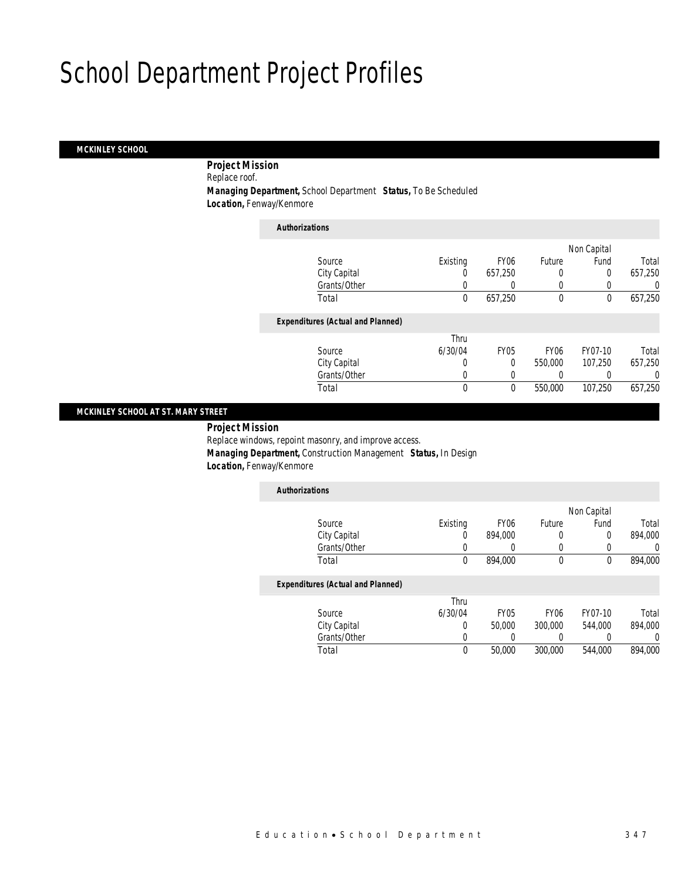# School Department Project Profiles

## MCKINLEY SCHOOL

**Project Mission**
Replace roof.
**Managing Department,** School Department **Status,** To Be Scheduled
**Location,** Fenway/Kenmore

*Authorizations*

| Source | Existing | FY06 | Future | Non Capital Fund | Total |
|---|---|---|---|---|---|
| City Capital | 0 | 657,250 | 0 | 0 | 657,250 |
| Grants/Other | 0 | 0 | 0 | 0 | 0 |
| Total | 0 | 657,250 | 0 | 0 | 657,250 |

*Expenditures (Actual and Planned)*

| Source | Thru 6/30/04 | FY05 | FY06 | FY07-10 | Total |
|---|---|---|---|---|---|
| City Capital | 0 | 0 | 550,000 | 107,250 | 657,250 |
| Grants/Other | 0 | 0 | 0 | 0 | 0 |
| Total | 0 | 0 | 550,000 | 107,250 | 657,250 |

## MCKINLEY SCHOOL AT ST. MARY STREET

**Project Mission**
Replace windows, repoint masonry, and improve access.
**Managing Department,** Construction Management **Status,** In Design
**Location,** Fenway/Kenmore

*Authorizations*

| Source | Existing | FY06 | Future | Non Capital Fund | Total |
|---|---|---|---|---|---|
| City Capital | 0 | 894,000 | 0 | 0 | 894,000 |
| Grants/Other | 0 | 0 | 0 | 0 | 0 |
| Total | 0 | 894,000 | 0 | 0 | 894,000 |

*Expenditures (Actual and Planned)*

| Source | Thru 6/30/04 | FY05 | FY06 | FY07-10 | Total |
|---|---|---|---|---|---|
| City Capital | 0 | 50,000 | 300,000 | 544,000 | 894,000 |
| Grants/Other | 0 | 0 | 0 | 0 | 0 |
| Total | 0 | 50,000 | 300,000 | 544,000 | 894,000 |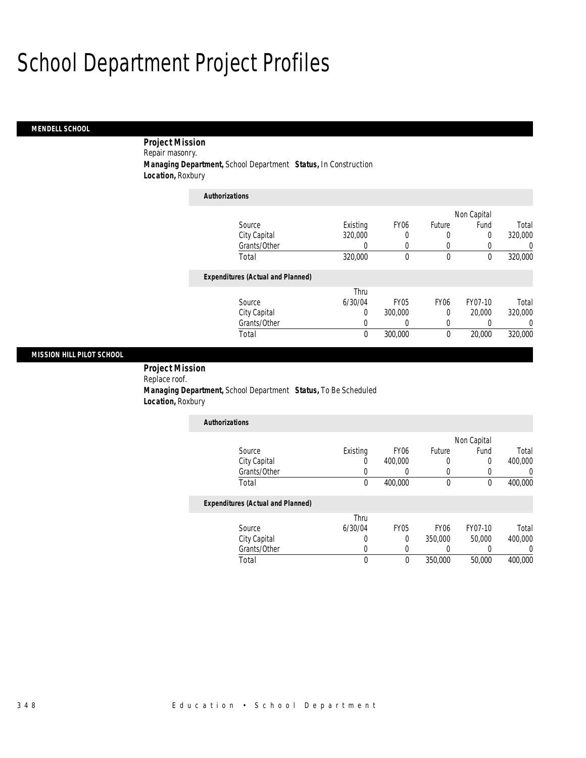# School Department Project Profiles

## MENDELL SCHOOL

**Project Mission**
Repair masonry.
**Managing Department,** School Department **Status,** In Construction
**Location,** Roxbury

*Authorizations*

| Source | Existing | FY06 | Future | Non Capital Fund | Total |
|---|---|---|---|---|---|
| City Capital | 320,000 | 0 | 0 | 0 | 320,000 |
| Grants/Other | 0 | 0 | 0 | 0 | 0 |
| Total | 320,000 | 0 | 0 | 0 | 320,000 |

*Expenditures (Actual and Planned)*

| Source | Thru 6/30/04 | FY05 | FY06 | FY07-10 | Total |
|---|---|---|---|---|---|
| City Capital | 0 | 300,000 | 0 | 20,000 | 320,000 |
| Grants/Other | 0 | 0 | 0 | 0 | 0 |
| Total | 0 | 300,000 | 0 | 20,000 | 320,000 |

## MISSION HILL PILOT SCHOOL

**Project Mission**
Replace roof.
**Managing Department,** School Department **Status,** To Be Scheduled
**Location,** Roxbury

*Authorizations*

| Source | Existing | FY06 | Future | Non Capital Fund | Total |
|---|---|---|---|---|---|
| City Capital | 0 | 400,000 | 0 | 0 | 400,000 |
| Grants/Other | 0 | 0 | 0 | 0 | 0 |
| Total | 0 | 400,000 | 0 | 0 | 400,000 |

*Expenditures (Actual and Planned)*

| Source | Thru 6/30/04 | FY05 | FY06 | FY07-10 | Total |
|---|---|---|---|---|---|
| City Capital | 0 | 0 | 350,000 | 50,000 | 400,000 |
| Grants/Other | 0 | 0 | 0 | 0 | 0 |
| Total | 0 | 0 | 350,000 | 50,000 | 400,000 |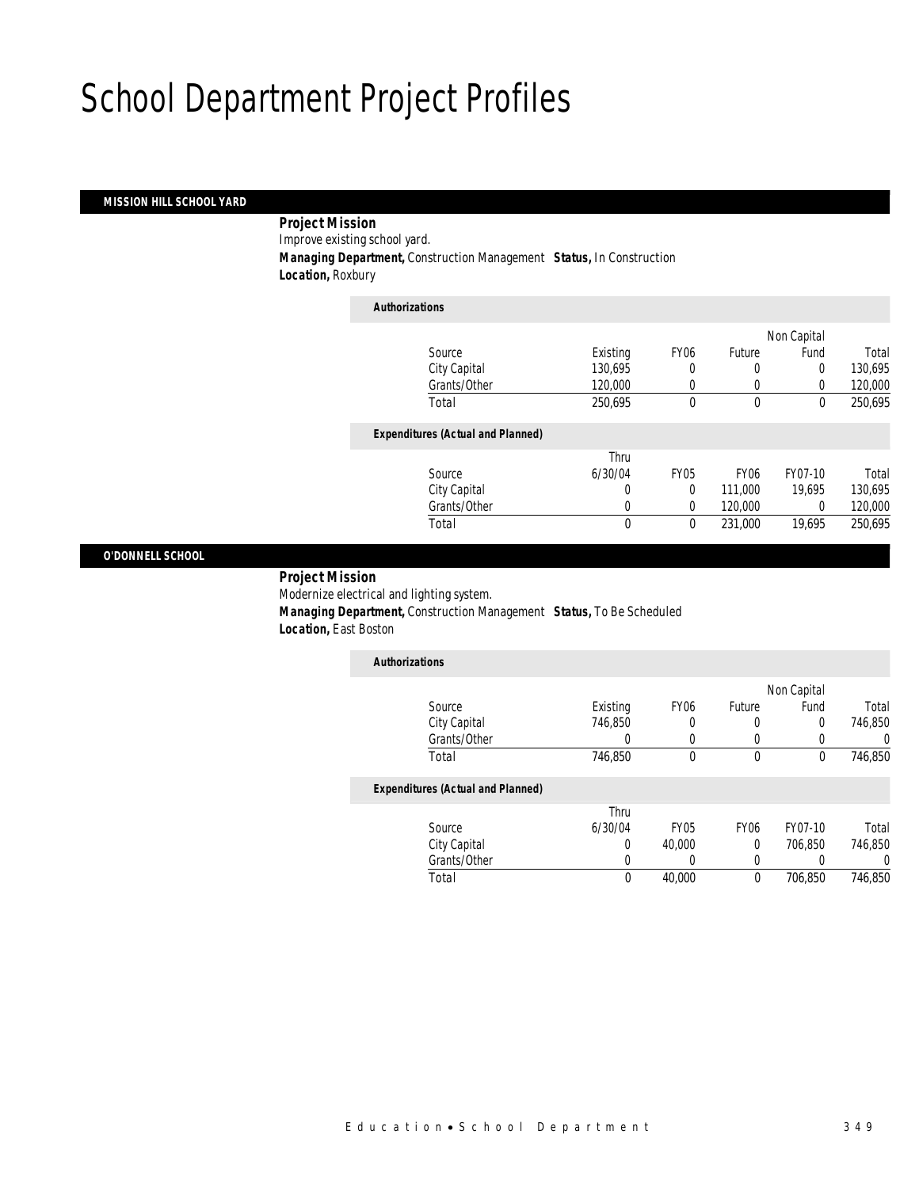# School Department Project Profiles

## MISSION HILL SCHOOL YARD

**Project Mission**

Improve existing school yard.

**Managing Department,** Construction Management **Status,** In Construction

**Location,** Roxbury

*Authorizations*

| Source | Existing | FY06 | Future | Non Capital Fund | Total |
|---|---|---|---|---|---|
| City Capital | 130,695 | 0 | 0 | 0 | 130,695 |
| Grants/Other | 120,000 | 0 | 0 | 0 | 120,000 |
| Total | 250,695 | 0 | 0 | 0 | 250,695 |

*Expenditures (Actual and Planned)*

| Source | Thru 6/30/04 | FY05 | FY06 | FY07-10 | Total |
|---|---|---|---|---|---|
| City Capital | 0 | 0 | 111,000 | 19,695 | 130,695 |
| Grants/Other | 0 | 0 | 120,000 | 0 | 120,000 |
| Total | 0 | 0 | 231,000 | 19,695 | 250,695 |

## O'DONNELL SCHOOL

**Project Mission**

Modernize electrical and lighting system.

**Managing Department,** Construction Management **Status,** To Be Scheduled

**Location,** East Boston

*Authorizations*

| Source | Existing | FY06 | Future | Non Capital Fund | Total |
|---|---|---|---|---|---|
| City Capital | 746,850 | 0 | 0 | 0 | 746,850 |
| Grants/Other | 0 | 0 | 0 | 0 | 0 |
| Total | 746,850 | 0 | 0 | 0 | 746,850 |

*Expenditures (Actual and Planned)*

| Source | Thru 6/30/04 | FY05 | FY06 | FY07-10 | Total |
|---|---|---|---|---|---|
| City Capital | 0 | 40,000 | 0 | 706,850 | 746,850 |
| Grants/Other | 0 | 0 | 0 | 0 | 0 |
| Total | 0 | 40,000 | 0 | 706,850 | 746,850 |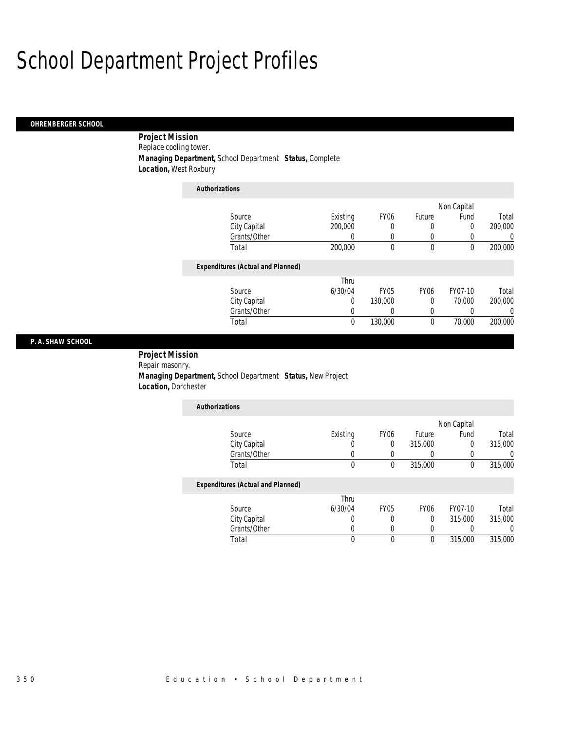# School Department Project Profiles

## OHRENBERGER SCHOOL

**Project Mission**

Replace cooling tower.

**Managing Department,** School Department **Status,** Complete

**Location,** West Roxbury

*Authorizations*

| Source | Existing | FY06 | Future | Non Capital Fund | Total |
|---|---|---|---|---|---|
| City Capital | 200,000 | 0 | 0 | 0 | 200,000 |
| Grants/Other | 0 | 0 | 0 | 0 | 0 |
| Total | 200,000 | 0 | 0 | 0 | 200,000 |

*Expenditures (Actual and Planned)*

| Source | Thru 6/30/04 | FY05 | FY06 | FY07-10 | Total |
|---|---|---|---|---|---|
| City Capital | 0 | 130,000 | 0 | 70,000 | 200,000 |
| Grants/Other | 0 | 0 | 0 | 0 | 0 |
| Total | 0 | 130,000 | 0 | 70,000 | 200,000 |

## P. A. SHAW SCHOOL

**Project Mission**

Repair masonry.

**Managing Department,** School Department **Status,** New Project

**Location,** Dorchester

*Authorizations*

| Source | Existing | FY06 | Future | Non Capital Fund | Total |
|---|---|---|---|---|---|
| City Capital | 0 | 0 | 315,000 | 0 | 315,000 |
| Grants/Other | 0 | 0 | 0 | 0 | 0 |
| Total | 0 | 0 | 315,000 | 0 | 315,000 |

*Expenditures (Actual and Planned)*

| Source | Thru 6/30/04 | FY05 | FY06 | FY07-10 | Total |
|---|---|---|---|---|---|
| City Capital | 0 | 0 | 0 | 315,000 | 315,000 |
| Grants/Other | 0 | 0 | 0 | 0 | 0 |
| Total | 0 | 0 | 0 | 315,000 | 315,000 |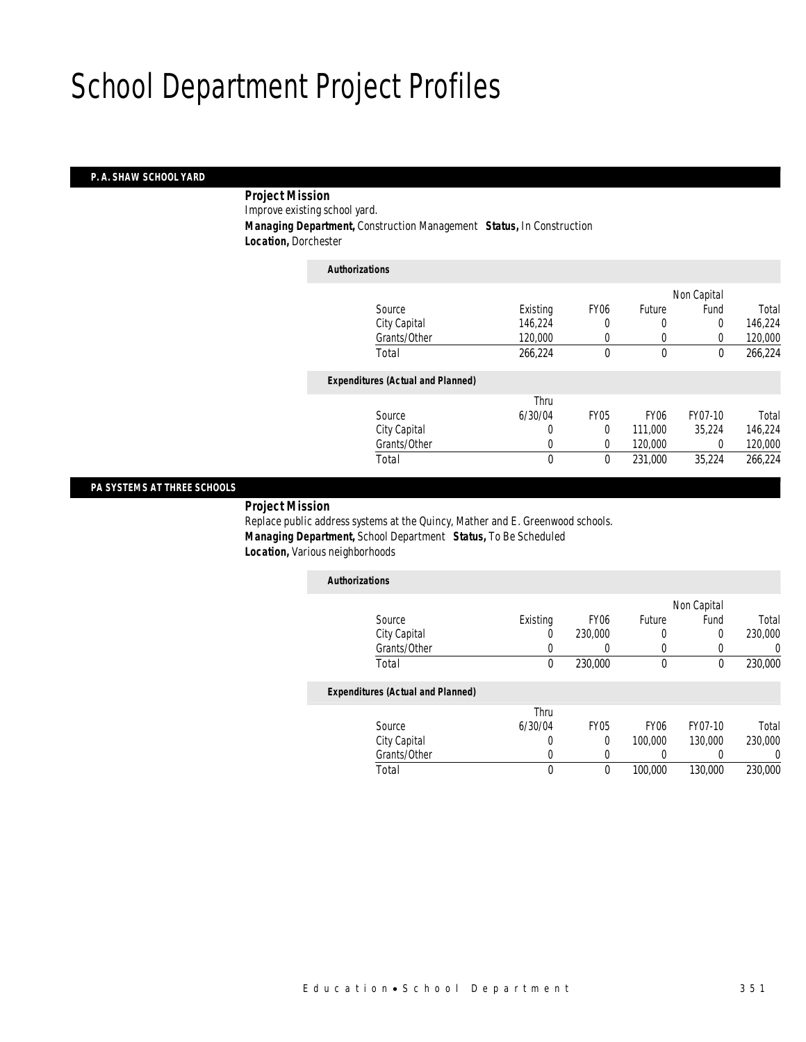# School Department Project Profiles

## P. A. SHAW SCHOOL YARD

**Project Mission**

Improve existing school yard.

**Managing Department,** Construction Management **Status,** In Construction

**Location,** Dorchester

**Authorizations**

| Source | Existing | FY06 | Future | Non Capital Fund | Total |
|---|---|---|---|---|---|
| City Capital | 146,224 | 0 | 0 | 0 | 146,224 |
| Grants/Other | 120,000 | 0 | 0 | 0 | 120,000 |
| Total | 266,224 | 0 | 0 | 0 | 266,224 |

**Expenditures (Actual and Planned)**

| Source | Thru 6/30/04 | FY05 | FY06 | FY07-10 | Total |
|---|---|---|---|---|---|
| City Capital | 0 | 0 | 111,000 | 35,224 | 146,224 |
| Grants/Other | 0 | 0 | 120,000 | 0 | 120,000 |
| Total | 0 | 0 | 231,000 | 35,224 | 266,224 |

## PA SYSTEMS AT THREE SCHOOLS

**Project Mission**

Replace public address systems at the Quincy, Mather and E. Greenwood schools.

**Managing Department,** School Department **Status,** To Be Scheduled

**Location,** Various neighborhoods

**Authorizations**

| Source | Existing | FY06 | Future | Non Capital Fund | Total |
|---|---|---|---|---|---|
| City Capital | 0 | 230,000 | 0 | 0 | 230,000 |
| Grants/Other | 0 | 0 | 0 | 0 | 0 |
| Total | 0 | 230,000 | 0 | 0 | 230,000 |

**Expenditures (Actual and Planned)**

| Source | Thru 6/30/04 | FY05 | FY06 | FY07-10 | Total |
|---|---|---|---|---|---|
| City Capital | 0 | 0 | 100,000 | 130,000 | 230,000 |
| Grants/Other | 0 | 0 | 0 | 0 | 0 |
| Total | 0 | 0 | 100,000 | 130,000 | 230,000 |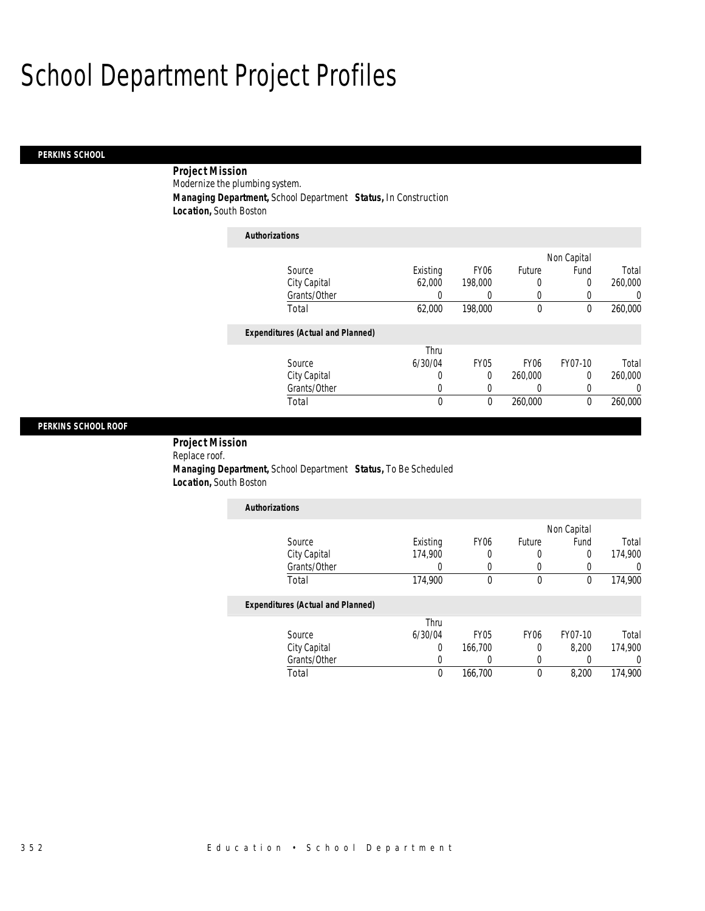# School Department Project Profiles

## PERKINS SCHOOL

**Project Mission**

Modernize the plumbing system.

**Managing Department,** School Department **Status,** In Construction

**Location,** South Boston

***Authorizations***

| Source | Existing | FY06 | Future | Non Capital Fund | Total |
|---|---|---|---|---|---|
| City Capital | 62,000 | 198,000 | 0 | 0 | 260,000 |
| Grants/Other | 0 | 0 | 0 | 0 | 0 |
| Total | 62,000 | 198,000 | 0 | 0 | 260,000 |

***Expenditures (Actual and Planned)***

| Source | Thru 6/30/04 | FY05 | FY06 | FY07-10 | Total |
|---|---|---|---|---|---|
| City Capital | 0 | 0 | 260,000 | 0 | 260,000 |
| Grants/Other | 0 | 0 | 0 | 0 | 0 |
| Total | 0 | 0 | 260,000 | 0 | 260,000 |

## PERKINS SCHOOL ROOF

**Project Mission**

Replace roof.

**Managing Department,** School Department **Status,** To Be Scheduled

**Location,** South Boston

***Authorizations***

| Source | Existing | FY06 | Future | Non Capital Fund | Total |
|---|---|---|---|---|---|
| City Capital | 174,900 | 0 | 0 | 0 | 174,900 |
| Grants/Other | 0 | 0 | 0 | 0 | 0 |
| Total | 174,900 | 0 | 0 | 0 | 174,900 |

***Expenditures (Actual and Planned)***

| Source | Thru 6/30/04 | FY05 | FY06 | FY07-10 | Total |
|---|---|---|---|---|---|
| City Capital | 0 | 166,700 | 0 | 8,200 | 174,900 |
| Grants/Other | 0 | 0 | 0 | 0 | 0 |
| Total | 0 | 166,700 | 0 | 8,200 | 174,900 |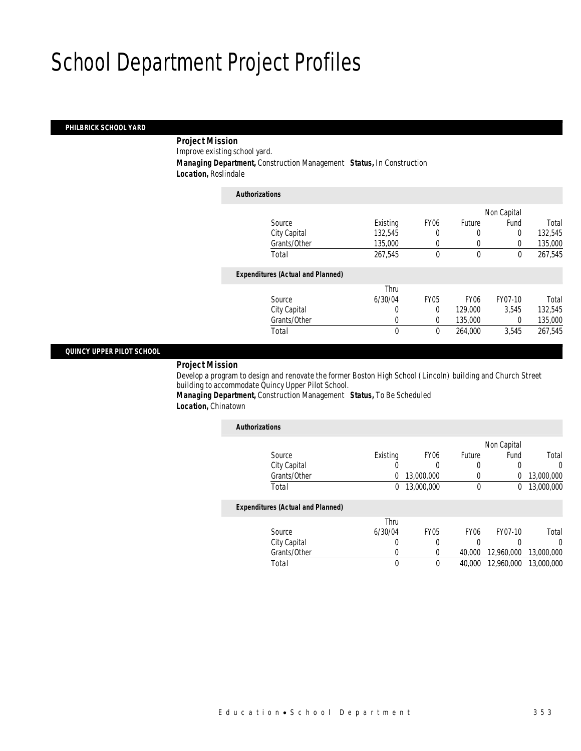# School Department Project Profiles

## PHILBRICK SCHOOL YARD

***Project Mission***
Improve existing school yard.
***Managing Department,*** Construction Management ***Status,*** In Construction
***Location,*** Roslindale

***Authorizations***

| Source | Existing | FY06 | Future | Non Capital Fund | Total |
|---|---|---|---|---|---|
| City Capital | 132,545 | 0 | 0 | 0 | 132,545 |
| Grants/Other | 135,000 | 0 | 0 | 0 | 135,000 |
| Total | 267,545 | 0 | 0 | 0 | 267,545 |

***Expenditures (Actual and Planned)***

| Source | Thru 6/30/04 | FY05 | FY06 | FY07-10 | Total |
|---|---|---|---|---|---|
| City Capital | 0 | 0 | 129,000 | 3,545 | 132,545 |
| Grants/Other | 0 | 0 | 135,000 | 0 | 135,000 |
| Total | 0 | 0 | 264,000 | 3,545 | 267,545 |

## QUINCY UPPER PILOT SCHOOL

***Project Mission***
Develop a program to design and renovate the former Boston High School (Lincoln) building and Church Street building to accommodate Quincy Upper Pilot School.
***Managing Department,*** Construction Management ***Status,*** To Be Scheduled
***Location,*** Chinatown

***Authorizations***

| Source | Existing | FY06 | Future | Non Capital Fund | Total |
|---|---|---|---|---|---|
| City Capital | 0 | 0 | 0 | 0 | 0 |
| Grants/Other | 0 | 13,000,000 | 0 | 0 | 13,000,000 |
| Total | 0 | 13,000,000 | 0 | 0 | 13,000,000 |

***Expenditures (Actual and Planned)***

| Source | Thru 6/30/04 | FY05 | FY06 | FY07-10 | Total |
|---|---|---|---|---|---|
| City Capital | 0 | 0 | 0 | 0 | 0 |
| Grants/Other | 0 | 0 | 40,000 | 12,960,000 | 13,000,000 |
| Total | 0 | 0 | 40,000 | 12,960,000 | 13,000,000 |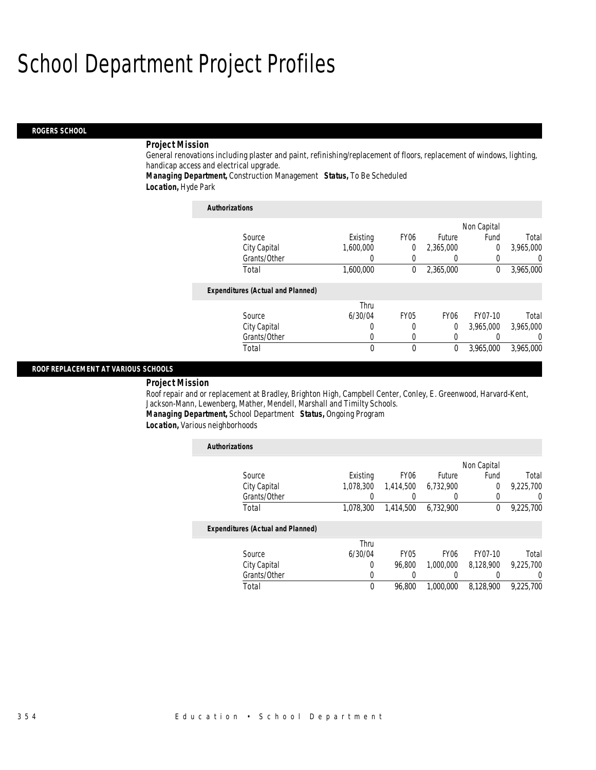# School Department Project Profiles

## ROGERS SCHOOL

***Project Mission***

General renovations including plaster and paint, refinishing/replacement of floors, replacement of windows, lighting, handicap access and electrical upgrade.

***Managing Department,*** Construction Management ***Status,*** To Be Scheduled

***Location,*** Hyde Park

***Authorizations***

| Source | Existing | FY06 | Future | Non Capital Fund | Total |
|---|---|---|---|---|---|
| City Capital | 1,600,000 | 0 | 2,365,000 | 0 | 3,965,000 |
| Grants/Other | 0 | 0 | 0 | 0 | 0 |
| Total | 1,600,000 | 0 | 2,365,000 | 0 | 3,965,000 |

***Expenditures (Actual and Planned)***

| Source | Thru 6/30/04 | FY05 | FY06 | FY07-10 | Total |
|---|---|---|---|---|---|
| City Capital | 0 | 0 | 0 | 3,965,000 | 3,965,000 |
| Grants/Other | 0 | 0 | 0 | 0 | 0 |
| Total | 0 | 0 | 0 | 3,965,000 | 3,965,000 |

## ROOF REPLACEMENT AT VARIOUS SCHOOLS

***Project Mission***

Roof repair and or replacement at Bradley, Brighton High, Campbell Center, Conley, E. Greenwood, Harvard-Kent, Jackson-Mann, Lewenberg, Mather, Mendell, Marshall and Timilty Schools.

***Managing Department,*** School Department ***Status,*** Ongoing Program

***Location,*** Various neighborhoods

***Authorizations***

| Source | Existing | FY06 | Future | Non Capital Fund | Total |
|---|---|---|---|---|---|
| City Capital | 1,078,300 | 1,414,500 | 6,732,900 | 0 | 9,225,700 |
| Grants/Other | 0 | 0 | 0 | 0 | 0 |
| Total | 1,078,300 | 1,414,500 | 6,732,900 | 0 | 9,225,700 |

***Expenditures (Actual and Planned)***

| Source | Thru 6/30/04 | FY05 | FY06 | FY07-10 | Total |
|---|---|---|---|---|---|
| City Capital | 0 | 96,800 | 1,000,000 | 8,128,900 | 9,225,700 |
| Grants/Other | 0 | 0 | 0 | 0 | 0 |
| Total | 0 | 96,800 | 1,000,000 | 8,128,900 | 9,225,700 |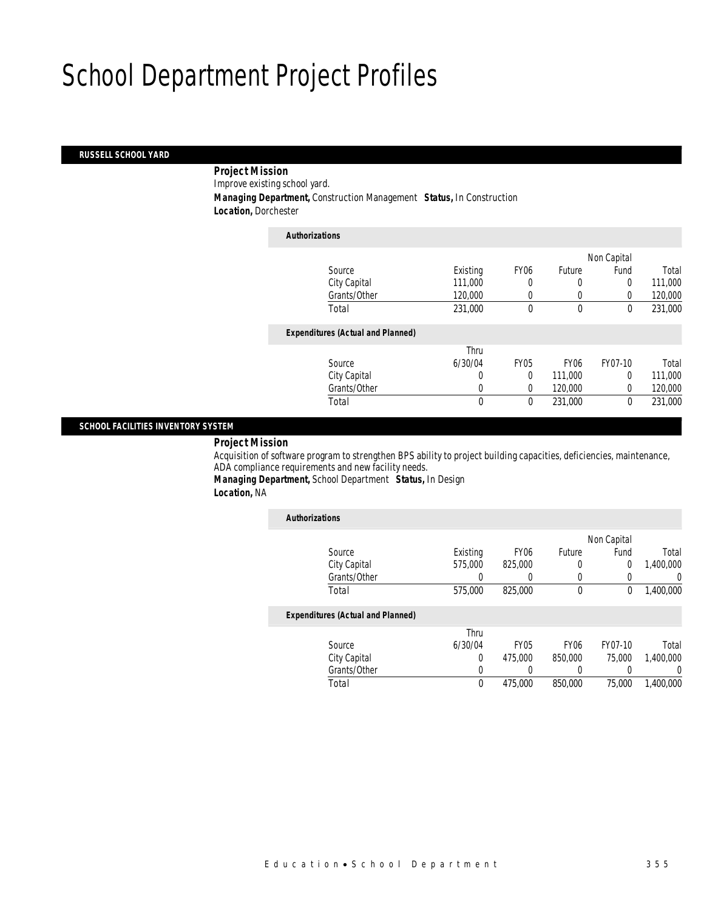# School Department Project Profiles

## RUSSELL SCHOOL YARD

**Project Mission**

Improve existing school yard.

**Managing Department,** Construction Management **Status,** In Construction

**Location,** Dorchester

**Authorizations**

| Source | Existing | FY06 | Future | Non Capital Fund | Total |
|---|---|---|---|---|---|
| City Capital | 111,000 | 0 | 0 | 0 | 111,000 |
| Grants/Other | 120,000 | 0 | 0 | 0 | 120,000 |
| Total | 231,000 | 0 | 0 | 0 | 231,000 |

**Expenditures (Actual and Planned)**

| Source | Thru 6/30/04 | FY05 | FY06 | FY07-10 | Total |
|---|---|---|---|---|---|
| City Capital | 0 | 0 | 111,000 | 0 | 111,000 |
| Grants/Other | 0 | 0 | 120,000 | 0 | 120,000 |
| Total | 0 | 0 | 231,000 | 0 | 231,000 |

## SCHOOL FACILITIES INVENTORY SYSTEM

**Project Mission**

Acquisition of software program to strengthen BPS ability to project building capacities, deficiencies, maintenance, ADA compliance requirements and new facility needs.

**Managing Department,** School Department **Status,** In Design

**Location,** NA

**Authorizations**

| Source | Existing | FY06 | Future | Non Capital Fund | Total |
|---|---|---|---|---|---|
| City Capital | 575,000 | 825,000 | 0 | 0 | 1,400,000 |
| Grants/Other | 0 | 0 | 0 | 0 | 0 |
| Total | 575,000 | 825,000 | 0 | 0 | 1,400,000 |

**Expenditures (Actual and Planned)**

| Source | Thru 6/30/04 | FY05 | FY06 | FY07-10 | Total |
|---|---|---|---|---|---|
| City Capital | 0 | 475,000 | 850,000 | 75,000 | 1,400,000 |
| Grants/Other | 0 | 0 | 0 | 0 | 0 |
| Total | 0 | 475,000 | 850,000 | 75,000 | 1,400,000 |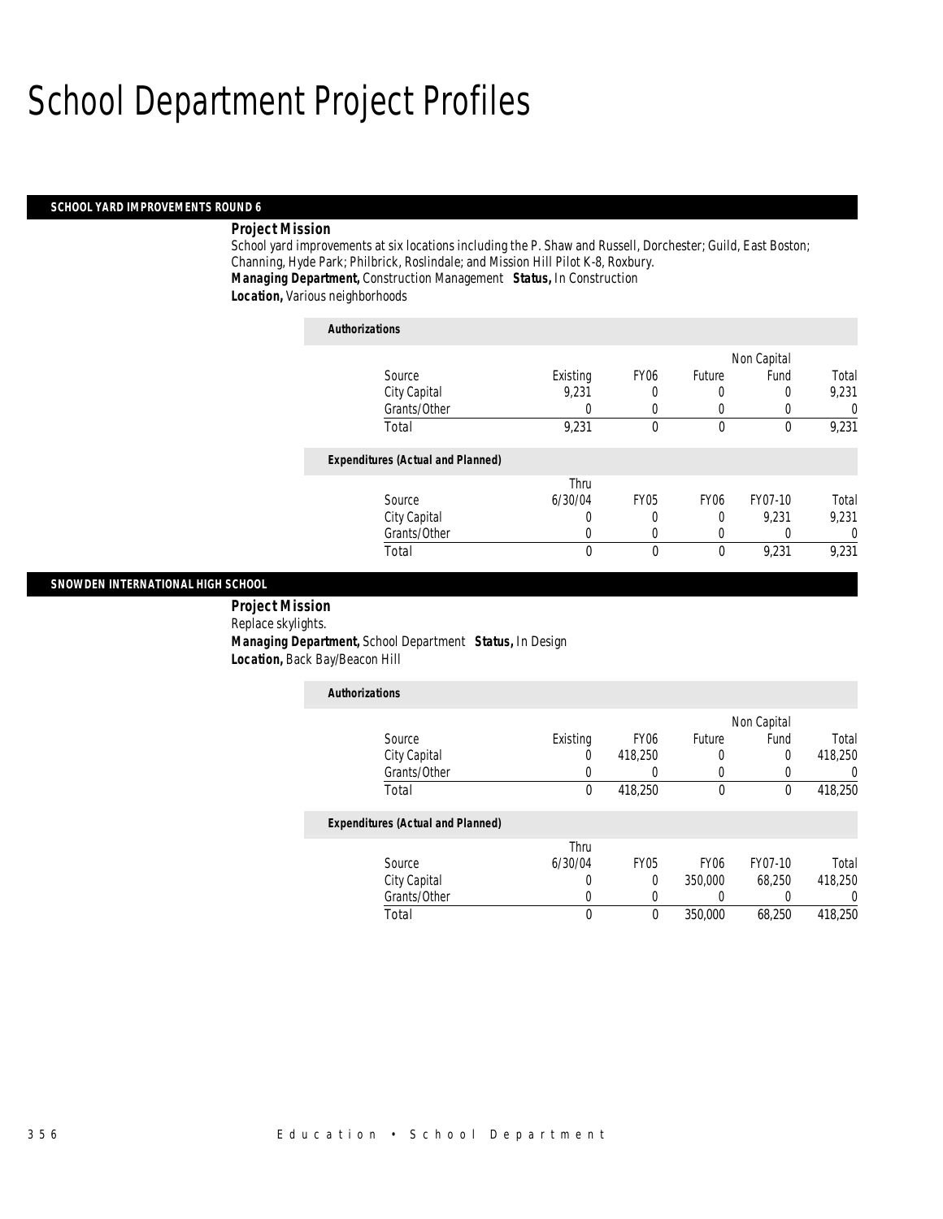# School Department Project Profiles

## SCHOOL YARD IMPROVEMENTS ROUND 6

***Project Mission***

School yard improvements at six locations including the P. Shaw and Russell, Dorchester; Guild, East Boston; Channing, Hyde Park; Philbrick, Roslindale; and Mission Hill Pilot K-8, Roxbury.

***Managing Department,*** Construction Management ***Status,*** In Construction

***Location,*** Various neighborhoods

***Authorizations***

| Source | Existing | FY06 | Future | Non Capital Fund | Total |
|---|---|---|---|---|---|
| City Capital | 9,231 | 0 | 0 | 0 | 9,231 |
| Grants/Other | 0 | 0 | 0 | 0 | 0 |
| Total | 9,231 | 0 | 0 | 0 | 9,231 |

***Expenditures (Actual and Planned)***

| Source | Thru 6/30/04 | FY05 | FY06 | FY07-10 | Total |
|---|---|---|---|---|---|
| City Capital | 0 | 0 | 0 | 9,231 | 9,231 |
| Grants/Other | 0 | 0 | 0 | 0 | 0 |
| Total | 0 | 0 | 0 | 9,231 | 9,231 |

## SNOWDEN INTERNATIONAL HIGH SCHOOL

***Project Mission***

Replace skylights.

***Managing Department,*** School Department ***Status,*** In Design

***Location,*** Back Bay/Beacon Hill

***Authorizations***

| Source | Existing | FY06 | Future | Non Capital Fund | Total |
|---|---|---|---|---|---|
| City Capital | 0 | 418,250 | 0 | 0 | 418,250 |
| Grants/Other | 0 | 0 | 0 | 0 | 0 |
| Total | 0 | 418,250 | 0 | 0 | 418,250 |

***Expenditures (Actual and Planned)***

| Source | Thru 6/30/04 | FY05 | FY06 | FY07-10 | Total |
|---|---|---|---|---|---|
| City Capital | 0 | 0 | 350,000 | 68,250 | 418,250 |
| Grants/Other | 0 | 0 | 0 | 0 | 0 |
| Total | 0 | 0 | 350,000 | 68,250 | 418,250 |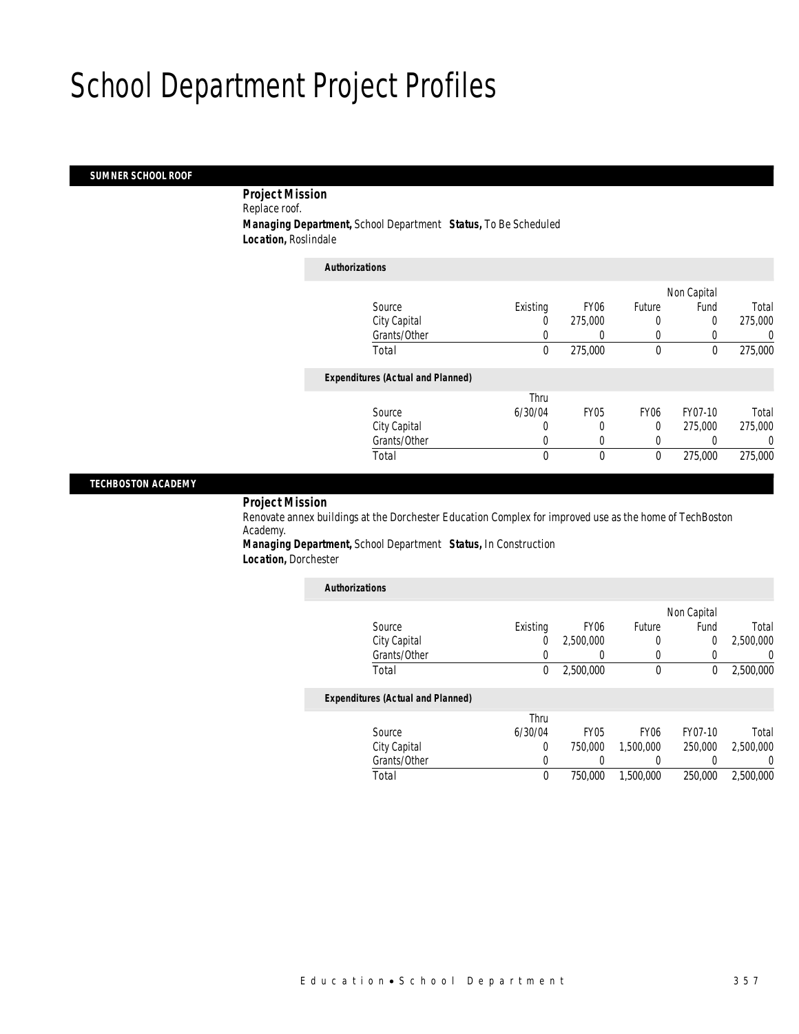# School Department Project Profiles

## SUMNER SCHOOL ROOF

**Project Mission**

Replace roof.

**Managing Department,** School Department **Status,** To Be Scheduled

**Location,** Roslindale

*Authorizations*

| Source | Existing | FY06 | Future | Non Capital Fund | Total |
|---|---|---|---|---|---|
| City Capital | 0 | 275,000 | 0 | 0 | 275,000 |
| Grants/Other | 0 | 0 | 0 | 0 | 0 |
| Total | 0 | 275,000 | 0 | 0 | 275,000 |

*Expenditures (Actual and Planned)*

| Source | Thru 6/30/04 | FY05 | FY06 | FY07-10 | Total |
|---|---|---|---|---|---|
| City Capital | 0 | 0 | 0 | 275,000 | 275,000 |
| Grants/Other | 0 | 0 | 0 | 0 | 0 |
| Total | 0 | 0 | 0 | 275,000 | 275,000 |

## TECHBOSTON ACADEMY

**Project Mission**

Renovate annex buildings at the Dorchester Education Complex for improved use as the home of TechBoston Academy.

**Managing Department,** School Department **Status,** In Construction

**Location,** Dorchester

*Authorizations*

| Source | Existing | FY06 | Future | Non Capital Fund | Total |
|---|---|---|---|---|---|
| City Capital | 0 | 2,500,000 | 0 | 0 | 2,500,000 |
| Grants/Other | 0 | 0 | 0 | 0 | 0 |
| Total | 0 | 2,500,000 | 0 | 0 | 2,500,000 |

*Expenditures (Actual and Planned)*

| Source | Thru 6/30/04 | FY05 | FY06 | FY07-10 | Total |
|---|---|---|---|---|---|
| City Capital | 0 | 750,000 | 1,500,000 | 250,000 | 2,500,000 |
| Grants/Other | 0 | 0 | 0 | 0 | 0 |
| Total | 0 | 750,000 | 1,500,000 | 250,000 | 2,500,000 |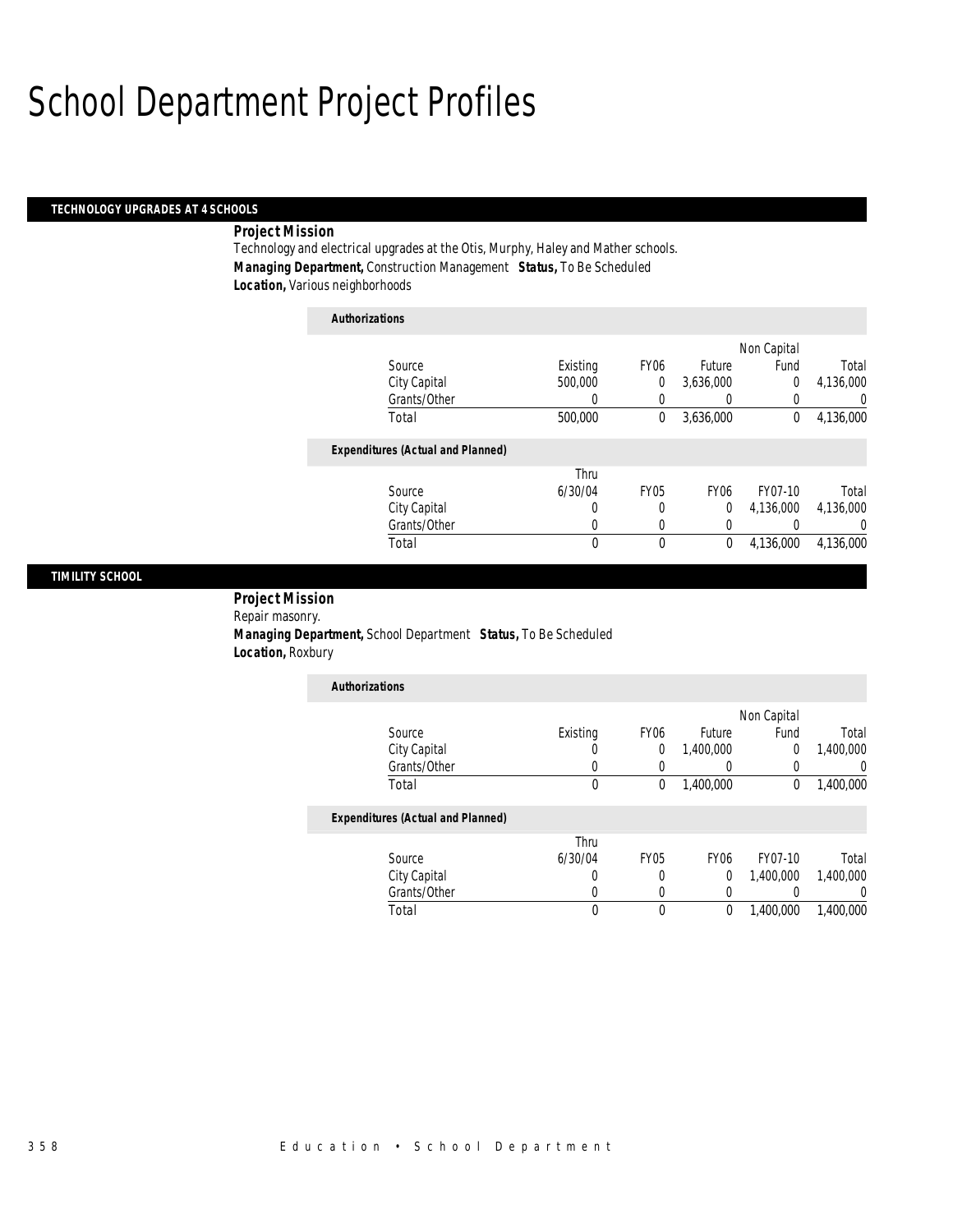# School Department Project Profiles

## TECHNOLOGY UPGRADES AT 4 SCHOOLS

**Project Mission**

Technology and electrical upgrades at the Otis, Murphy, Haley and Mather schools.

**Managing Department,** Construction Management **Status,** To Be Scheduled

**Location,** Various neighborhoods

*Authorizations*

| Source | Existing | FY06 | Future | Non Capital Fund | Total |
|---|---|---|---|---|---|
| City Capital | 500,000 | 0 | 3,636,000 | 0 | 4,136,000 |
| Grants/Other | 0 | 0 | 0 | 0 | 0 |
| Total | 500,000 | 0 | 3,636,000 | 0 | 4,136,000 |

*Expenditures (Actual and Planned)*

| Source | Thru 6/30/04 | FY05 | FY06 | FY07-10 | Total |
|---|---|---|---|---|---|
| City Capital | 0 | 0 | 0 | 4,136,000 | 4,136,000 |
| Grants/Other | 0 | 0 | 0 | 0 | 0 |
| Total | 0 | 0 | 0 | 4,136,000 | 4,136,000 |

## TIMILITY SCHOOL

**Project Mission**

Repair masonry.

**Managing Department,** School Department **Status,** To Be Scheduled

**Location,** Roxbury

*Authorizations*

| Source | Existing | FY06 | Future | Non Capital Fund | Total |
|---|---|---|---|---|---|
| City Capital | 0 | 0 | 1,400,000 | 0 | 1,400,000 |
| Grants/Other | 0 | 0 | 0 | 0 | 0 |
| Total | 0 | 0 | 1,400,000 | 0 | 1,400,000 |

*Expenditures (Actual and Planned)*

| Source | Thru 6/30/04 | FY05 | FY06 | FY07-10 | Total |
|---|---|---|---|---|---|
| City Capital | 0 | 0 | 0 | 1,400,000 | 1,400,000 |
| Grants/Other | 0 | 0 | 0 | 0 | 0 |
| Total | 0 | 0 | 0 | 1,400,000 | 1,400,000 |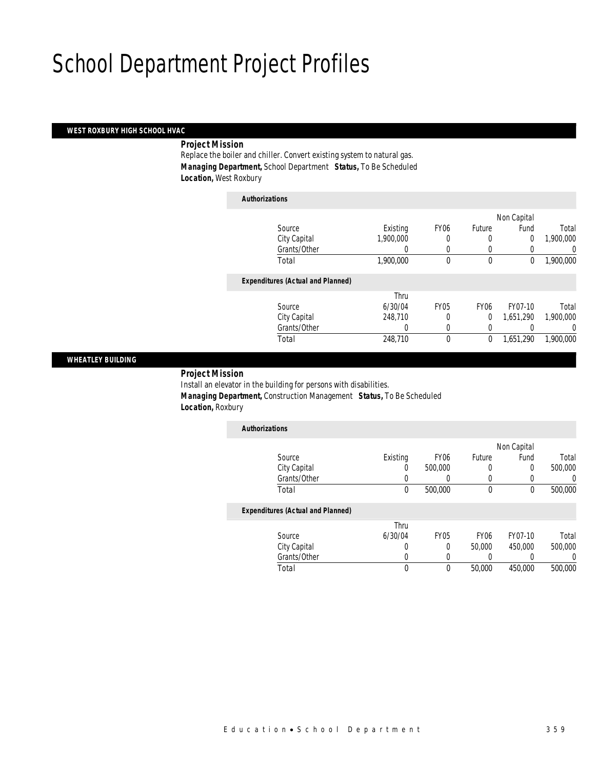# School Department Project Profiles

## WEST ROXBURY HIGH SCHOOL HVAC

***Project Mission***

Replace the boiler and chiller. Convert existing system to natural gas.

***Managing Department,*** School Department ***Status,*** To Be Scheduled

***Location,*** West Roxbury

***Authorizations***

| Source | Existing | FY06 | Future | Non Capital Fund | Total |
|---|---|---|---|---|---|
| City Capital | 1,900,000 | 0 | 0 | 0 | 1,900,000 |
| Grants/Other | 0 | 0 | 0 | 0 | 0 |
| Total | 1,900,000 | 0 | 0 | 0 | 1,900,000 |

***Expenditures (Actual and Planned)***

| Source | Thru 6/30/04 | FY05 | FY06 | FY07-10 | Total |
|---|---|---|---|---|---|
| City Capital | 248,710 | 0 | 0 | 1,651,290 | 1,900,000 |
| Grants/Other | 0 | 0 | 0 | 0 | 0 |
| Total | 248,710 | 0 | 0 | 1,651,290 | 1,900,000 |

## WHEATLEY BUILDING

***Project Mission***

Install an elevator in the building for persons with disabilities.

***Managing Department,*** Construction Management ***Status,*** To Be Scheduled

***Location,*** Roxbury

***Authorizations***

| Source | Existing | FY06 | Future | Non Capital Fund | Total |
|---|---|---|---|---|---|
| City Capital | 0 | 500,000 | 0 | 0 | 500,000 |
| Grants/Other | 0 | 0 | 0 | 0 | 0 |
| Total | 0 | 500,000 | 0 | 0 | 500,000 |

***Expenditures (Actual and Planned)***

| Source | Thru 6/30/04 | FY05 | FY06 | FY07-10 | Total |
|---|---|---|---|---|---|
| City Capital | 0 | 0 | 50,000 | 450,000 | 500,000 |
| Grants/Other | 0 | 0 | 0 | 0 | 0 |
| Total | 0 | 0 | 50,000 | 450,000 | 500,000 |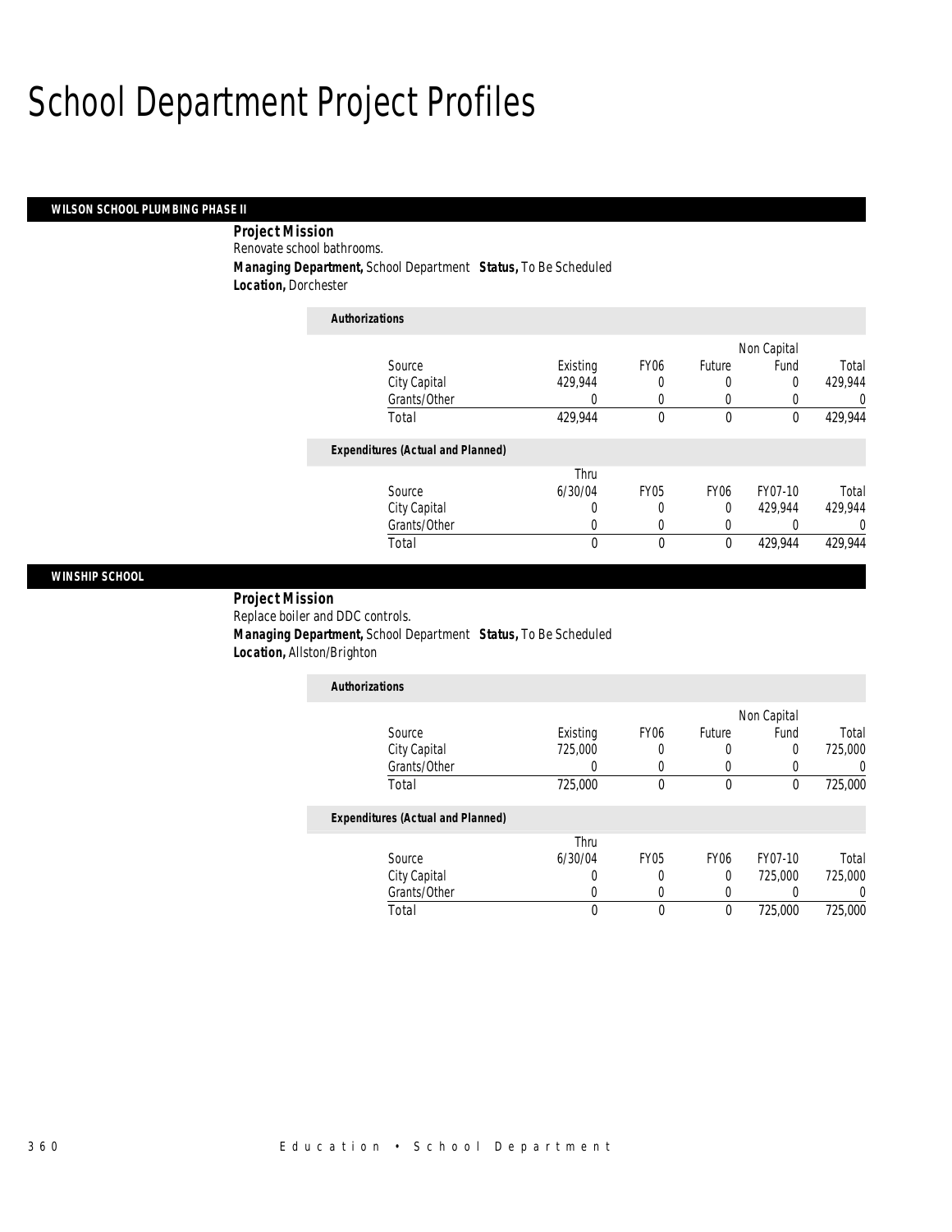# School Department Project Profiles

## WILSON SCHOOL PLUMBING PHASE II

**Project Mission**

Renovate school bathrooms.

**Managing Department,** School Department **Status,** To Be Scheduled

**Location,** Dorchester

*Authorizations*

| Source | Existing | FY06 | Future | Non Capital Fund | Total |
|---|---|---|---|---|---|
| City Capital | 429,944 | 0 | 0 | 0 | 429,944 |
| Grants/Other | 0 | 0 | 0 | 0 | 0 |
| Total | 429,944 | 0 | 0 | 0 | 429,944 |

*Expenditures (Actual and Planned)*

| Source | Thru 6/30/04 | FY05 | FY06 | FY07-10 | Total |
|---|---|---|---|---|---|
| City Capital | 0 | 0 | 0 | 429,944 | 429,944 |
| Grants/Other | 0 | 0 | 0 | 0 | 0 |
| Total | 0 | 0 | 0 | 429,944 | 429,944 |

## WINSHIP SCHOOL

**Project Mission**

Replace boiler and DDC controls.

**Managing Department,** School Department **Status,** To Be Scheduled

**Location,** Allston/Brighton

*Authorizations*

| Source | Existing | FY06 | Future | Non Capital Fund | Total |
|---|---|---|---|---|---|
| City Capital | 725,000 | 0 | 0 | 0 | 725,000 |
| Grants/Other | 0 | 0 | 0 | 0 | 0 |
| Total | 725,000 | 0 | 0 | 0 | 725,000 |

*Expenditures (Actual and Planned)*

| Source | Thru 6/30/04 | FY05 | FY06 | FY07-10 | Total |
|---|---|---|---|---|---|
| City Capital | 0 | 0 | 0 | 725,000 | 725,000 |
| Grants/Other | 0 | 0 | 0 | 0 | 0 |
| Total | 0 | 0 | 0 | 725,000 | 725,000 |